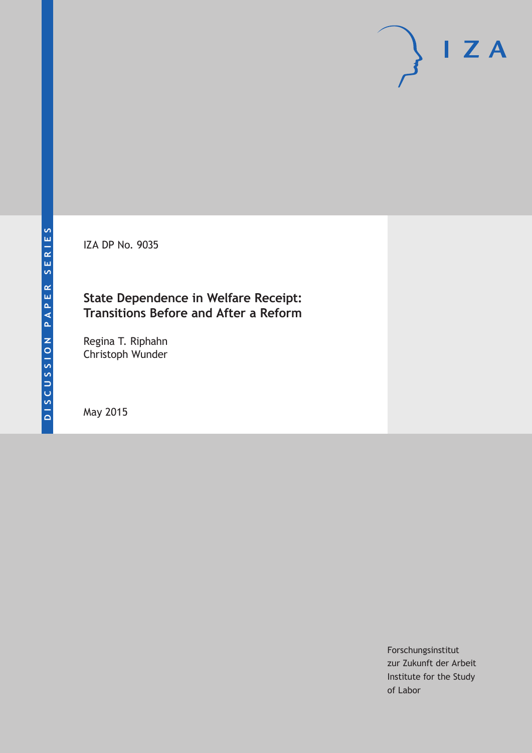DISCUSSION PAPER SERIES

IZA DP No. 9035

# State Dependence in Welfare Receipt: Transitions Before and After a Reform

Regina T. Riphahn
Christoph Wunder

May 2015

Forschungsinstitut
zur Zukunft der Arbeit
Institute for the Study
of Labor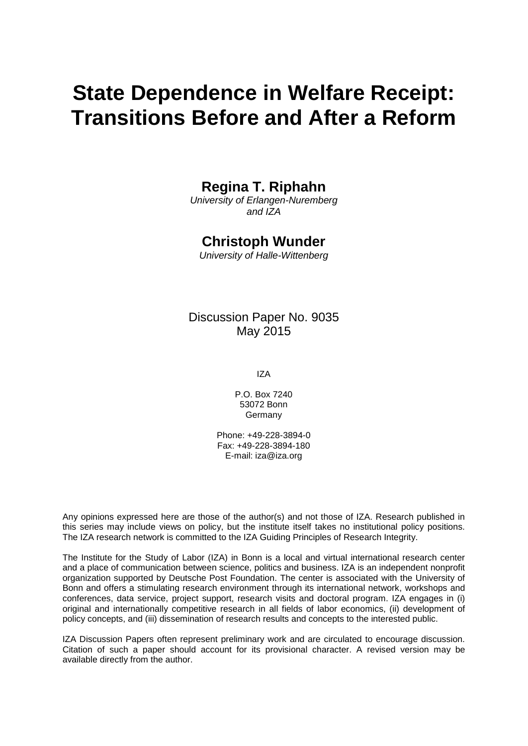# State Dependence in Welfare Receipt: Transitions Before and After a Reform

**Regina T. Riphahn**
*University of Erlangen-Nuremberg and IZA*

**Christoph Wunder**
*University of Halle-Wittenberg*

Discussion Paper No. 9035
May 2015

IZA

P.O. Box 7240
53072 Bonn
Germany

Phone: +49-228-3894-0
Fax: +49-228-3894-180
E-mail: iza@iza.org

Any opinions expressed here are those of the author(s) and not those of IZA. Research published in this series may include views on policy, but the institute itself takes no institutional policy positions. The IZA research network is committed to the IZA Guiding Principles of Research Integrity.

The Institute for the Study of Labor (IZA) in Bonn is a local and virtual international research center and a place of communication between science, politics and business. IZA is an independent nonprofit organization supported by Deutsche Post Foundation. The center is associated with the University of Bonn and offers a stimulating research environment through its international network, workshops and conferences, data service, project support, research visits and doctoral program. IZA engages in (i) original and internationally competitive research in all fields of labor economics, (ii) development of policy concepts, and (iii) dissemination of research results and concepts to the interested public.

IZA Discussion Papers often represent preliminary work and are circulated to encourage discussion. Citation of such a paper should account for its provisional character. A revised version may be available directly from the author.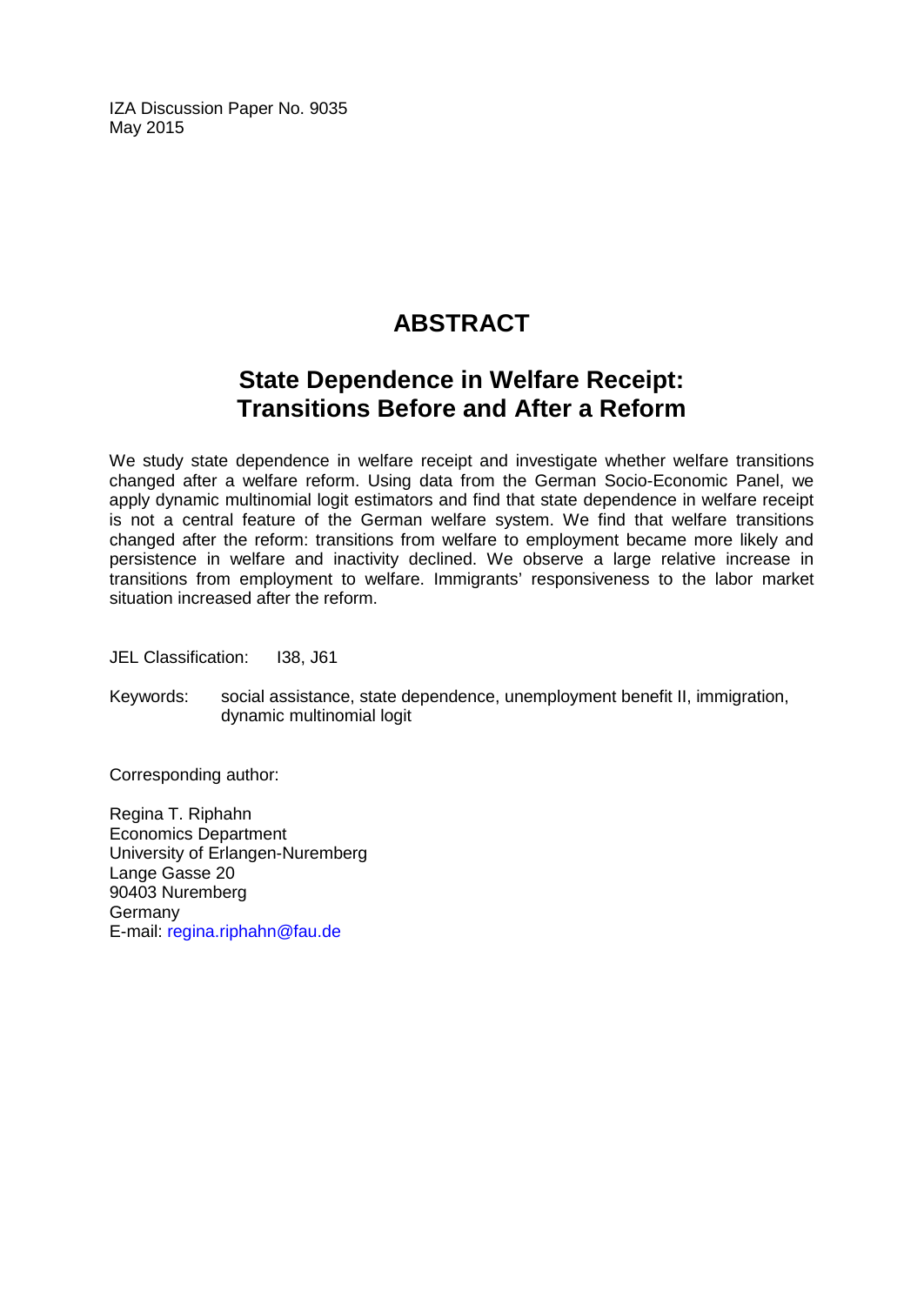IZA Discussion Paper No. 9035
May 2015

# ABSTRACT

## State Dependence in Welfare Receipt: Transitions Before and After a Reform

We study state dependence in welfare receipt and investigate whether welfare transitions changed after a welfare reform. Using data from the German Socio-Economic Panel, we apply dynamic multinomial logit estimators and find that state dependence in welfare receipt is not a central feature of the German welfare system. We find that welfare transitions changed after the reform: transitions from welfare to employment became more likely and persistence in welfare and inactivity declined. We observe a large relative increase in transitions from employment to welfare. Immigrants' responsiveness to the labor market situation increased after the reform.

JEL Classification: I38, J61

Keywords: social assistance, state dependence, unemployment benefit II, immigration, dynamic multinomial logit

Corresponding author:

Regina T. Riphahn
Economics Department
University of Erlangen-Nuremberg
Lange Gasse 20
90403 Nuremberg
Germany
E-mail: regina.riphahn@fau.de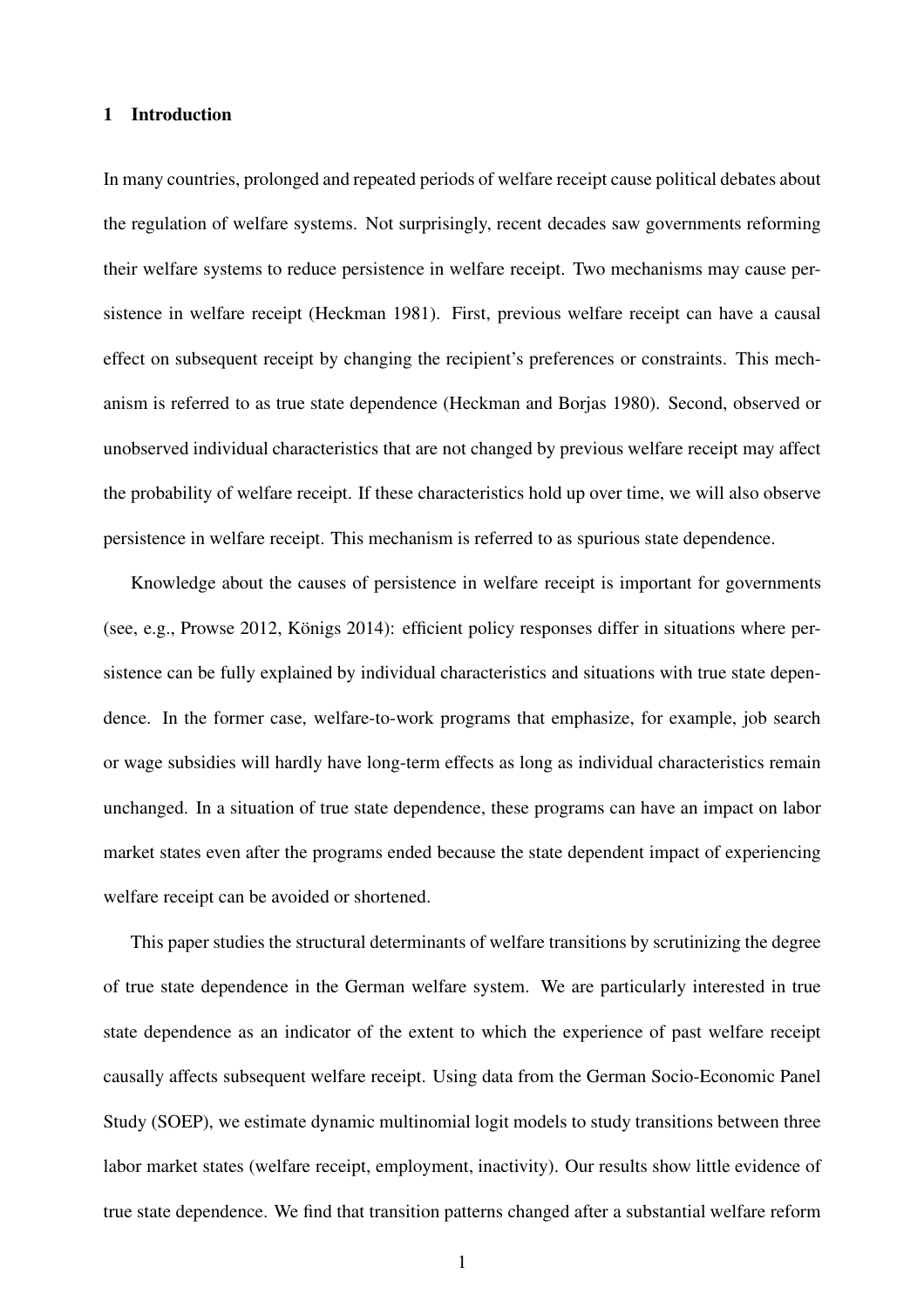## 1 Introduction

In many countries, prolonged and repeated periods of welfare receipt cause political debates about the regulation of welfare systems. Not surprisingly, recent decades saw governments reforming their welfare systems to reduce persistence in welfare receipt. Two mechanisms may cause persistence in welfare receipt (Heckman 1981). First, previous welfare receipt can have a causal effect on subsequent receipt by changing the recipient's preferences or constraints. This mechanism is referred to as true state dependence (Heckman and Borjas 1980). Second, observed or unobserved individual characteristics that are not changed by previous welfare receipt may affect the probability of welfare receipt. If these characteristics hold up over time, we will also observe persistence in welfare receipt. This mechanism is referred to as spurious state dependence.

Knowledge about the causes of persistence in welfare receipt is important for governments (see, e.g., Prowse 2012, Königs 2014): efficient policy responses differ in situations where persistence can be fully explained by individual characteristics and situations with true state dependence. In the former case, welfare-to-work programs that emphasize, for example, job search or wage subsidies will hardly have long-term effects as long as individual characteristics remain unchanged. In a situation of true state dependence, these programs can have an impact on labor market states even after the programs ended because the state dependent impact of experiencing welfare receipt can be avoided or shortened.

This paper studies the structural determinants of welfare transitions by scrutinizing the degree of true state dependence in the German welfare system. We are particularly interested in true state dependence as an indicator of the extent to which the experience of past welfare receipt causally affects subsequent welfare receipt. Using data from the German Socio-Economic Panel Study (SOEP), we estimate dynamic multinomial logit models to study transitions between three labor market states (welfare receipt, employment, inactivity). Our results show little evidence of true state dependence. We find that transition patterns changed after a substantial welfare reform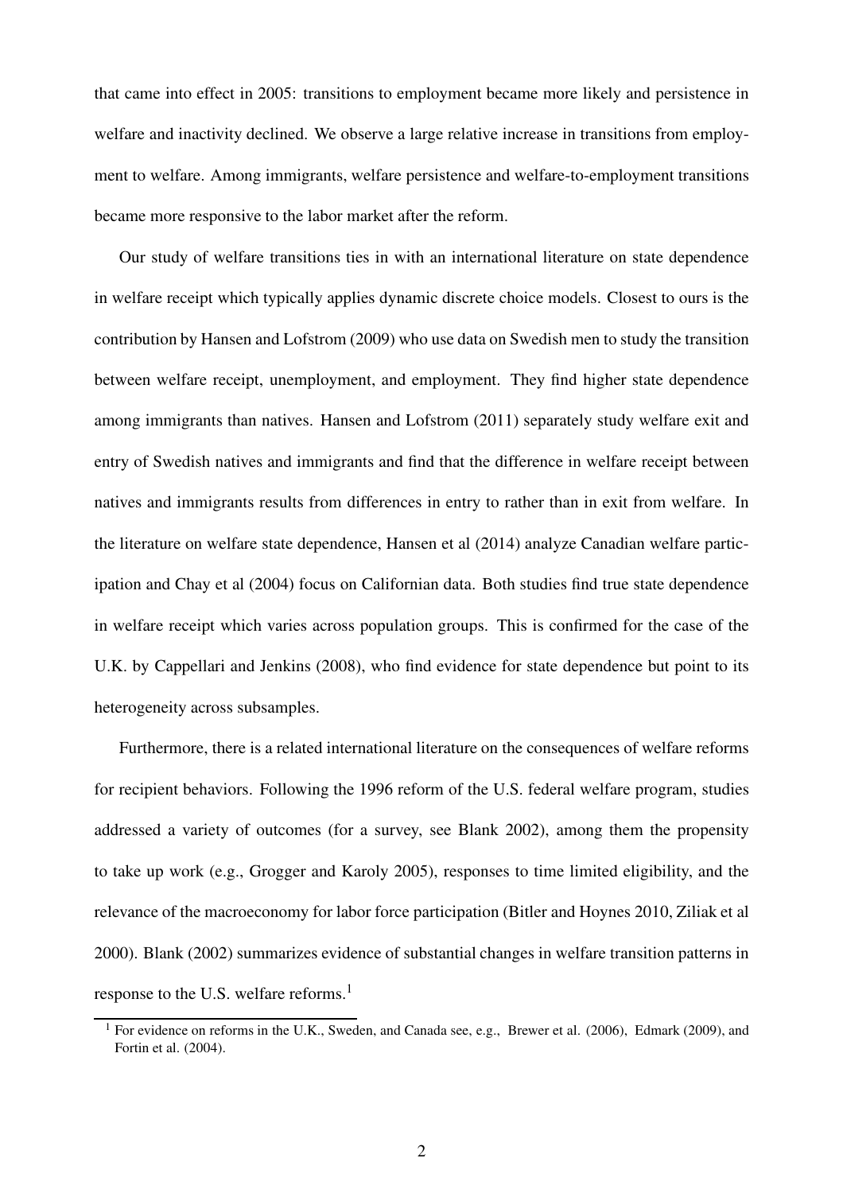that came into effect in 2005: transitions to employment became more likely and persistence in welfare and inactivity declined. We observe a large relative increase in transitions from employment to welfare. Among immigrants, welfare persistence and welfare-to-employment transitions became more responsive to the labor market after the reform.

Our study of welfare transitions ties in with an international literature on state dependence in welfare receipt which typically applies dynamic discrete choice models. Closest to ours is the contribution by Hansen and Lofstrom (2009) who use data on Swedish men to study the transition between welfare receipt, unemployment, and employment. They find higher state dependence among immigrants than natives. Hansen and Lofstrom (2011) separately study welfare exit and entry of Swedish natives and immigrants and find that the difference in welfare receipt between natives and immigrants results from differences in entry to rather than in exit from welfare. In the literature on welfare state dependence, Hansen et al (2014) analyze Canadian welfare participation and Chay et al (2004) focus on Californian data. Both studies find true state dependence in welfare receipt which varies across population groups. This is confirmed for the case of the U.K. by Cappellari and Jenkins (2008), who find evidence for state dependence but point to its heterogeneity across subsamples.

Furthermore, there is a related international literature on the consequences of welfare reforms for recipient behaviors. Following the 1996 reform of the U.S. federal welfare program, studies addressed a variety of outcomes (for a survey, see Blank 2002), among them the propensity to take up work (e.g., Grogger and Karoly 2005), responses to time limited eligibility, and the relevance of the macroeconomy for labor force participation (Bitler and Hoynes 2010, Ziliak et al 2000). Blank (2002) summarizes evidence of substantial changes in welfare transition patterns in response to the U.S. welfare reforms.[1]

[1] For evidence on reforms in the U.K., Sweden, and Canada see, e.g., Brewer et al. (2006), Edmark (2009), and Fortin et al. (2004).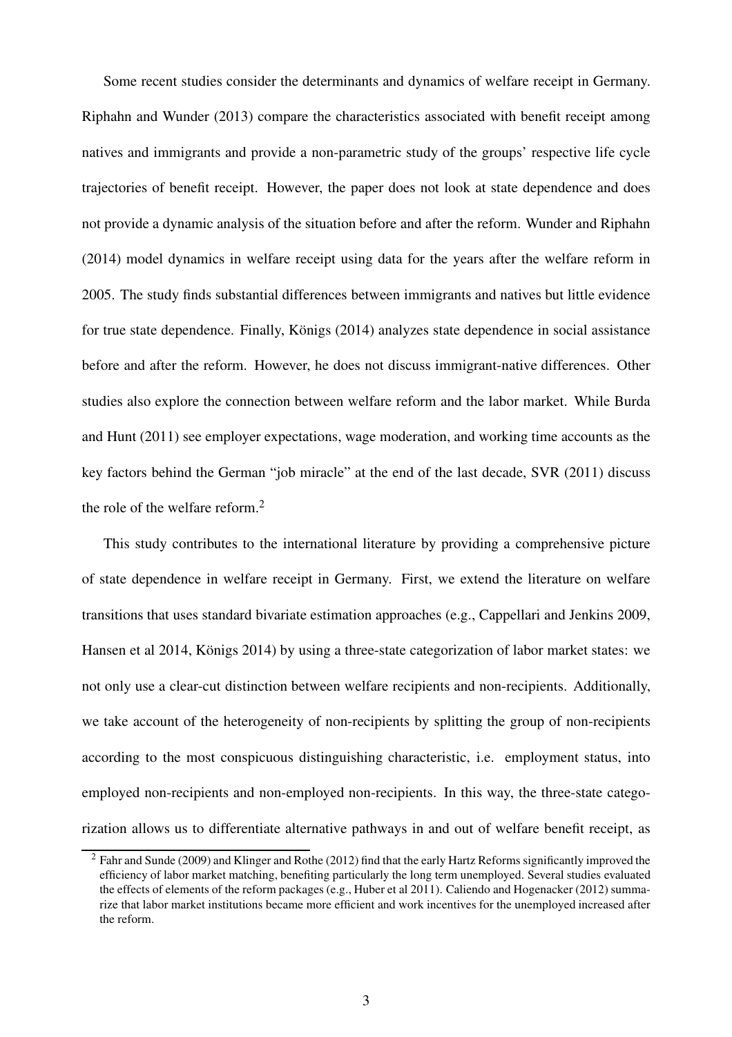Some recent studies consider the determinants and dynamics of welfare receipt in Germany. Riphahn and Wunder (2013) compare the characteristics associated with benefit receipt among natives and immigrants and provide a non-parametric study of the groups' respective life cycle trajectories of benefit receipt. However, the paper does not look at state dependence and does not provide a dynamic analysis of the situation before and after the reform. Wunder and Riphahn (2014) model dynamics in welfare receipt using data for the years after the welfare reform in 2005. The study finds substantial differences between immigrants and natives but little evidence for true state dependence. Finally, Königs (2014) analyzes state dependence in social assistance before and after the reform. However, he does not discuss immigrant-native differences. Other studies also explore the connection between welfare reform and the labor market. While Burda and Hunt (2011) see employer expectations, wage moderation, and working time accounts as the key factors behind the German "job miracle" at the end of the last decade, SVR (2011) discuss the role of the welfare reform.[2]

This study contributes to the international literature by providing a comprehensive picture of state dependence in welfare receipt in Germany. First, we extend the literature on welfare transitions that uses standard bivariate estimation approaches (e.g., Cappellari and Jenkins 2009, Hansen et al 2014, Königs 2014) by using a three-state categorization of labor market states: we not only use a clear-cut distinction between welfare recipients and non-recipients. Additionally, we take account of the heterogeneity of non-recipients by splitting the group of non-recipients according to the most conspicuous distinguishing characteristic, i.e. employment status, into employed non-recipients and non-employed non-recipients. In this way, the three-state categorization allows us to differentiate alternative pathways in and out of welfare benefit receipt, as

[2] Fahr and Sunde (2009) and Klinger and Rothe (2012) find that the early Hartz Reforms significantly improved the efficiency of labor market matching, benefiting particularly the long term unemployed. Several studies evaluated the effects of elements of the reform packages (e.g., Huber et al 2011). Caliendo and Hogenacker (2012) summarize that labor market institutions became more efficient and work incentives for the unemployed increased after the reform.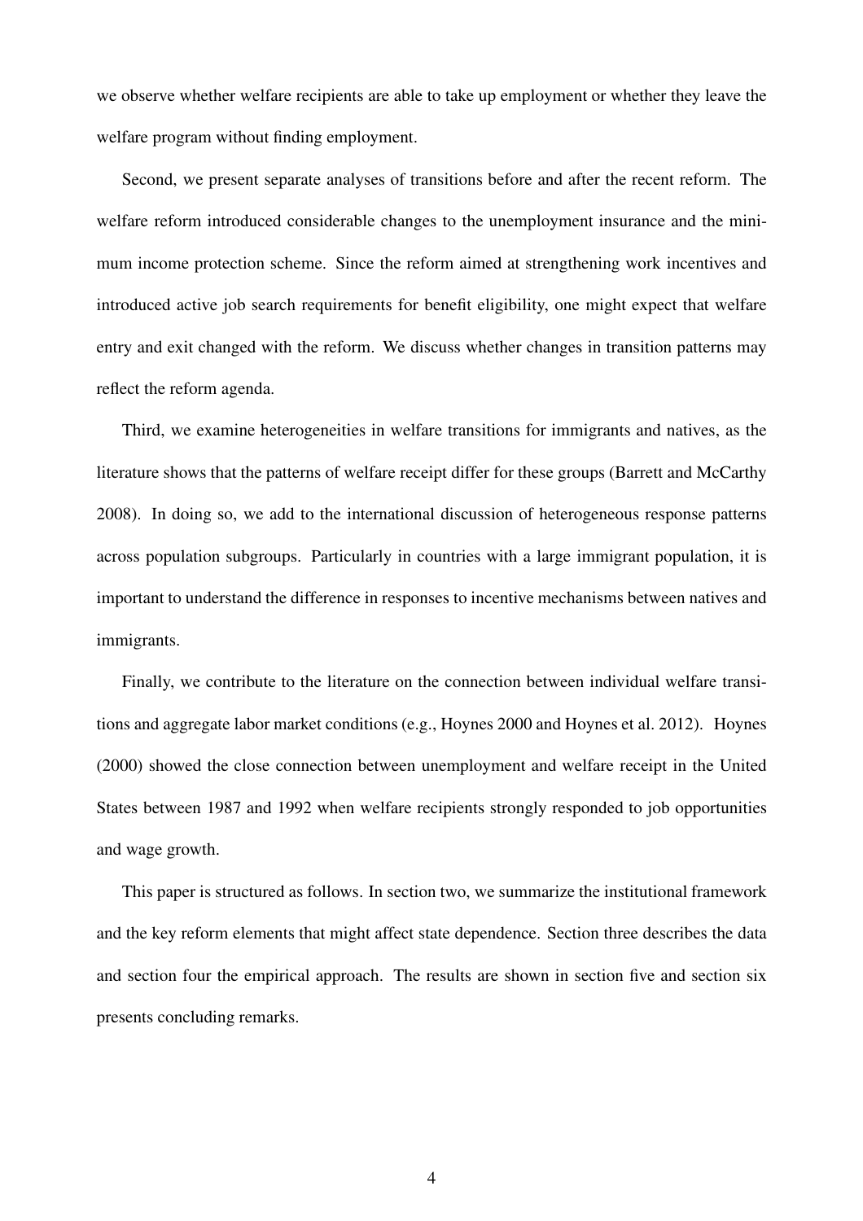we observe whether welfare recipients are able to take up employment or whether they leave the welfare program without finding employment.

Second, we present separate analyses of transitions before and after the recent reform. The welfare reform introduced considerable changes to the unemployment insurance and the minimum income protection scheme. Since the reform aimed at strengthening work incentives and introduced active job search requirements for benefit eligibility, one might expect that welfare entry and exit changed with the reform. We discuss whether changes in transition patterns may reflect the reform agenda.

Third, we examine heterogeneities in welfare transitions for immigrants and natives, as the literature shows that the patterns of welfare receipt differ for these groups (Barrett and McCarthy 2008). In doing so, we add to the international discussion of heterogeneous response patterns across population subgroups. Particularly in countries with a large immigrant population, it is important to understand the difference in responses to incentive mechanisms between natives and immigrants.

Finally, we contribute to the literature on the connection between individual welfare transitions and aggregate labor market conditions (e.g., Hoynes 2000 and Hoynes et al. 2012). Hoynes (2000) showed the close connection between unemployment and welfare receipt in the United States between 1987 and 1992 when welfare recipients strongly responded to job opportunities and wage growth.

This paper is structured as follows. In section two, we summarize the institutional framework and the key reform elements that might affect state dependence. Section three describes the data and section four the empirical approach. The results are shown in section five and section six presents concluding remarks.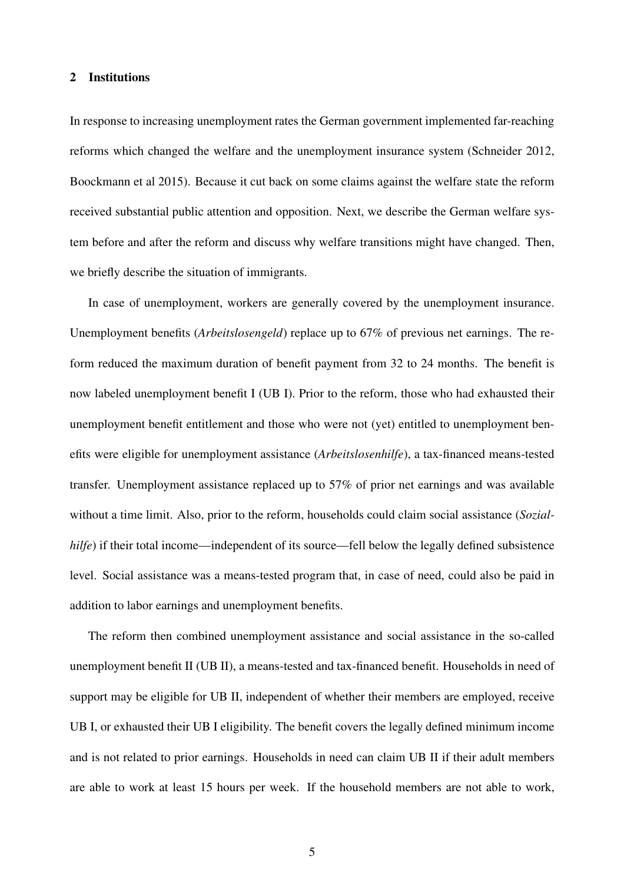## 2 Institutions

In response to increasing unemployment rates the German government implemented far-reaching reforms which changed the welfare and the unemployment insurance system (Schneider 2012, Boockmann et al 2015). Because it cut back on some claims against the welfare state the reform received substantial public attention and opposition. Next, we describe the German welfare system before and after the reform and discuss why welfare transitions might have changed. Then, we briefly describe the situation of immigrants.

In case of unemployment, workers are generally covered by the unemployment insurance. Unemployment benefits (*Arbeitslosengeld*) replace up to 67% of previous net earnings. The reform reduced the maximum duration of benefit payment from 32 to 24 months. The benefit is now labeled unemployment benefit I (UB I). Prior to the reform, those who had exhausted their unemployment benefit entitlement and those who were not (yet) entitled to unemployment benefits were eligible for unemployment assistance (*Arbeitslosenhilfe*), a tax-financed means-tested transfer. Unemployment assistance replaced up to 57% of prior net earnings and was available without a time limit. Also, prior to the reform, households could claim social assistance (*Sozialhilfe*) if their total income—independent of its source—fell below the legally defined subsistence level. Social assistance was a means-tested program that, in case of need, could also be paid in addition to labor earnings and unemployment benefits.

The reform then combined unemployment assistance and social assistance in the so-called unemployment benefit II (UB II), a means-tested and tax-financed benefit. Households in need of support may be eligible for UB II, independent of whether their members are employed, receive UB I, or exhausted their UB I eligibility. The benefit covers the legally defined minimum income and is not related to prior earnings. Households in need can claim UB II if their adult members are able to work at least 15 hours per week. If the household members are not able to work,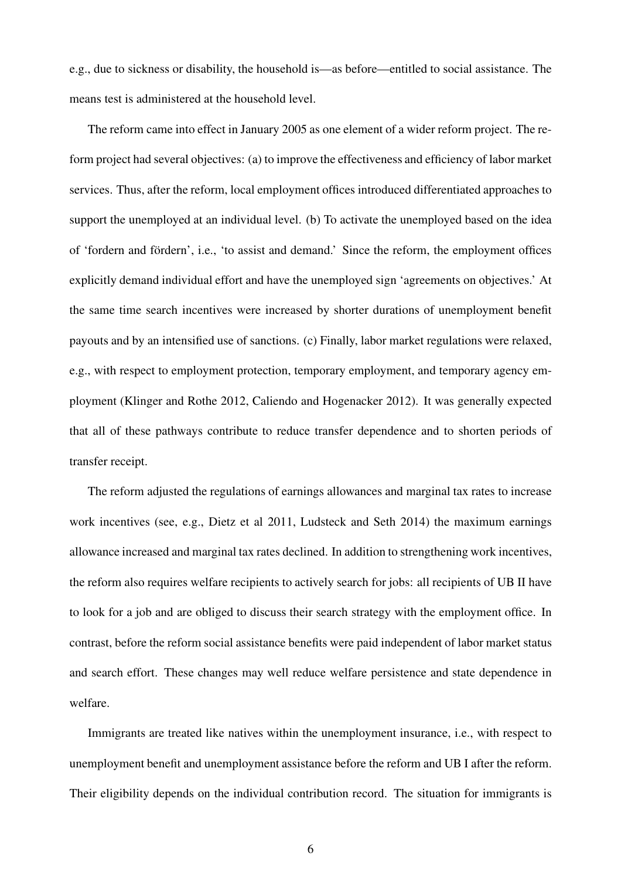e.g., due to sickness or disability, the household is—as before—entitled to social assistance. The means test is administered at the household level.

The reform came into effect in January 2005 as one element of a wider reform project. The reform project had several objectives: (a) to improve the effectiveness and efficiency of labor market services. Thus, after the reform, local employment offices introduced differentiated approaches to support the unemployed at an individual level. (b) To activate the unemployed based on the idea of 'fordern and fördern', i.e., 'to assist and demand.' Since the reform, the employment offices explicitly demand individual effort and have the unemployed sign 'agreements on objectives.' At the same time search incentives were increased by shorter durations of unemployment benefit payouts and by an intensified use of sanctions. (c) Finally, labor market regulations were relaxed, e.g., with respect to employment protection, temporary employment, and temporary agency employment (Klinger and Rothe 2012, Caliendo and Hogenacker 2012). It was generally expected that all of these pathways contribute to reduce transfer dependence and to shorten periods of transfer receipt.

The reform adjusted the regulations of earnings allowances and marginal tax rates to increase work incentives (see, e.g., Dietz et al 2011, Ludsteck and Seth 2014) the maximum earnings allowance increased and marginal tax rates declined. In addition to strengthening work incentives, the reform also requires welfare recipients to actively search for jobs: all recipients of UB II have to look for a job and are obliged to discuss their search strategy with the employment office. In contrast, before the reform social assistance benefits were paid independent of labor market status and search effort. These changes may well reduce welfare persistence and state dependence in welfare.

Immigrants are treated like natives within the unemployment insurance, i.e., with respect to unemployment benefit and unemployment assistance before the reform and UB I after the reform. Their eligibility depends on the individual contribution record. The situation for immigrants is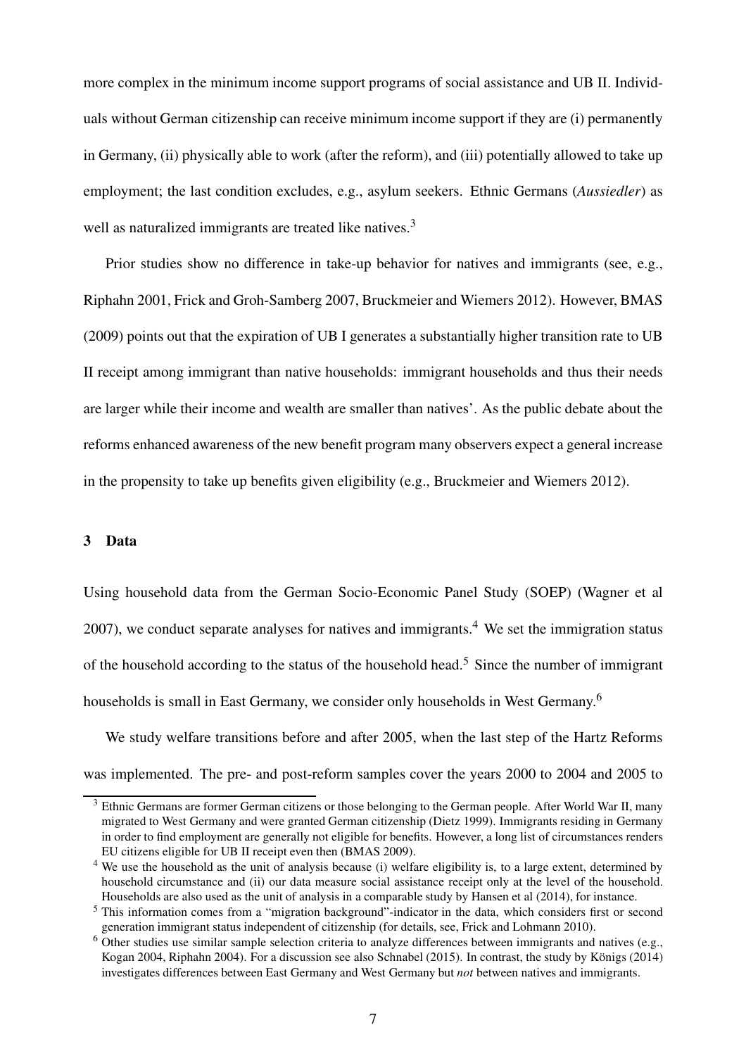more complex in the minimum income support programs of social assistance and UB II. Individuals without German citizenship can receive minimum income support if they are (i) permanently in Germany, (ii) physically able to work (after the reform), and (iii) potentially allowed to take up employment; the last condition excludes, e.g., asylum seekers. Ethnic Germans (*Aussiedler*) as well as naturalized immigrants are treated like natives.[3]

Prior studies show no difference in take-up behavior for natives and immigrants (see, e.g., Riphahn 2001, Frick and Groh-Samberg 2007, Bruckmeier and Wiemers 2012). However, BMAS (2009) points out that the expiration of UB I generates a substantially higher transition rate to UB II receipt among immigrant than native households: immigrant households and thus their needs are larger while their income and wealth are smaller than natives'. As the public debate about the reforms enhanced awareness of the new benefit program many observers expect a general increase in the propensity to take up benefits given eligibility (e.g., Bruckmeier and Wiemers 2012).

## 3 Data

Using household data from the German Socio-Economic Panel Study (SOEP) (Wagner et al 2007), we conduct separate analyses for natives and immigrants.[4] We set the immigration status of the household according to the status of the household head.[5] Since the number of immigrant households is small in East Germany, we consider only households in West Germany.[6]

We study welfare transitions before and after 2005, when the last step of the Hartz Reforms was implemented. The pre- and post-reform samples cover the years 2000 to 2004 and 2005 to

---

[3] Ethnic Germans are former German citizens or those belonging to the German people. After World War II, many migrated to West Germany and were granted German citizenship (Dietz 1999). Immigrants residing in Germany in order to find employment are generally not eligible for benefits. However, a long list of circumstances renders EU citizens eligible for UB II receipt even then (BMAS 2009).

[4] We use the household as the unit of analysis because (i) welfare eligibility is, to a large extent, determined by household circumstance and (ii) our data measure social assistance receipt only at the level of the household. Households are also used as the unit of analysis in a comparable study by Hansen et al (2014), for instance.

[5] This information comes from a "migration background"-indicator in the data, which considers first or second generation immigrant status independent of citizenship (for details, see, Frick and Lohmann 2010).

[6] Other studies use similar sample selection criteria to analyze differences between immigrants and natives (e.g., Kogan 2004, Riphahn 2004). For a discussion see also Schnabel (2015). In contrast, the study by Königs (2014) investigates differences between East Germany and West Germany but *not* between natives and immigrants.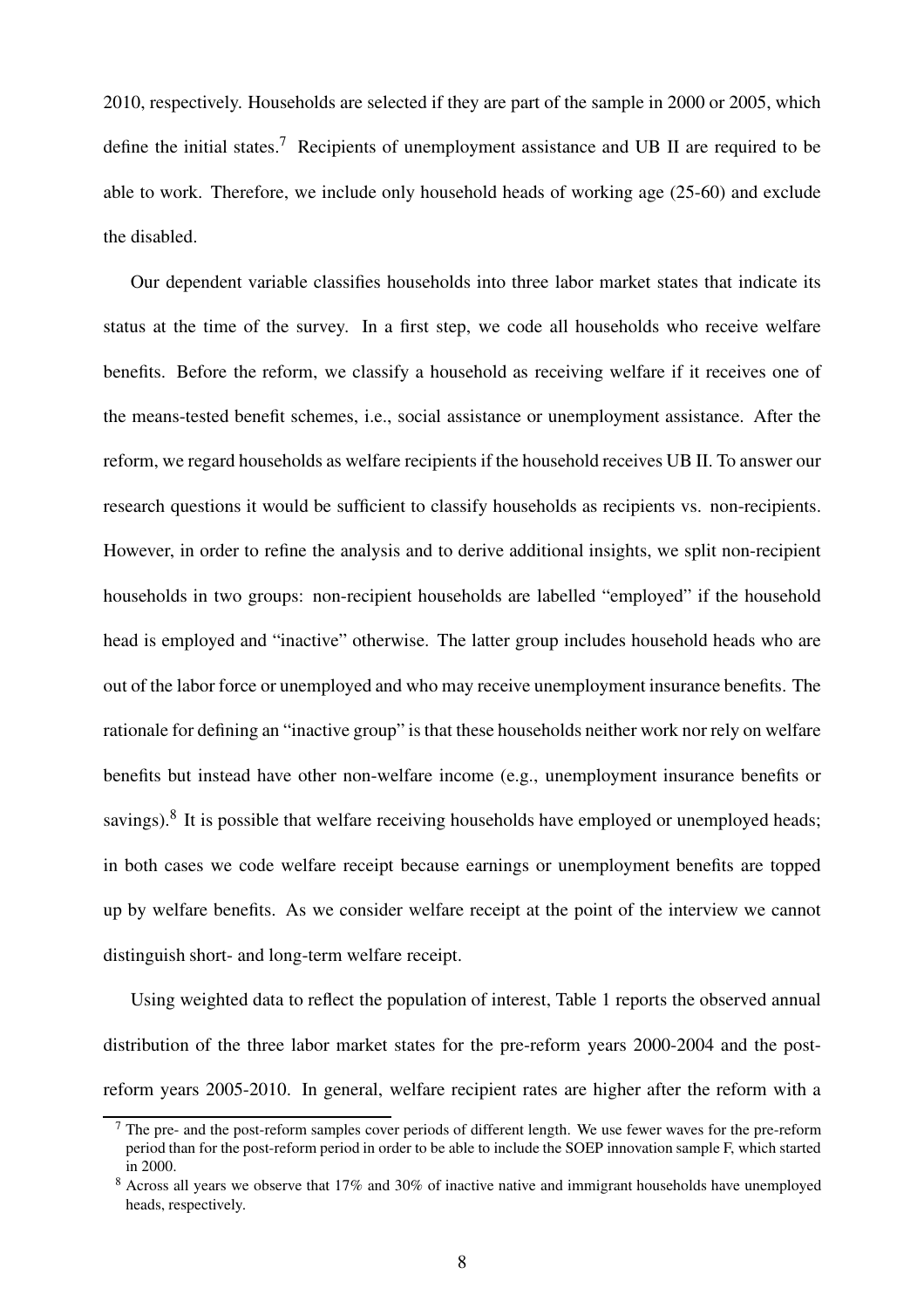2010, respectively. Households are selected if they are part of the sample in 2000 or 2005, which define the initial states.[7] Recipients of unemployment assistance and UB II are required to be able to work. Therefore, we include only household heads of working age (25-60) and exclude the disabled.

Our dependent variable classifies households into three labor market states that indicate its status at the time of the survey. In a first step, we code all households who receive welfare benefits. Before the reform, we classify a household as receiving welfare if it receives one of the means-tested benefit schemes, i.e., social assistance or unemployment assistance. After the reform, we regard households as welfare recipients if the household receives UB II. To answer our research questions it would be sufficient to classify households as recipients vs. non-recipients. However, in order to refine the analysis and to derive additional insights, we split non-recipient households in two groups: non-recipient households are labelled "employed" if the household head is employed and "inactive" otherwise. The latter group includes household heads who are out of the labor force or unemployed and who may receive unemployment insurance benefits. The rationale for defining an "inactive group" is that these households neither work nor rely on welfare benefits but instead have other non-welfare income (e.g., unemployment insurance benefits or savings).[8] It is possible that welfare receiving households have employed or unemployed heads; in both cases we code welfare receipt because earnings or unemployment benefits are topped up by welfare benefits. As we consider welfare receipt at the point of the interview we cannot distinguish short- and long-term welfare receipt.

Using weighted data to reflect the population of interest, Table 1 reports the observed annual distribution of the three labor market states for the pre-reform years 2000-2004 and the post-reform years 2005-2010. In general, welfare recipient rates are higher after the reform with a

[7] The pre- and the post-reform samples cover periods of different length. We use fewer waves for the pre-reform period than for the post-reform period in order to be able to include the SOEP innovation sample F, which started in 2000.

[8] Across all years we observe that 17% and 30% of inactive native and immigrant households have unemployed heads, respectively.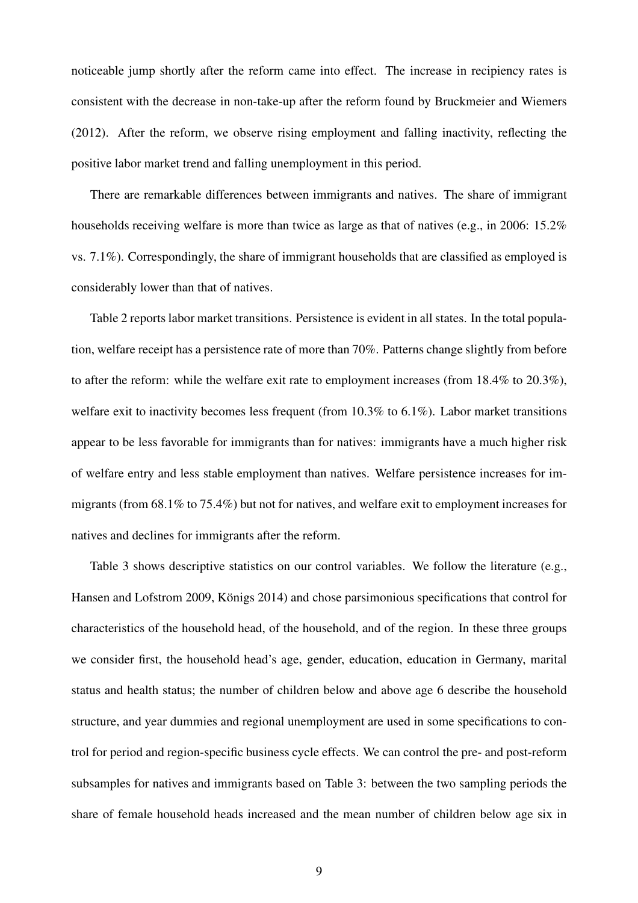noticeable jump shortly after the reform came into effect. The increase in recipiency rates is consistent with the decrease in non-take-up after the reform found by Bruckmeier and Wiemers (2012). After the reform, we observe rising employment and falling inactivity, reflecting the positive labor market trend and falling unemployment in this period.

There are remarkable differences between immigrants and natives. The share of immigrant households receiving welfare is more than twice as large as that of natives (e.g., in 2006: 15.2% vs. 7.1%). Correspondingly, the share of immigrant households that are classified as employed is considerably lower than that of natives.

Table 2 reports labor market transitions. Persistence is evident in all states. In the total population, welfare receipt has a persistence rate of more than 70%. Patterns change slightly from before to after the reform: while the welfare exit rate to employment increases (from 18.4% to 20.3%), welfare exit to inactivity becomes less frequent (from 10.3% to 6.1%). Labor market transitions appear to be less favorable for immigrants than for natives: immigrants have a much higher risk of welfare entry and less stable employment than natives. Welfare persistence increases for immigrants (from 68.1% to 75.4%) but not for natives, and welfare exit to employment increases for natives and declines for immigrants after the reform.

Table 3 shows descriptive statistics on our control variables. We follow the literature (e.g., Hansen and Lofstrom 2009, Königs 2014) and chose parsimonious specifications that control for characteristics of the household head, of the household, and of the region. In these three groups we consider first, the household head's age, gender, education, education in Germany, marital status and health status; the number of children below and above age 6 describe the household structure, and year dummies and regional unemployment are used in some specifications to control for period and region-specific business cycle effects. We can control the pre- and post-reform subsamples for natives and immigrants based on Table 3: between the two sampling periods the share of female household heads increased and the mean number of children below age six in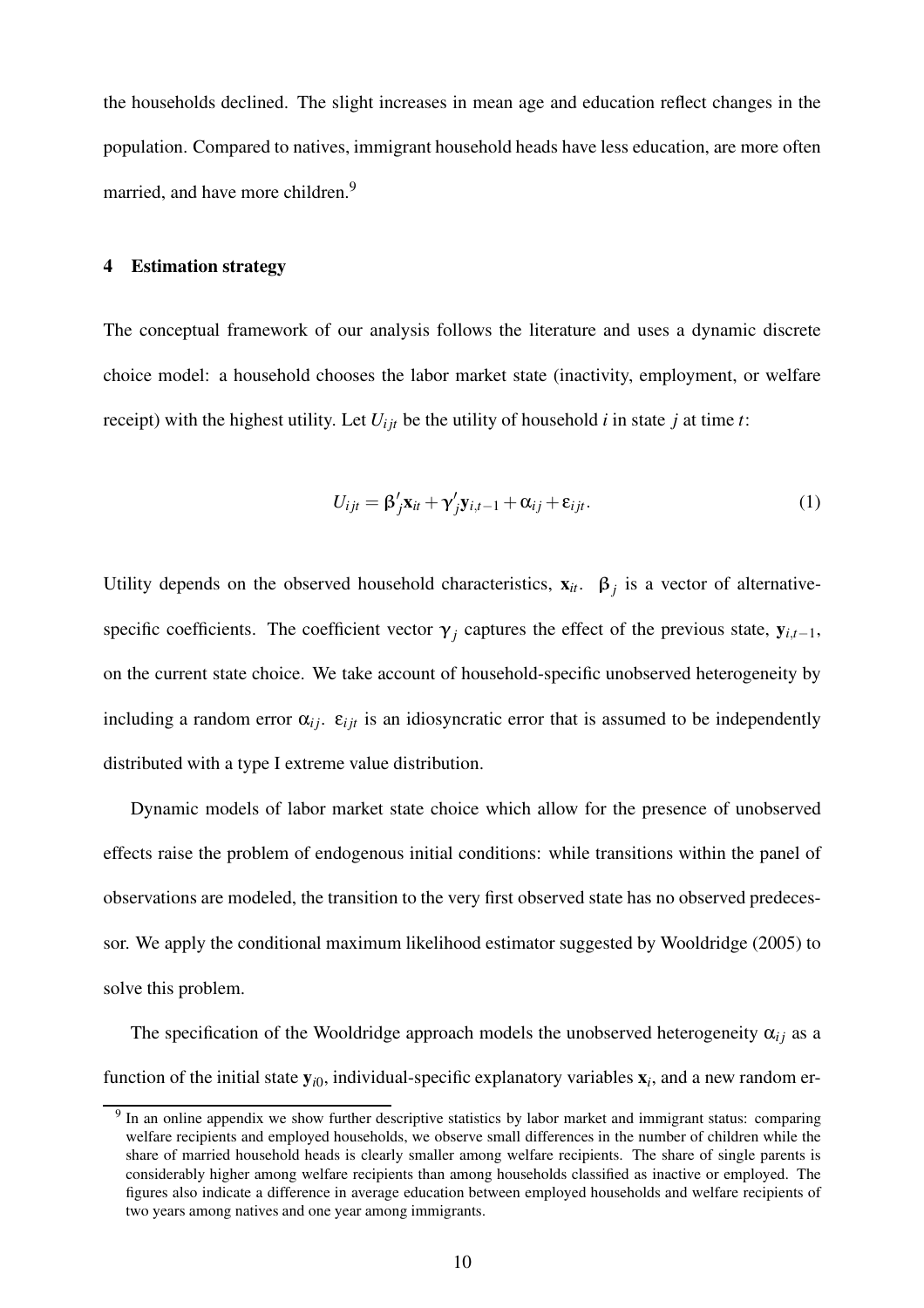the households declined. The slight increases in mean age and education reflect changes in the population. Compared to natives, immigrant household heads have less education, are more often married, and have more children.[9]

## 4 Estimation strategy

The conceptual framework of our analysis follows the literature and uses a dynamic discrete choice model: a household chooses the labor market state (inactivity, employment, or welfare receipt) with the highest utility. Let $U_{ijt}$ be the utility of household $i$ in state $j$ at time $t$:

$$U_{ijt} = \beta_j' \mathbf{x}_{it} + \gamma_j' \mathbf{y}_{i,t-1} + \alpha_{ij} + \varepsilon_{ijt}. \tag{1}$$

Utility depends on the observed household characteristics, $\mathbf{x}_{it}$. $\beta_j$ is a vector of alternative-specific coefficients. The coefficient vector $\gamma_j$ captures the effect of the previous state, $\mathbf{y}_{i,t-1}$, on the current state choice. We take account of household-specific unobserved heterogeneity by including a random error $\alpha_{ij}$. $\varepsilon_{ijt}$ is an idiosyncratic error that is assumed to be independently distributed with a type I extreme value distribution.

Dynamic models of labor market state choice which allow for the presence of unobserved effects raise the problem of endogenous initial conditions: while transitions within the panel of observations are modeled, the transition to the very first observed state has no observed predecessor. We apply the conditional maximum likelihood estimator suggested by Wooldridge (2005) to solve this problem.

The specification of the Wooldridge approach models the unobserved heterogeneity $\alpha_{ij}$ as a function of the initial state $\mathbf{y}_{i0}$, individual-specific explanatory variables $\mathbf{x}_i$, and a new random er-

[9] In an online appendix we show further descriptive statistics by labor market and immigrant status: comparing welfare recipients and employed households, we observe small differences in the number of children while the share of married household heads is clearly smaller among welfare recipients. The share of single parents is considerably higher among welfare recipients than among households classified as inactive or employed. The figures also indicate a difference in average education between employed households and welfare recipients of two years among natives and one year among immigrants.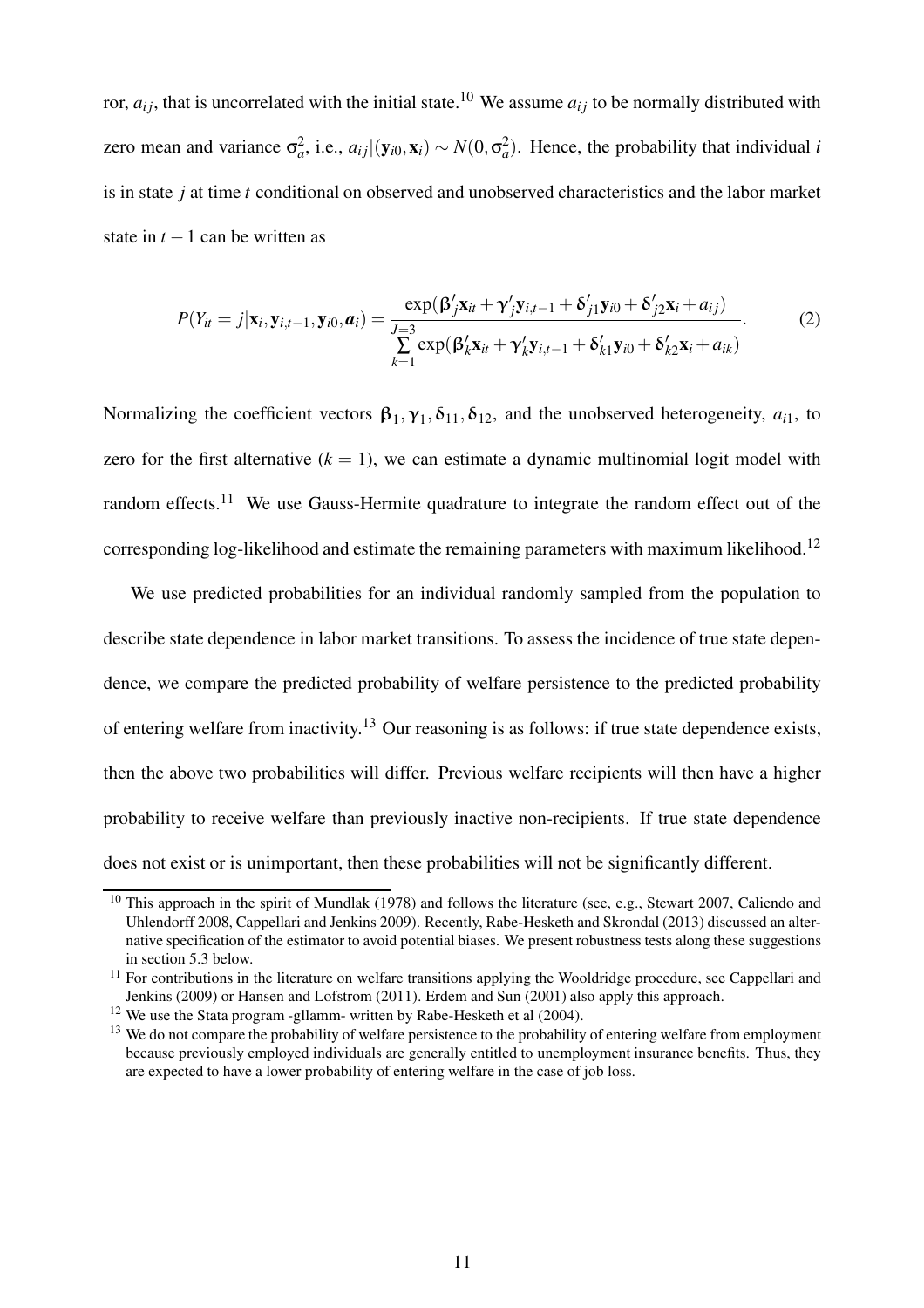ror, $a_{ij}$, that is uncorrelated with the initial state.[10] We assume $a_{ij}$ to be normally distributed with zero mean and variance $\sigma_a^2$, i.e., $a_{ij}|(\mathbf{y}_{i0}, \mathbf{x}_i) \sim N(0, \sigma_a^2)$. Hence, the probability that individual $i$ is in state $j$ at time $t$ conditional on observed and unobserved characteristics and the labor market state in $t-1$ can be written as

$$P(Y_{it} = j|\mathbf{x}_i, \mathbf{y}_{i,t-1}, \mathbf{y}_{i0}, \boldsymbol{a}_i) = \frac{\exp(\boldsymbol{\beta}_j'\mathbf{x}_{it} + \boldsymbol{\gamma}_j'\mathbf{y}_{i,t-1} + \boldsymbol{\delta}_{j1}'\mathbf{y}_{i0} + \boldsymbol{\delta}_{j2}'\mathbf{x}_i + a_{ij})}{\sum_{k=1}^{J=3} \exp(\boldsymbol{\beta}_k'\mathbf{x}_{it} + \boldsymbol{\gamma}_k'\mathbf{y}_{i,t-1} + \boldsymbol{\delta}_{k1}'\mathbf{y}_{i0} + \boldsymbol{\delta}_{k2}'\mathbf{x}_i + a_{ik})}. \quad (2)$$

Normalizing the coefficient vectors $\boldsymbol{\beta}_1, \boldsymbol{\gamma}_1, \boldsymbol{\delta}_{11}, \boldsymbol{\delta}_{12}$, and the unobserved heterogeneity, $a_{i1}$, to zero for the first alternative ($k = 1$), we can estimate a dynamic multinomial logit model with random effects.[11] We use Gauss-Hermite quadrature to integrate the random effect out of the corresponding log-likelihood and estimate the remaining parameters with maximum likelihood.[12]

We use predicted probabilities for an individual randomly sampled from the population to describe state dependence in labor market transitions. To assess the incidence of true state dependence, we compare the predicted probability of welfare persistence to the predicted probability of entering welfare from inactivity.[13] Our reasoning is as follows: if true state dependence exists, then the above two probabilities will differ. Previous welfare recipients will then have a higher probability to receive welfare than previously inactive non-recipients. If true state dependence does not exist or is unimportant, then these probabilities will not be significantly different.

---

[10] This approach in the spirit of Mundlak (1978) and follows the literature (see, e.g., Stewart 2007, Caliendo and Uhlendorff 2008, Cappellari and Jenkins 2009). Recently, Rabe-Hesketh and Skrondal (2013) discussed an alternative specification of the estimator to avoid potential biases. We present robustness tests along these suggestions in section 5.3 below.

[11] For contributions in the literature on welfare transitions applying the Wooldridge procedure, see Cappellari and Jenkins (2009) or Hansen and Lofstrom (2011). Erdem and Sun (2001) also apply this approach.

[12] We use the Stata program -gllamm- written by Rabe-Hesketh et al (2004).

[13] We do not compare the probability of welfare persistence to the probability of entering welfare from employment because previously employed individuals are generally entitled to unemployment insurance benefits. Thus, they are expected to have a lower probability of entering welfare in the case of job loss.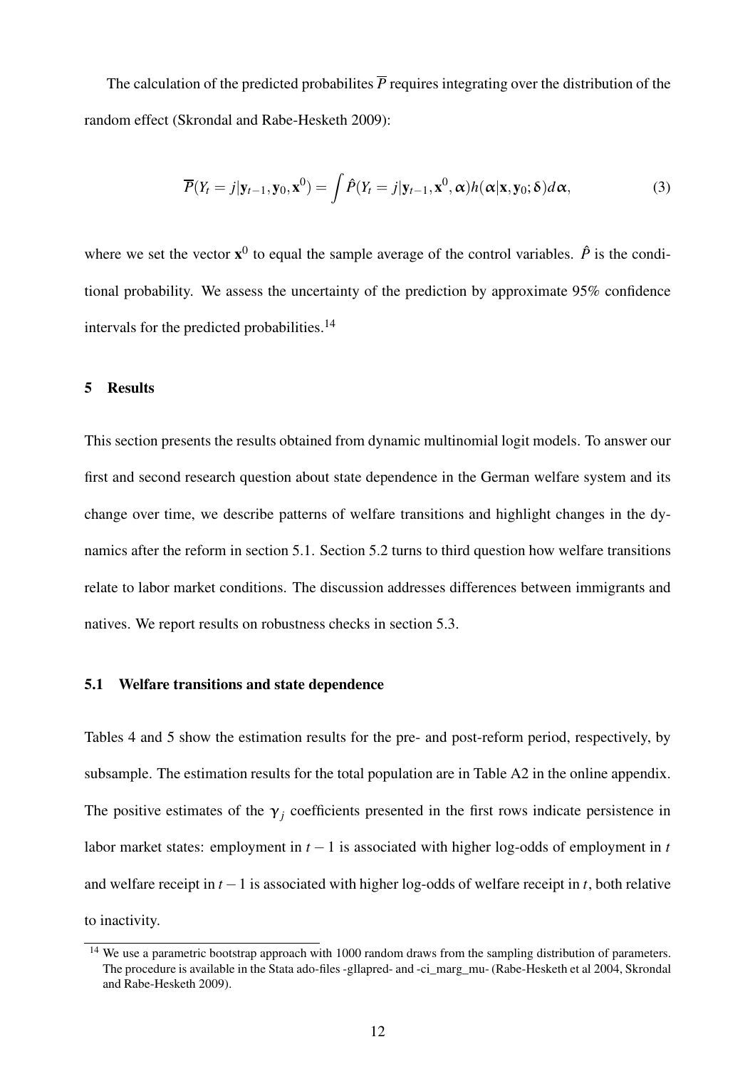The calculation of the predicted probabilites $\overline{P}$ requires integrating over the distribution of the random effect (Skrondal and Rabe-Hesketh 2009):

$$\overline{P}(Y_t = j|\mathbf{y}_{t-1}, \mathbf{y}_0, \mathbf{x}^0) = \int \hat{P}(Y_t = j|\mathbf{y}_{t-1}, \mathbf{x}^0, \boldsymbol{\alpha})h(\boldsymbol{\alpha}|\mathbf{x}, \mathbf{y}_0; \boldsymbol{\delta})d\boldsymbol{\alpha}, \tag{3}$$

where we set the vector $\mathbf{x}^0$ to equal the sample average of the control variables. $\hat{P}$ is the conditional probability. We assess the uncertainty of the prediction by approximate 95% confidence intervals for the predicted probabilities.[14]

## 5 Results

This section presents the results obtained from dynamic multinomial logit models. To answer our first and second research question about state dependence in the German welfare system and its change over time, we describe patterns of welfare transitions and highlight changes in the dynamics after the reform in section 5.1. Section 5.2 turns to third question how welfare transitions relate to labor market conditions. The discussion addresses differences between immigrants and natives. We report results on robustness checks in section 5.3.

### 5.1 Welfare transitions and state dependence

Tables 4 and 5 show the estimation results for the pre- and post-reform period, respectively, by subsample. The estimation results for the total population are in Table A2 in the online appendix. The positive estimates of the $\boldsymbol{\gamma}_j$ coefficients presented in the first rows indicate persistence in labor market states: employment in $t-1$ is associated with higher log-odds of employment in $t$ and welfare receipt in $t-1$ is associated with higher log-odds of welfare receipt in $t$, both relative to inactivity.

[14] We use a parametric bootstrap approach with 1000 random draws from the sampling distribution of parameters. The procedure is available in the Stata ado-files -gllapred- and -ci_marg_mu- (Rabe-Hesketh et al 2004, Skrondal and Rabe-Hesketh 2009).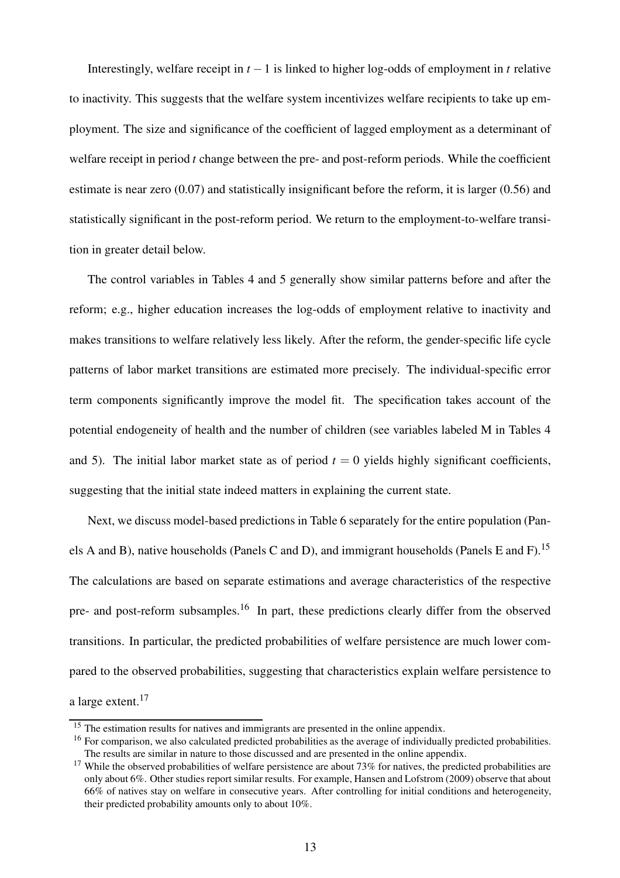Interestingly, welfare receipt in $t-1$ is linked to higher log-odds of employment in $t$ relative to inactivity. This suggests that the welfare system incentivizes welfare recipients to take up employment. The size and significance of the coefficient of lagged employment as a determinant of welfare receipt in period $t$ change between the pre- and post-reform periods. While the coefficient estimate is near zero (0.07) and statistically insignificant before the reform, it is larger (0.56) and statistically significant in the post-reform period. We return to the employment-to-welfare transition in greater detail below.

The control variables in Tables 4 and 5 generally show similar patterns before and after the reform; e.g., higher education increases the log-odds of employment relative to inactivity and makes transitions to welfare relatively less likely. After the reform, the gender-specific life cycle patterns of labor market transitions are estimated more precisely. The individual-specific error term components significantly improve the model fit. The specification takes account of the potential endogeneity of health and the number of children (see variables labeled M in Tables 4 and 5). The initial labor market state as of period $t = 0$ yields highly significant coefficients, suggesting that the initial state indeed matters in explaining the current state.

Next, we discuss model-based predictions in Table 6 separately for the entire population (Panels A and B), native households (Panels C and D), and immigrant households (Panels E and F).[15] The calculations are based on separate estimations and average characteristics of the respective pre- and post-reform subsamples.[16] In part, these predictions clearly differ from the observed transitions. In particular, the predicted probabilities of welfare persistence are much lower compared to the observed probabilities, suggesting that characteristics explain welfare persistence to a large extent.[17]

[15] The estimation results for natives and immigrants are presented in the online appendix.

[16] For comparison, we also calculated predicted probabilities as the average of individually predicted probabilities. The results are similar in nature to those discussed and are presented in the online appendix.

[17] While the observed probabilities of welfare persistence are about 73% for natives, the predicted probabilities are only about 6%. Other studies report similar results. For example, Hansen and Lofstrom (2009) observe that about 66% of natives stay on welfare in consecutive years. After controlling for initial conditions and heterogeneity, their predicted probability amounts only to about 10%.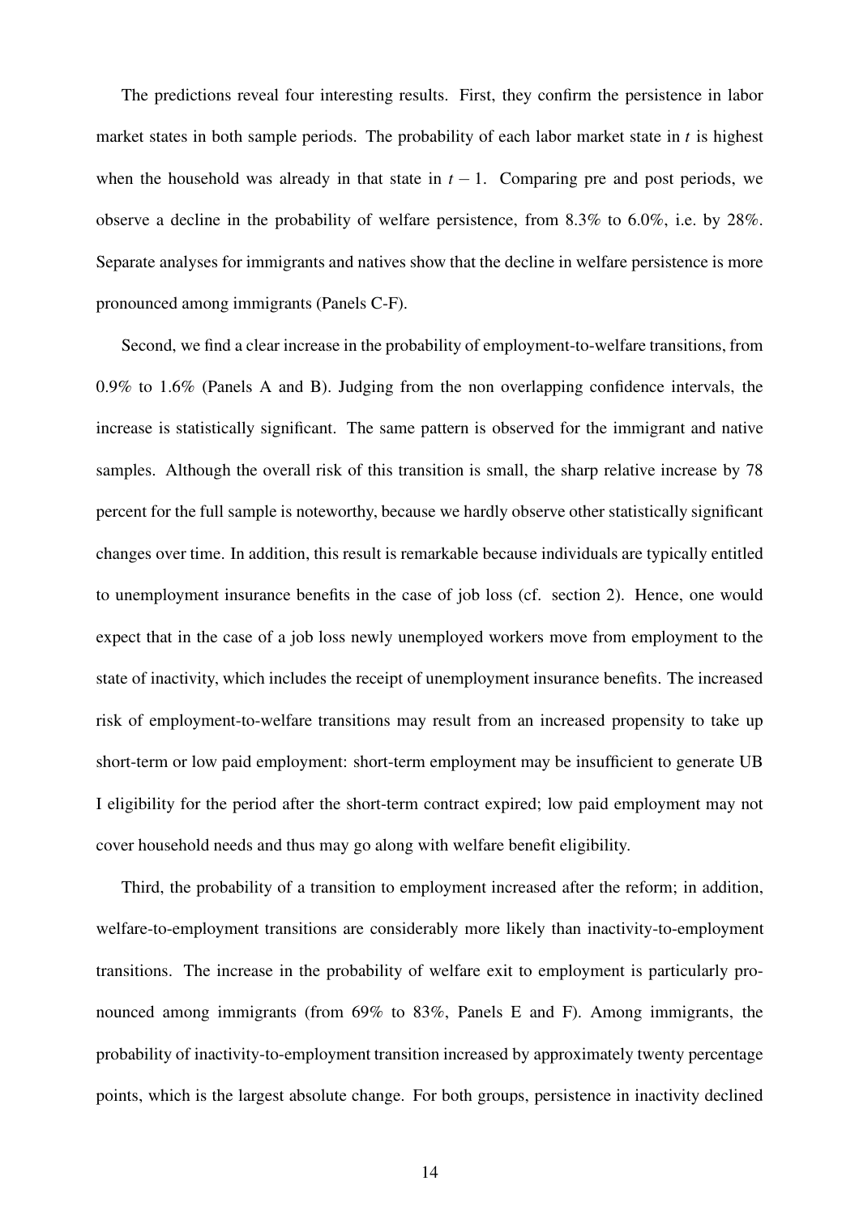The predictions reveal four interesting results. First, they confirm the persistence in labor market states in both sample periods. The probability of each labor market state in $t$ is highest when the household was already in that state in $t-1$. Comparing pre and post periods, we observe a decline in the probability of welfare persistence, from 8.3% to 6.0%, i.e. by 28%. Separate analyses for immigrants and natives show that the decline in welfare persistence is more pronounced among immigrants (Panels C-F).

Second, we find a clear increase in the probability of employment-to-welfare transitions, from 0.9% to 1.6% (Panels A and B). Judging from the non overlapping confidence intervals, the increase is statistically significant. The same pattern is observed for the immigrant and native samples. Although the overall risk of this transition is small, the sharp relative increase by 78 percent for the full sample is noteworthy, because we hardly observe other statistically significant changes over time. In addition, this result is remarkable because individuals are typically entitled to unemployment insurance benefits in the case of job loss (cf. section 2). Hence, one would expect that in the case of a job loss newly unemployed workers move from employment to the state of inactivity, which includes the receipt of unemployment insurance benefits. The increased risk of employment-to-welfare transitions may result from an increased propensity to take up short-term or low paid employment: short-term employment may be insufficient to generate UB I eligibility for the period after the short-term contract expired; low paid employment may not cover household needs and thus may go along with welfare benefit eligibility.

Third, the probability of a transition to employment increased after the reform; in addition, welfare-to-employment transitions are considerably more likely than inactivity-to-employment transitions. The increase in the probability of welfare exit to employment is particularly pronounced among immigrants (from 69% to 83%, Panels E and F). Among immigrants, the probability of inactivity-to-employment transition increased by approximately twenty percentage points, which is the largest absolute change. For both groups, persistence in inactivity declined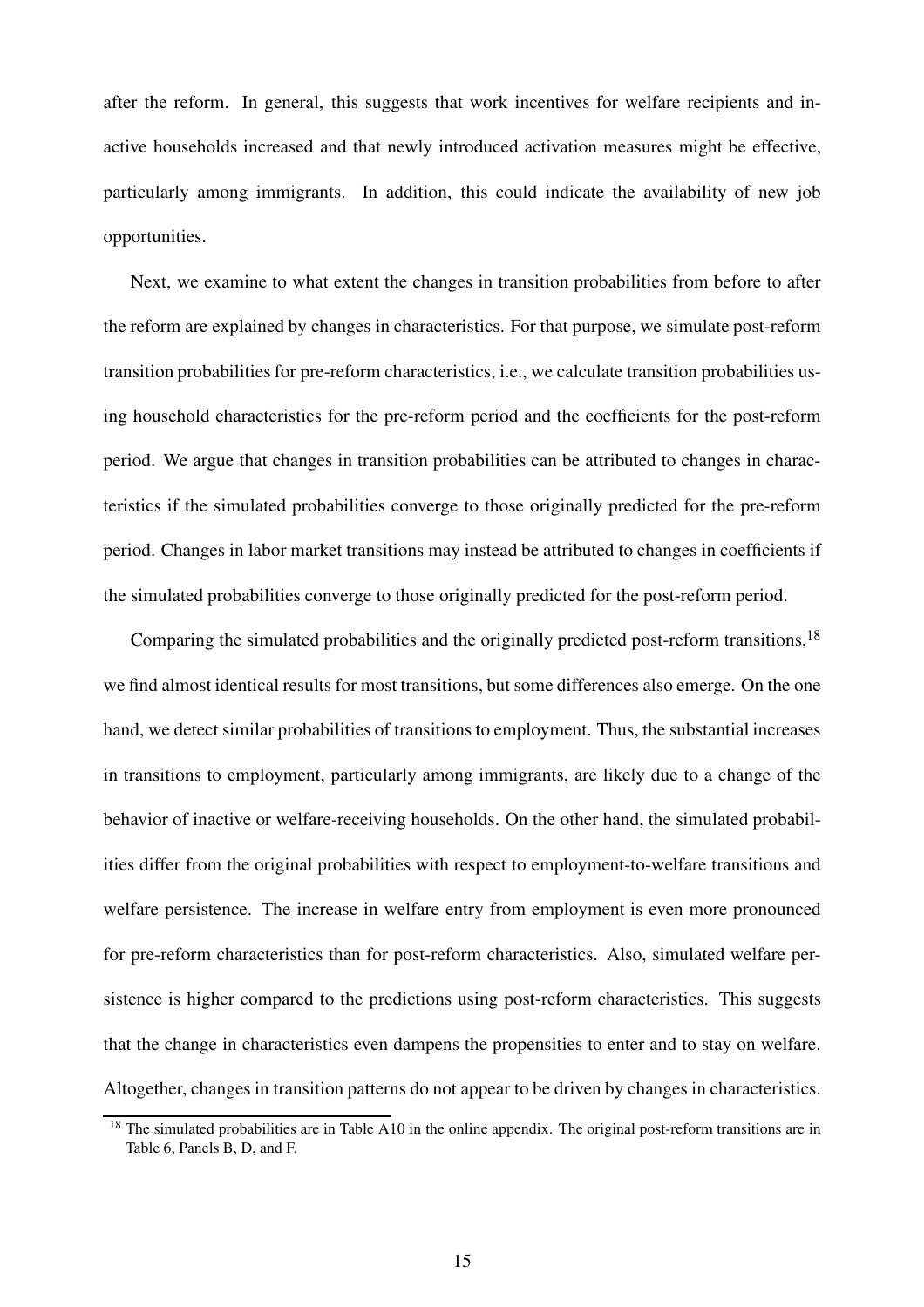after the reform. In general, this suggests that work incentives for welfare recipients and inactive households increased and that newly introduced activation measures might be effective, particularly among immigrants. In addition, this could indicate the availability of new job opportunities.

Next, we examine to what extent the changes in transition probabilities from before to after the reform are explained by changes in characteristics. For that purpose, we simulate post-reform transition probabilities for pre-reform characteristics, i.e., we calculate transition probabilities using household characteristics for the pre-reform period and the coefficients for the post-reform period. We argue that changes in transition probabilities can be attributed to changes in characteristics if the simulated probabilities converge to those originally predicted for the pre-reform period. Changes in labor market transitions may instead be attributed to changes in coefficients if the simulated probabilities converge to those originally predicted for the post-reform period.

Comparing the simulated probabilities and the originally predicted post-reform transitions,[18] we find almost identical results for most transitions, but some differences also emerge. On the one hand, we detect similar probabilities of transitions to employment. Thus, the substantial increases in transitions to employment, particularly among immigrants, are likely due to a change of the behavior of inactive or welfare-receiving households. On the other hand, the simulated probabilities differ from the original probabilities with respect to employment-to-welfare transitions and welfare persistence. The increase in welfare entry from employment is even more pronounced for pre-reform characteristics than for post-reform characteristics. Also, simulated welfare persistence is higher compared to the predictions using post-reform characteristics. This suggests that the change in characteristics even dampens the propensities to enter and to stay on welfare. Altogether, changes in transition patterns do not appear to be driven by changes in characteristics.

[18] The simulated probabilities are in Table A10 in the online appendix. The original post-reform transitions are in Table 6, Panels B, D, and F.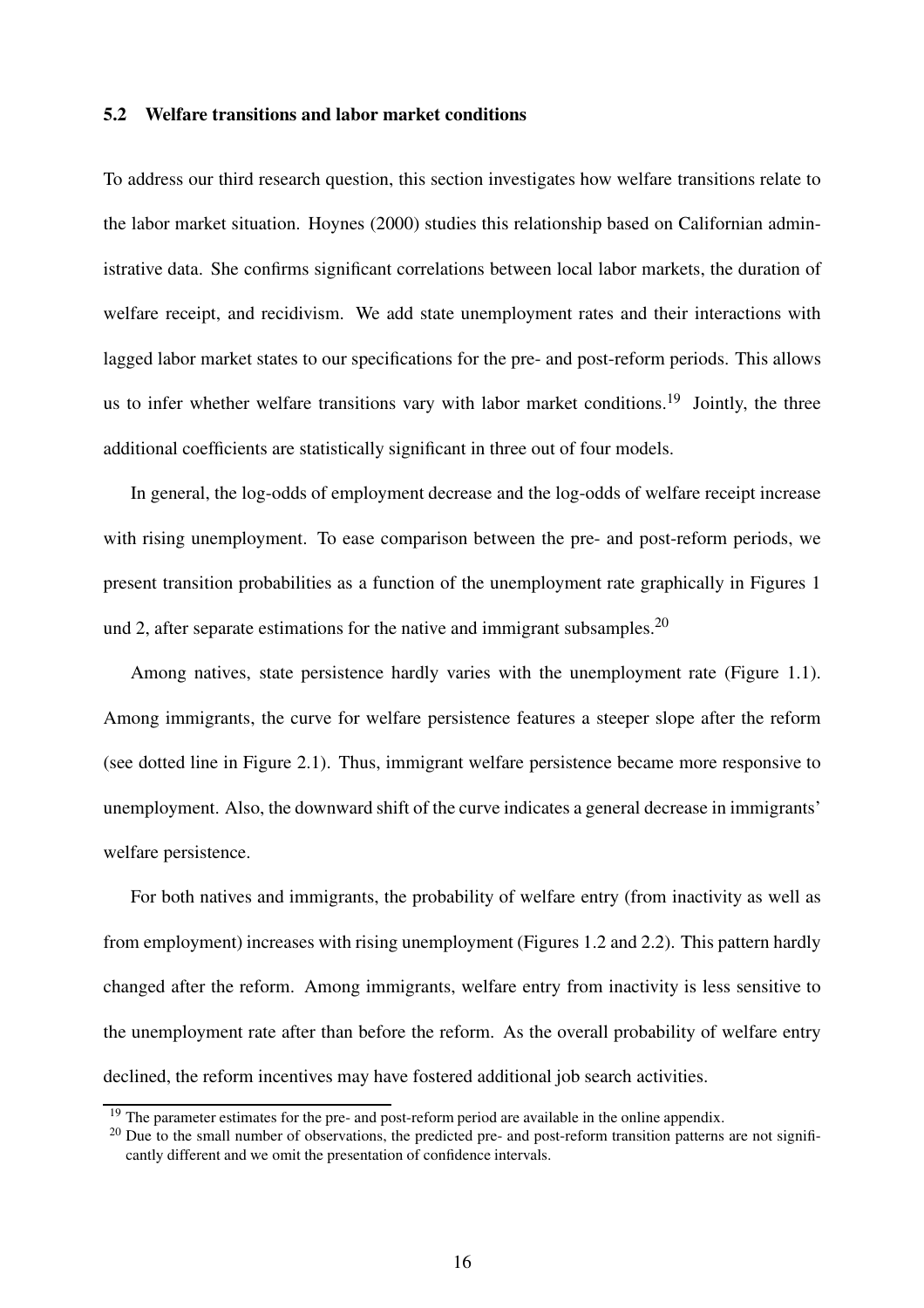### 5.2 Welfare transitions and labor market conditions

To address our third research question, this section investigates how welfare transitions relate to the labor market situation. Hoynes (2000) studies this relationship based on Californian administrative data. She confirms significant correlations between local labor markets, the duration of welfare receipt, and recidivism. We add state unemployment rates and their interactions with lagged labor market states to our specifications for the pre- and post-reform periods. This allows us to infer whether welfare transitions vary with labor market conditions.[19] Jointly, the three additional coefficients are statistically significant in three out of four models.

In general, the log-odds of employment decrease and the log-odds of welfare receipt increase with rising unemployment. To ease comparison between the pre- and post-reform periods, we present transition probabilities as a function of the unemployment rate graphically in Figures 1 und 2, after separate estimations for the native and immigrant subsamples.[20]

Among natives, state persistence hardly varies with the unemployment rate (Figure 1.1). Among immigrants, the curve for welfare persistence features a steeper slope after the reform (see dotted line in Figure 2.1). Thus, immigrant welfare persistence became more responsive to unemployment. Also, the downward shift of the curve indicates a general decrease in immigrants' welfare persistence.

For both natives and immigrants, the probability of welfare entry (from inactivity as well as from employment) increases with rising unemployment (Figures 1.2 and 2.2). This pattern hardly changed after the reform. Among immigrants, welfare entry from inactivity is less sensitive to the unemployment rate after than before the reform. As the overall probability of welfare entry declined, the reform incentives may have fostered additional job search activities.

[19] The parameter estimates for the pre- and post-reform period are available in the online appendix.

[20] Due to the small number of observations, the predicted pre- and post-reform transition patterns are not significantly different and we omit the presentation of confidence intervals.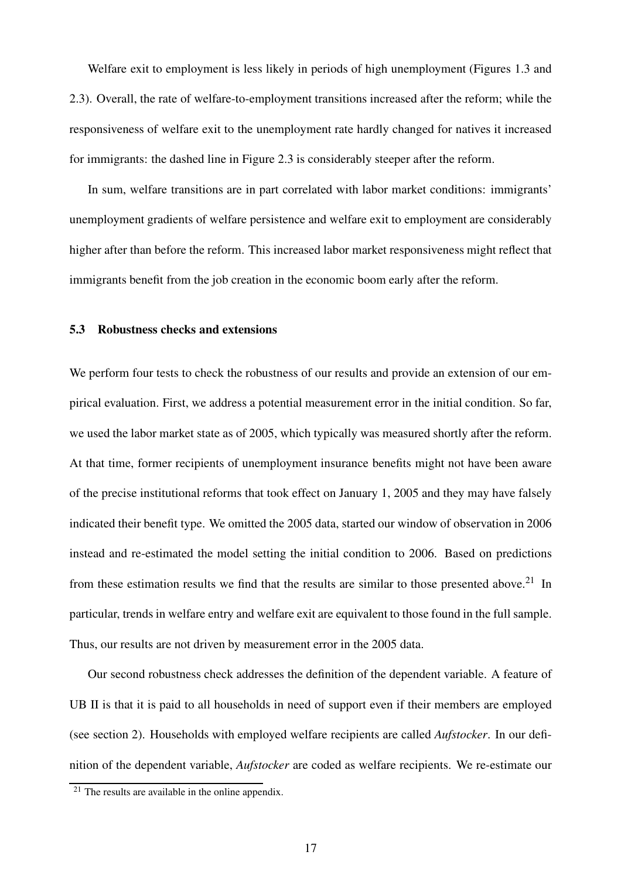Welfare exit to employment is less likely in periods of high unemployment (Figures 1.3 and 2.3). Overall, the rate of welfare-to-employment transitions increased after the reform; while the responsiveness of welfare exit to the unemployment rate hardly changed for natives it increased for immigrants: the dashed line in Figure 2.3 is considerably steeper after the reform.

In sum, welfare transitions are in part correlated with labor market conditions: immigrants' unemployment gradients of welfare persistence and welfare exit to employment are considerably higher after than before the reform. This increased labor market responsiveness might reflect that immigrants benefit from the job creation in the economic boom early after the reform.

### 5.3 Robustness checks and extensions

We perform four tests to check the robustness of our results and provide an extension of our empirical evaluation. First, we address a potential measurement error in the initial condition. So far, we used the labor market state as of 2005, which typically was measured shortly after the reform. At that time, former recipients of unemployment insurance benefits might not have been aware of the precise institutional reforms that took effect on January 1, 2005 and they may have falsely indicated their benefit type. We omitted the 2005 data, started our window of observation in 2006 instead and re-estimated the model setting the initial condition to 2006. Based on predictions from these estimation results we find that the results are similar to those presented above.[21] In particular, trends in welfare entry and welfare exit are equivalent to those found in the full sample. Thus, our results are not driven by measurement error in the 2005 data.

Our second robustness check addresses the definition of the dependent variable. A feature of UB II is that it is paid to all households in need of support even if their members are employed (see section 2). Households with employed welfare recipients are called *Aufstocker*. In our definition of the dependent variable, *Aufstocker* are coded as welfare recipients. We re-estimate our

[21] The results are available in the online appendix.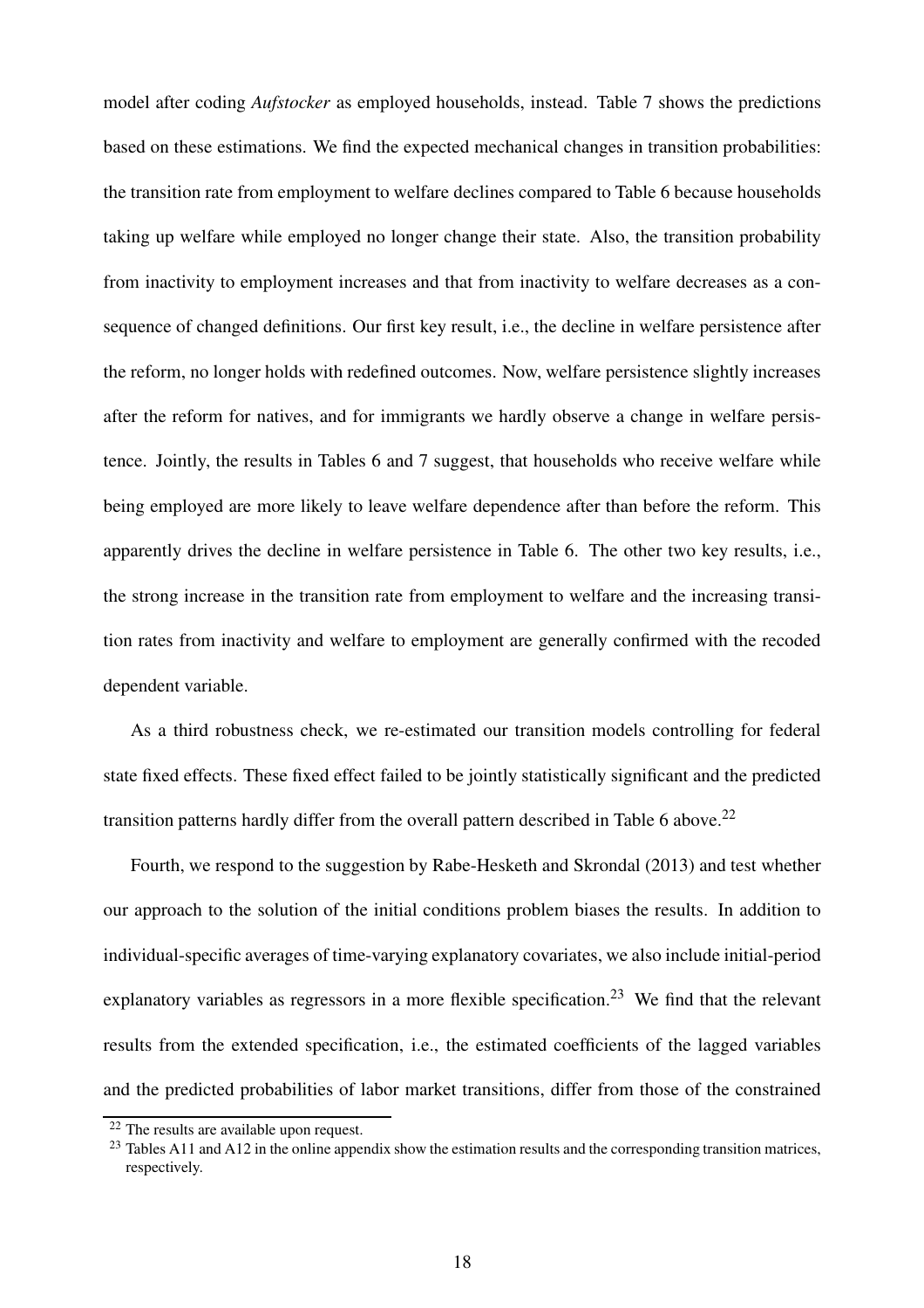model after coding *Aufstocker* as employed households, instead. Table 7 shows the predictions based on these estimations. We find the expected mechanical changes in transition probabilities: the transition rate from employment to welfare declines compared to Table 6 because households taking up welfare while employed no longer change their state. Also, the transition probability from inactivity to employment increases and that from inactivity to welfare decreases as a consequence of changed definitions. Our first key result, i.e., the decline in welfare persistence after the reform, no longer holds with redefined outcomes. Now, welfare persistence slightly increases after the reform for natives, and for immigrants we hardly observe a change in welfare persistence. Jointly, the results in Tables 6 and 7 suggest, that households who receive welfare while being employed are more likely to leave welfare dependence after than before the reform. This apparently drives the decline in welfare persistence in Table 6. The other two key results, i.e., the strong increase in the transition rate from employment to welfare and the increasing transition rates from inactivity and welfare to employment are generally confirmed with the recoded dependent variable.

As a third robustness check, we re-estimated our transition models controlling for federal state fixed effects. These fixed effect failed to be jointly statistically significant and the predicted transition patterns hardly differ from the overall pattern described in Table 6 above.[22]

Fourth, we respond to the suggestion by Rabe-Hesketh and Skrondal (2013) and test whether our approach to the solution of the initial conditions problem biases the results. In addition to individual-specific averages of time-varying explanatory covariates, we also include initial-period explanatory variables as regressors in a more flexible specification.[23] We find that the relevant results from the extended specification, i.e., the estimated coefficients of the lagged variables and the predicted probabilities of labor market transitions, differ from those of the constrained

[22] The results are available upon request.

[23] Tables A11 and A12 in the online appendix show the estimation results and the corresponding transition matrices, respectively.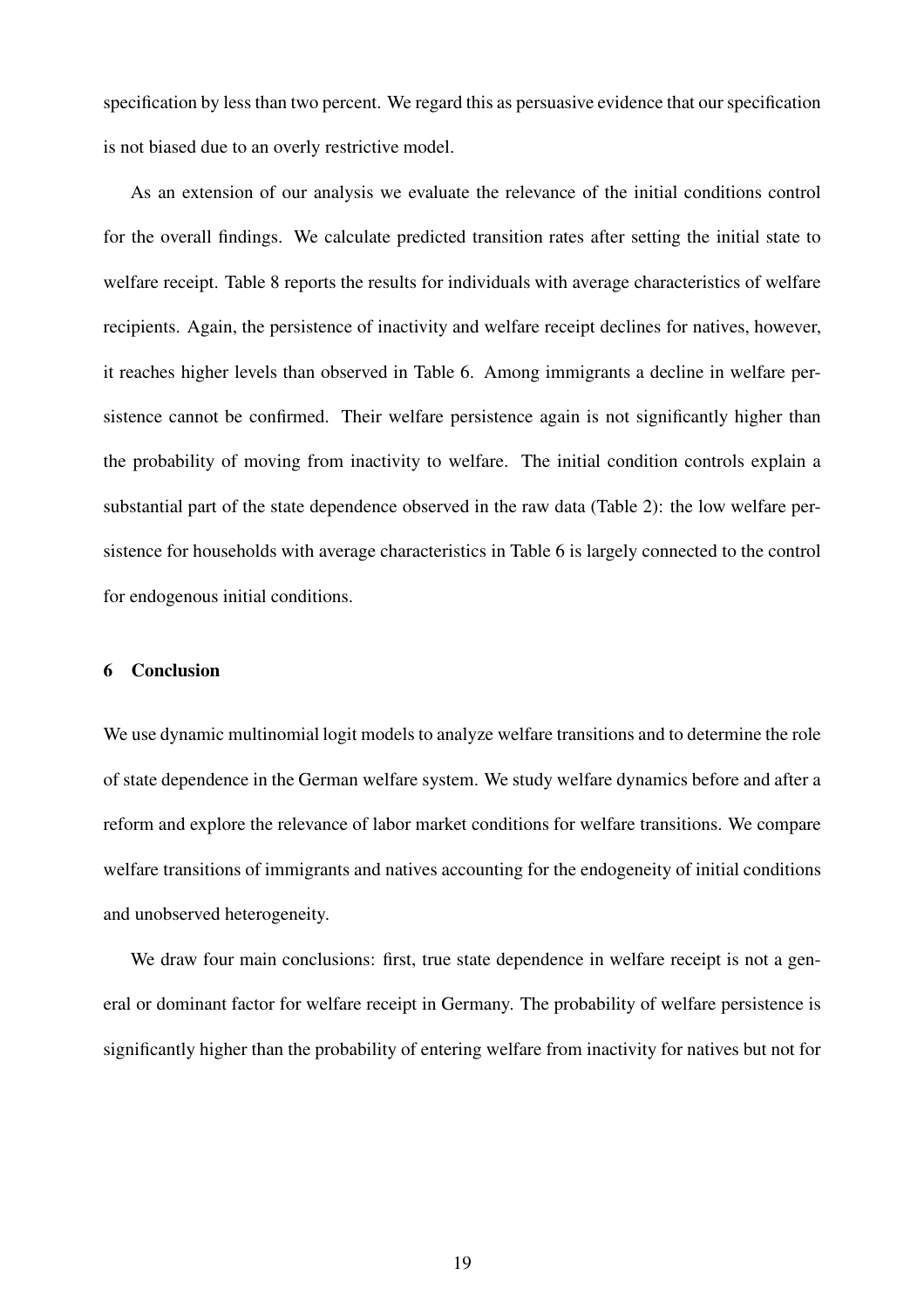specification by less than two percent. We regard this as persuasive evidence that our specification is not biased due to an overly restrictive model.

As an extension of our analysis we evaluate the relevance of the initial conditions control for the overall findings. We calculate predicted transition rates after setting the initial state to welfare receipt. Table 8 reports the results for individuals with average characteristics of welfare recipients. Again, the persistence of inactivity and welfare receipt declines for natives, however, it reaches higher levels than observed in Table 6. Among immigrants a decline in welfare persistence cannot be confirmed. Their welfare persistence again is not significantly higher than the probability of moving from inactivity to welfare. The initial condition controls explain a substantial part of the state dependence observed in the raw data (Table 2): the low welfare persistence for households with average characteristics in Table 6 is largely connected to the control for endogenous initial conditions.

## 6 Conclusion

We use dynamic multinomial logit models to analyze welfare transitions and to determine the role of state dependence in the German welfare system. We study welfare dynamics before and after a reform and explore the relevance of labor market conditions for welfare transitions. We compare welfare transitions of immigrants and natives accounting for the endogeneity of initial conditions and unobserved heterogeneity.

We draw four main conclusions: first, true state dependence in welfare receipt is not a general or dominant factor for welfare receipt in Germany. The probability of welfare persistence is significantly higher than the probability of entering welfare from inactivity for natives but not for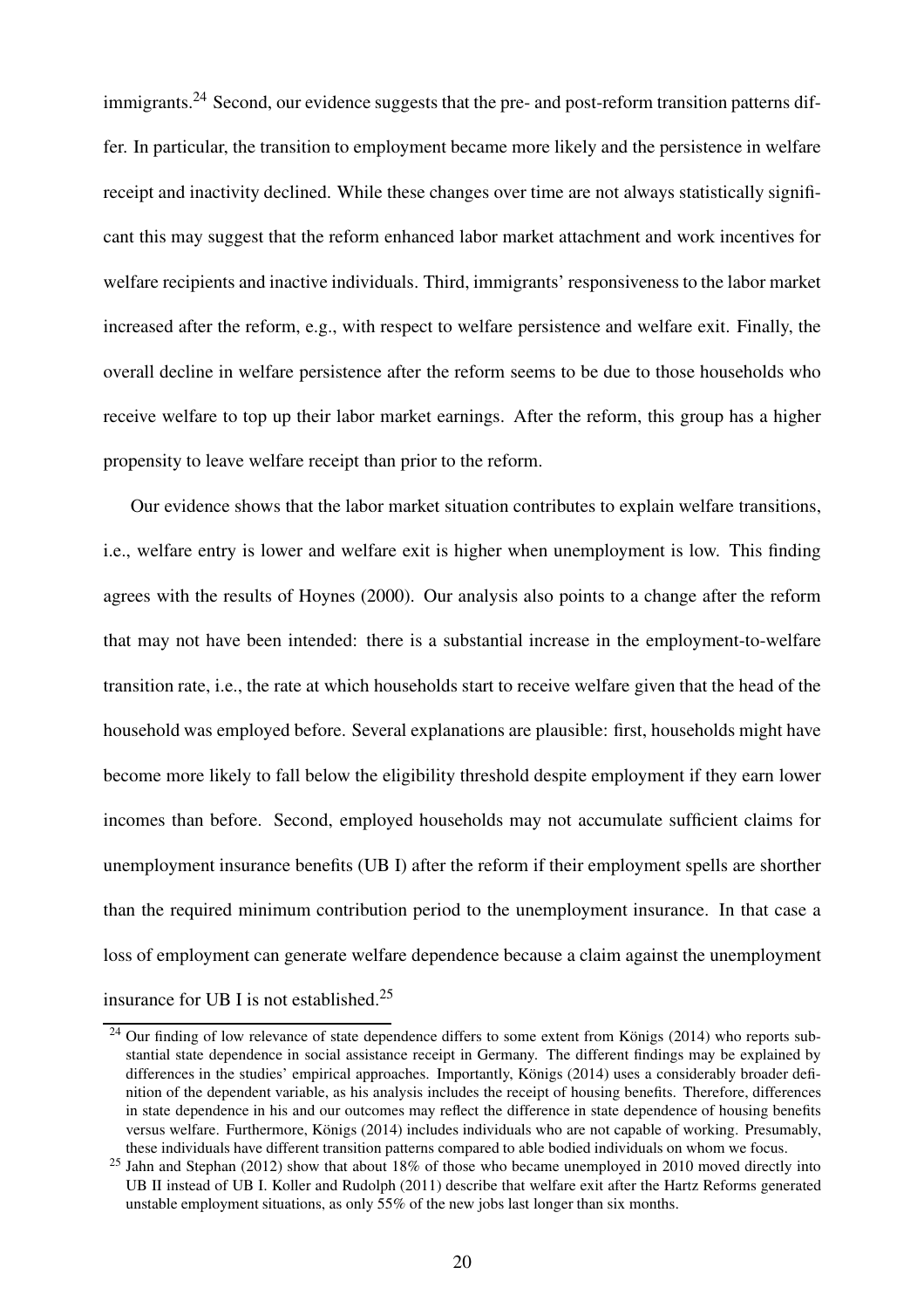immigrants.[24] Second, our evidence suggests that the pre- and post-reform transition patterns differ. In particular, the transition to employment became more likely and the persistence in welfare receipt and inactivity declined. While these changes over time are not always statistically significant this may suggest that the reform enhanced labor market attachment and work incentives for welfare recipients and inactive individuals. Third, immigrants' responsiveness to the labor market increased after the reform, e.g., with respect to welfare persistence and welfare exit. Finally, the overall decline in welfare persistence after the reform seems to be due to those households who receive welfare to top up their labor market earnings. After the reform, this group has a higher propensity to leave welfare receipt than prior to the reform.

Our evidence shows that the labor market situation contributes to explain welfare transitions, i.e., welfare entry is lower and welfare exit is higher when unemployment is low. This finding agrees with the results of Hoynes (2000). Our analysis also points to a change after the reform that may not have been intended: there is a substantial increase in the employment-to-welfare transition rate, i.e., the rate at which households start to receive welfare given that the head of the household was employed before. Several explanations are plausible: first, households might have become more likely to fall below the eligibility threshold despite employment if they earn lower incomes than before. Second, employed households may not accumulate sufficient claims for unemployment insurance benefits (UB I) after the reform if their employment spells are shorter than the required minimum contribution period to the unemployment insurance. In that case a loss of employment can generate welfare dependence because a claim against the unemployment insurance for UB I is not established.[25]

[24] Our finding of low relevance of state dependence differs to some extent from Königs (2014) who reports substantial state dependence in social assistance receipt in Germany. The different findings may be explained by differences in the studies' empirical approaches. Importantly, Königs (2014) uses a considerably broader definition of the dependent variable, as his analysis includes the receipt of housing benefits. Therefore, differences in state dependence in his and our outcomes may reflect the difference in state dependence of housing benefits versus welfare. Furthermore, Königs (2014) includes individuals who are not capable of working. Presumably, these individuals have different transition patterns compared to able bodied individuals on whom we focus.

[25] Jahn and Stephan (2012) show that about 18% of those who became unemployed in 2010 moved directly into UB II instead of UB I. Koller and Rudolph (2011) describe that welfare exit after the Hartz Reforms generated unstable employment situations, as only 55% of the new jobs last longer than six months.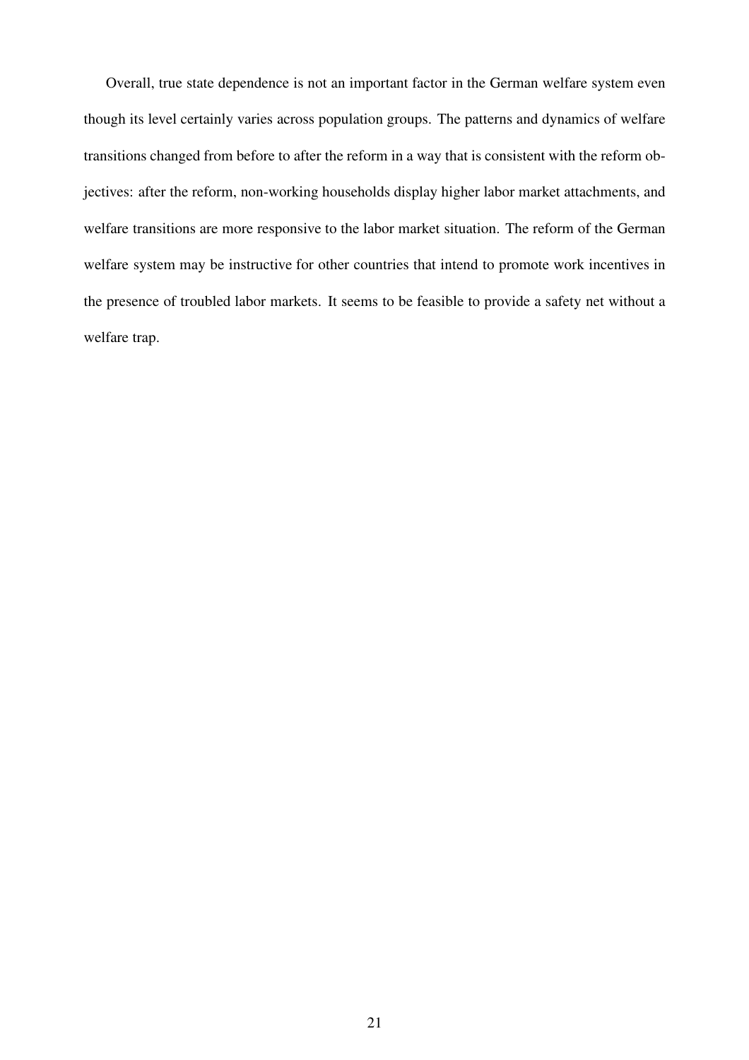Overall, true state dependence is not an important factor in the German welfare system even though its level certainly varies across population groups. The patterns and dynamics of welfare transitions changed from before to after the reform in a way that is consistent with the reform objectives: after the reform, non-working households display higher labor market attachments, and welfare transitions are more responsive to the labor market situation. The reform of the German welfare system may be instructive for other countries that intend to promote work incentives in the presence of troubled labor markets. It seems to be feasible to provide a safety net without a welfare trap.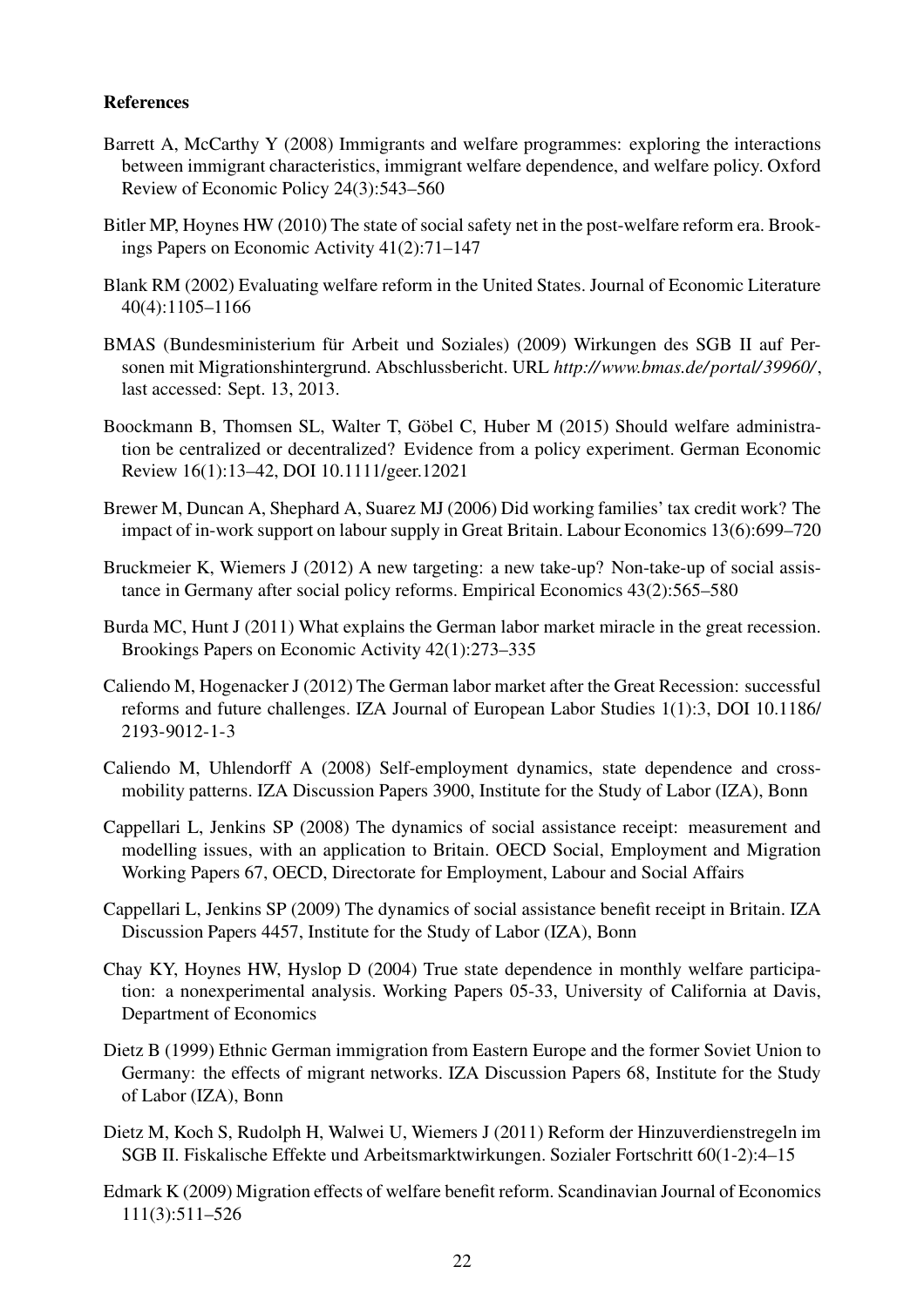**References**

Barrett A, McCarthy Y (2008) Immigrants and welfare programmes: exploring the interactions between immigrant characteristics, immigrant welfare dependence, and welfare policy. Oxford Review of Economic Policy 24(3):543–560

Bitler MP, Hoynes HW (2010) The state of social safety net in the post-welfare reform era. Brookings Papers on Economic Activity 41(2):71–147

Blank RM (2002) Evaluating welfare reform in the United States. Journal of Economic Literature 40(4):1105–1166

BMAS (Bundesministerium für Arbeit und Soziales) (2009) Wirkungen des SGB II auf Personen mit Migrationshintergrund. Abschlussbericht. URL *http://www.bmas.de/portal/39960/*, last accessed: Sept. 13, 2013.

Boockmann B, Thomsen SL, Walter T, Göbel C, Huber M (2015) Should welfare administration be centralized or decentralized? Evidence from a policy experiment. German Economic Review 16(1):13–42, DOI 10.1111/geer.12021

Brewer M, Duncan A, Shephard A, Suarez MJ (2006) Did working families' tax credit work? The impact of in-work support on labour supply in Great Britain. Labour Economics 13(6):699–720

Bruckmeier K, Wiemers J (2012) A new targeting: a new take-up? Non-take-up of social assistance in Germany after social policy reforms. Empirical Economics 43(2):565–580

Burda MC, Hunt J (2011) What explains the German labor market miracle in the great recession. Brookings Papers on Economic Activity 42(1):273–335

Caliendo M, Hogenacker J (2012) The German labor market after the Great Recession: successful reforms and future challenges. IZA Journal of European Labor Studies 1(1):3, DOI 10.1186/2193-9012-1-3

Caliendo M, Uhlendorff A (2008) Self-employment dynamics, state dependence and cross-mobility patterns. IZA Discussion Papers 3900, Institute for the Study of Labor (IZA), Bonn

Cappellari L, Jenkins SP (2008) The dynamics of social assistance receipt: measurement and modelling issues, with an application to Britain. OECD Social, Employment and Migration Working Papers 67, OECD, Directorate for Employment, Labour and Social Affairs

Cappellari L, Jenkins SP (2009) The dynamics of social assistance benefit receipt in Britain. IZA Discussion Papers 4457, Institute for the Study of Labor (IZA), Bonn

Chay KY, Hoynes HW, Hyslop D (2004) True state dependence in monthly welfare participation: a nonexperimental analysis. Working Papers 05-33, University of California at Davis, Department of Economics

Dietz B (1999) Ethnic German immigration from Eastern Europe and the former Soviet Union to Germany: the effects of migrant networks. IZA Discussion Papers 68, Institute for the Study of Labor (IZA), Bonn

Dietz M, Koch S, Rudolph H, Walwei U, Wiemers J (2011) Reform der Hinzuverdienstregeln im SGB II. Fiskalische Effekte und Arbeitsmarktwirkungen. Sozialer Fortschritt 60(1-2):4–15

Edmark K (2009) Migration effects of welfare benefit reform. Scandinavian Journal of Economics 111(3):511–526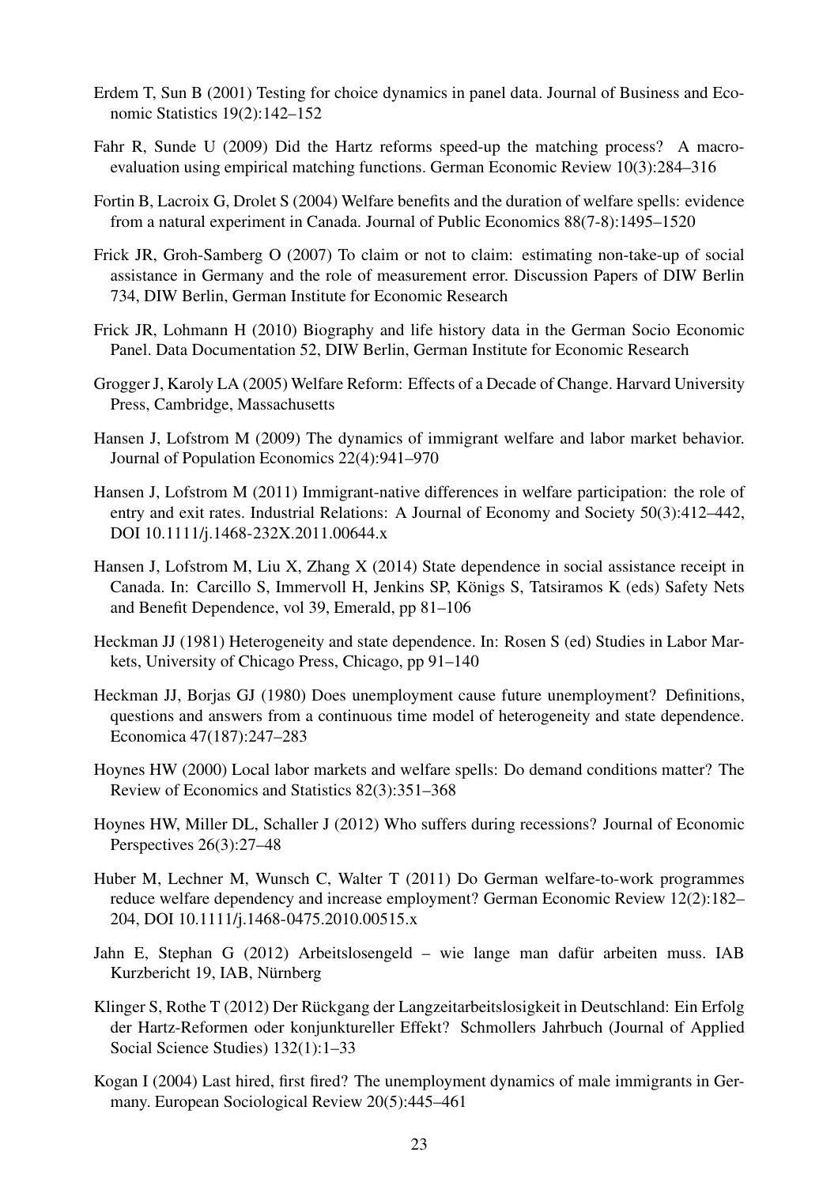Erdem T, Sun B (2001) Testing for choice dynamics in panel data. Journal of Business and Economic Statistics 19(2):142–152

Fahr R, Sunde U (2009) Did the Hartz reforms speed-up the matching process? A macro-evaluation using empirical matching functions. German Economic Review 10(3):284–316

Fortin B, Lacroix G, Drolet S (2004) Welfare benefits and the duration of welfare spells: evidence from a natural experiment in Canada. Journal of Public Economics 88(7-8):1495–1520

Frick JR, Groh-Samberg O (2007) To claim or not to claim: estimating non-take-up of social assistance in Germany and the role of measurement error. Discussion Papers of DIW Berlin 734, DIW Berlin, German Institute for Economic Research

Frick JR, Lohmann H (2010) Biography and life history data in the German Socio Economic Panel. Data Documentation 52, DIW Berlin, German Institute for Economic Research

Grogger J, Karoly LA (2005) Welfare Reform: Effects of a Decade of Change. Harvard University Press, Cambridge, Massachusetts

Hansen J, Lofstrom M (2009) The dynamics of immigrant welfare and labor market behavior. Journal of Population Economics 22(4):941–970

Hansen J, Lofstrom M (2011) Immigrant-native differences in welfare participation: the role of entry and exit rates. Industrial Relations: A Journal of Economy and Society 50(3):412–442, DOI 10.1111/j.1468-232X.2011.00644.x

Hansen J, Lofstrom M, Liu X, Zhang X (2014) State dependence in social assistance receipt in Canada. In: Carcillo S, Immervoll H, Jenkins SP, Königs S, Tatsiramos K (eds) Safety Nets and Benefit Dependence, vol 39, Emerald, pp 81–106

Heckman JJ (1981) Heterogeneity and state dependence. In: Rosen S (ed) Studies in Labor Markets, University of Chicago Press, Chicago, pp 91–140

Heckman JJ, Borjas GJ (1980) Does unemployment cause future unemployment? Definitions, questions and answers from a continuous time model of heterogeneity and state dependence. Economica 47(187):247–283

Hoynes HW (2000) Local labor markets and welfare spells: Do demand conditions matter? The Review of Economics and Statistics 82(3):351–368

Hoynes HW, Miller DL, Schaller J (2012) Who suffers during recessions? Journal of Economic Perspectives 26(3):27–48

Huber M, Lechner M, Wunsch C, Walter T (2011) Do German welfare-to-work programmes reduce welfare dependency and increase employment? German Economic Review 12(2):182–204, DOI 10.1111/j.1468-0475.2010.00515.x

Jahn E, Stephan G (2012) Arbeitslosengeld – wie lange man dafür arbeiten muss. IAB Kurzbericht 19, IAB, Nürnberg

Klinger S, Rothe T (2012) Der Rückgang der Langzeitarbeitslosigkeit in Deutschland: Ein Erfolg der Hartz-Reformen oder konjunktureller Effekt? Schmollers Jahrbuch (Journal of Applied Social Science Studies) 132(1):1–33

Kogan I (2004) Last hired, first fired? The unemployment dynamics of male immigrants in Germany. European Sociological Review 20(5):445–461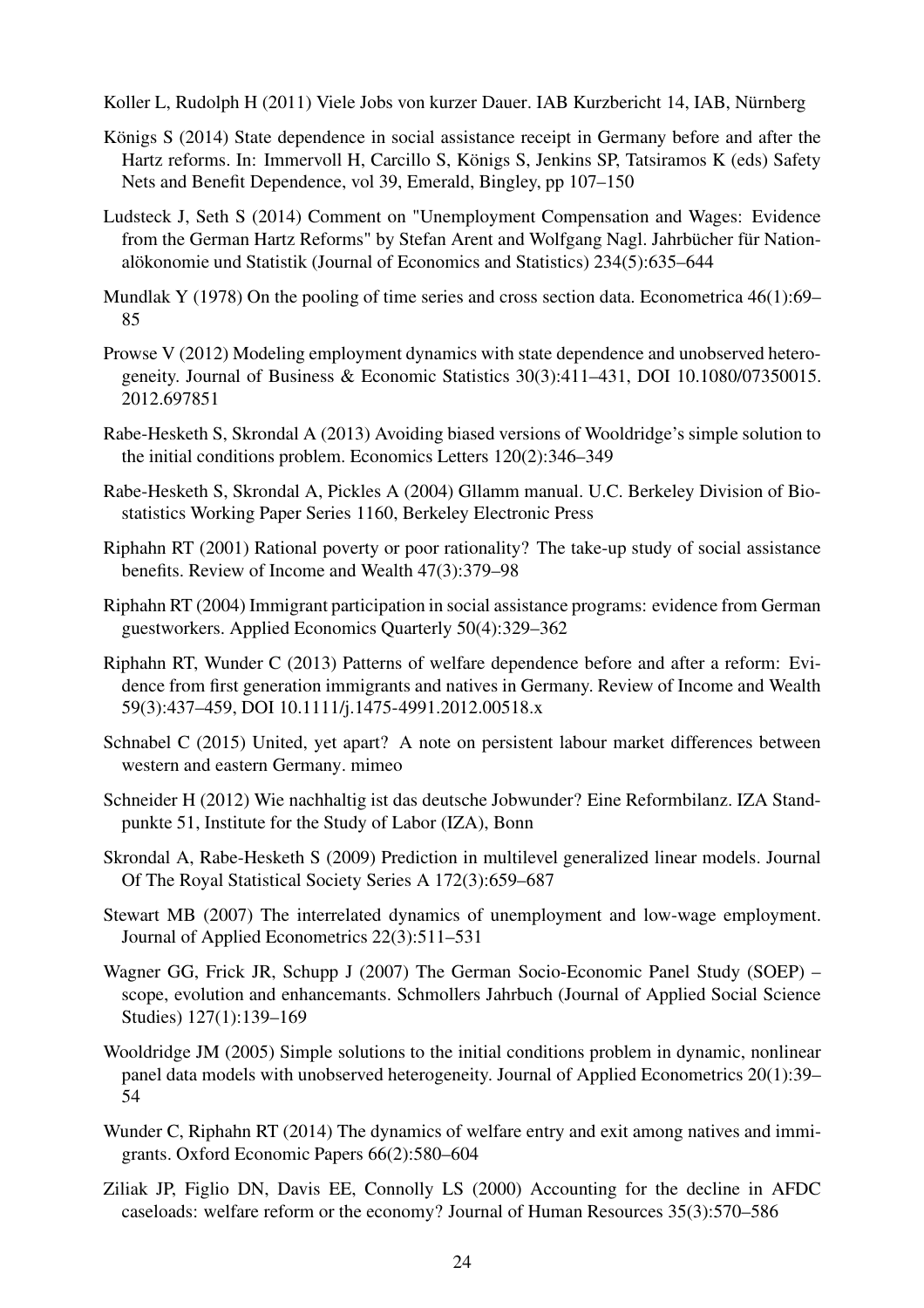Koller L, Rudolph H (2011) Viele Jobs von kurzer Dauer. IAB Kurzbericht 14, IAB, Nürnberg

Königs S (2014) State dependence in social assistance receipt in Germany before and after the Hartz reforms. In: Immervoll H, Carcillo S, Königs S, Jenkins SP, Tatsiramos K (eds) Safety Nets and Benefit Dependence, vol 39, Emerald, Bingley, pp 107–150

Ludsteck J, Seth S (2014) Comment on "Unemployment Compensation and Wages: Evidence from the German Hartz Reforms" by Stefan Arent and Wolfgang Nagl. Jahrbücher für Nationalökonomie und Statistik (Journal of Economics and Statistics) 234(5):635–644

Mundlak Y (1978) On the pooling of time series and cross section data. Econometrica 46(1):69–85

Prowse V (2012) Modeling employment dynamics with state dependence and unobserved heterogeneity. Journal of Business & Economic Statistics 30(3):411–431, DOI 10.1080/07350015.2012.697851

Rabe-Hesketh S, Skrondal A (2013) Avoiding biased versions of Wooldridge's simple solution to the initial conditions problem. Economics Letters 120(2):346–349

Rabe-Hesketh S, Skrondal A, Pickles A (2004) Gllamm manual. U.C. Berkeley Division of Biostatistics Working Paper Series 1160, Berkeley Electronic Press

Riphahn RT (2001) Rational poverty or poor rationality? The take-up study of social assistance benefits. Review of Income and Wealth 47(3):379–98

Riphahn RT (2004) Immigrant participation in social assistance programs: evidence from German guestworkers. Applied Economics Quarterly 50(4):329–362

Riphahn RT, Wunder C (2013) Patterns of welfare dependence before and after a reform: Evidence from first generation immigrants and natives in Germany. Review of Income and Wealth 59(3):437–459, DOI 10.1111/j.1475-4991.2012.00518.x

Schnabel C (2015) United, yet apart? A note on persistent labour market differences between western and eastern Germany. mimeo

Schneider H (2012) Wie nachhaltig ist das deutsche Jobwunder? Eine Reformbilanz. IZA Standpunkte 51, Institute for the Study of Labor (IZA), Bonn

Skrondal A, Rabe-Hesketh S (2009) Prediction in multilevel generalized linear models. Journal Of The Royal Statistical Society Series A 172(3):659–687

Stewart MB (2007) The interrelated dynamics of unemployment and low-wage employment. Journal of Applied Econometrics 22(3):511–531

Wagner GG, Frick JR, Schupp J (2007) The German Socio-Economic Panel Study (SOEP) – scope, evolution and enhancemants. Schmollers Jahrbuch (Journal of Applied Social Science Studies) 127(1):139–169

Wooldridge JM (2005) Simple solutions to the initial conditions problem in dynamic, nonlinear panel data models with unobserved heterogeneity. Journal of Applied Econometrics 20(1):39–54

Wunder C, Riphahn RT (2014) The dynamics of welfare entry and exit among natives and immigrants. Oxford Economic Papers 66(2):580–604

Ziliak JP, Figlio DN, Davis EE, Connolly LS (2000) Accounting for the decline in AFDC caseloads: welfare reform or the economy? Journal of Human Resources 35(3):570–586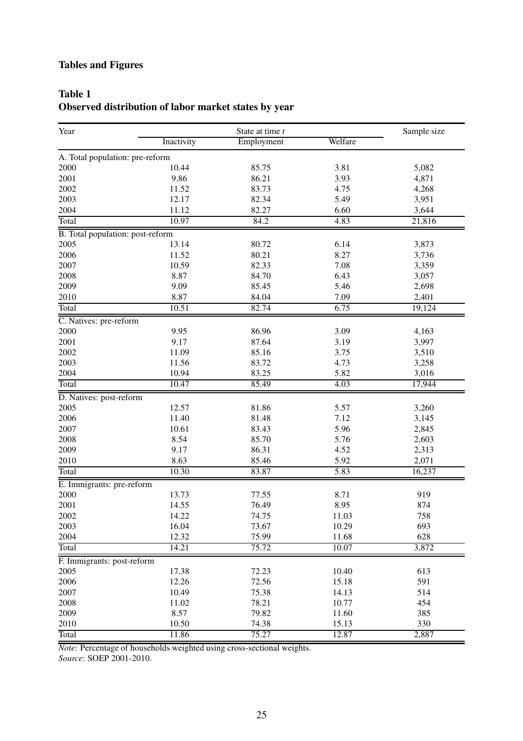## Tables and Figures

### Table 1
### Observed distribution of labor market states by year

| Year | State at time $t$ | | | Sample size |
|---|---|---|---|---|
| | Inactivity | Employment | Welfare | |
| A. Total population: pre-reform | | | | |
| 2000 | 10.44 | 85.75 | 3.81 | 5,082 |
| 2001 | 9.86 | 86.21 | 3.93 | 4,871 |
| 2002 | 11.52 | 83.73 | 4.75 | 4,268 |
| 2003 | 12.17 | 82.34 | 5.49 | 3,951 |
| 2004 | 11.12 | 82.27 | 6.60 | 3,644 |
| Total | 10.97 | 84.2 | 4.83 | 21,816 |
| B. Total population: post-reform | | | | |
| 2005 | 13.14 | 80.72 | 6.14 | 3,873 |
| 2006 | 11.52 | 80.21 | 8.27 | 3,736 |
| 2007 | 10.59 | 82.33 | 7.08 | 3,359 |
| 2008 | 8.87 | 84.70 | 6.43 | 3,057 |
| 2009 | 9.09 | 85.45 | 5.46 | 2,698 |
| 2010 | 8.87 | 84.04 | 7.09 | 2,401 |
| Total | 10.51 | 82.74 | 6.75 | 19,124 |
| C. Natives: pre-reform | | | | |
| 2000 | 9.95 | 86.96 | 3.09 | 4,163 |
| 2001 | 9.17 | 87.64 | 3.19 | 3,997 |
| 2002 | 11.09 | 85.16 | 3.75 | 3,510 |
| 2003 | 11.56 | 83.72 | 4.73 | 3,258 |
| 2004 | 10.94 | 83.25 | 5.82 | 3,016 |
| Total | 10.47 | 85.49 | 4.03 | 17,944 |
| D. Natives: post-reform | | | | |
| 2005 | 12.57 | 81.86 | 5.57 | 3,260 |
| 2006 | 11.40 | 81.48 | 7.12 | 3,145 |
| 2007 | 10.61 | 83.43 | 5.96 | 2,845 |
| 2008 | 8.54 | 85.70 | 5.76 | 2,603 |
| 2009 | 9.17 | 86.31 | 4.52 | 2,313 |
| 2010 | 8.63 | 85.46 | 5.92 | 2,071 |
| Total | 10.30 | 83.87 | 5.83 | 16,237 |
| E. Immigrants: pre-reform | | | | |
| 2000 | 13.73 | 77.55 | 8.71 | 919 |
| 2001 | 14.55 | 76.49 | 8.95 | 874 |
| 2002 | 14.22 | 74.75 | 11.03 | 758 |
| 2003 | 16.04 | 73.67 | 10.29 | 693 |
| 2004 | 12.32 | 75.99 | 11.68 | 628 |
| Total | 14.21 | 75.72 | 10.07 | 3,872 |
| F. Immigrants: post-reform | | | | |
| 2005 | 17.38 | 72.23 | 10.40 | 613 |
| 2006 | 12.26 | 72.56 | 15.18 | 591 |
| 2007 | 10.49 | 75.38 | 14.13 | 514 |
| 2008 | 11.02 | 78.21 | 10.77 | 454 |
| 2009 | 8.57 | 79.82 | 11.60 | 385 |
| 2010 | 10.50 | 74.38 | 15.13 | 330 |
| Total | 11.86 | 75.27 | 12.87 | 2,887 |

*Note*: Percentage of households weighted using cross-sectional weights.
*Source*: SOEP 2001-2010.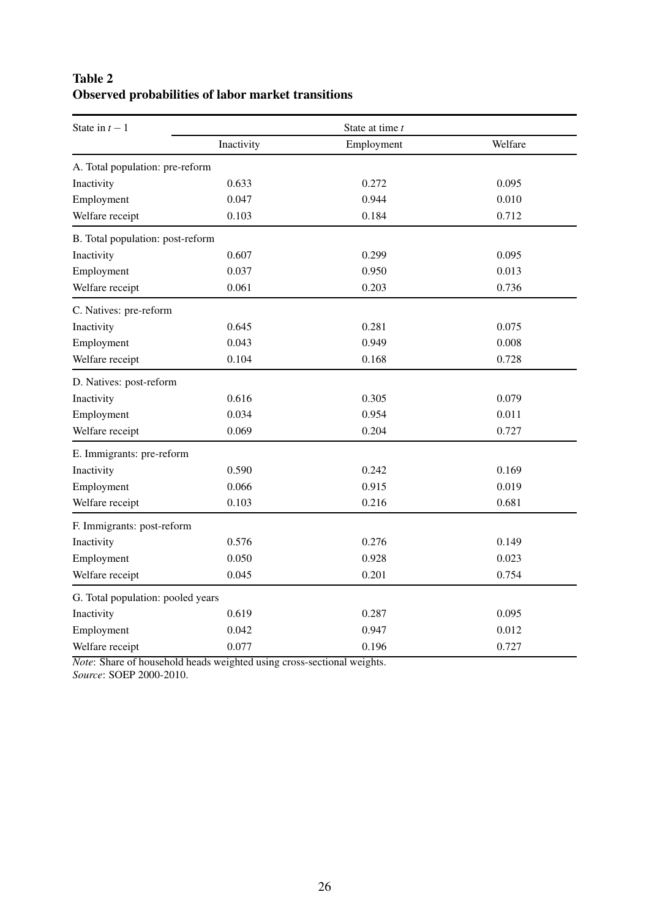**Table 2**
**Observed probabilities of labor market transitions**

| State in $t-1$ | State at time $t$ | | |
|---|---|---|---|
| | Inactivity | Employment | Welfare |
| A. Total population: pre-reform | | | |
| Inactivity | 0.633 | 0.272 | 0.095 |
| Employment | 0.047 | 0.944 | 0.010 |
| Welfare receipt | 0.103 | 0.184 | 0.712 |
| B. Total population: post-reform | | | |
| Inactivity | 0.607 | 0.299 | 0.095 |
| Employment | 0.037 | 0.950 | 0.013 |
| Welfare receipt | 0.061 | 0.203 | 0.736 |
| C. Natives: pre-reform | | | |
| Inactivity | 0.645 | 0.281 | 0.075 |
| Employment | 0.043 | 0.949 | 0.008 |
| Welfare receipt | 0.104 | 0.168 | 0.728 |
| D. Natives: post-reform | | | |
| Inactivity | 0.616 | 0.305 | 0.079 |
| Employment | 0.034 | 0.954 | 0.011 |
| Welfare receipt | 0.069 | 0.204 | 0.727 |
| E. Immigrants: pre-reform | | | |
| Inactivity | 0.590 | 0.242 | 0.169 |
| Employment | 0.066 | 0.915 | 0.019 |
| Welfare receipt | 0.103 | 0.216 | 0.681 |
| F. Immigrants: post-reform | | | |
| Inactivity | 0.576 | 0.276 | 0.149 |
| Employment | 0.050 | 0.928 | 0.023 |
| Welfare receipt | 0.045 | 0.201 | 0.754 |
| G. Total population: pooled years | | | |
| Inactivity | 0.619 | 0.287 | 0.095 |
| Employment | 0.042 | 0.947 | 0.012 |
| Welfare receipt | 0.077 | 0.196 | 0.727 |

*Note*: Share of household heads weighted using cross-sectional weights.
*Source*: SOEP 2000-2010.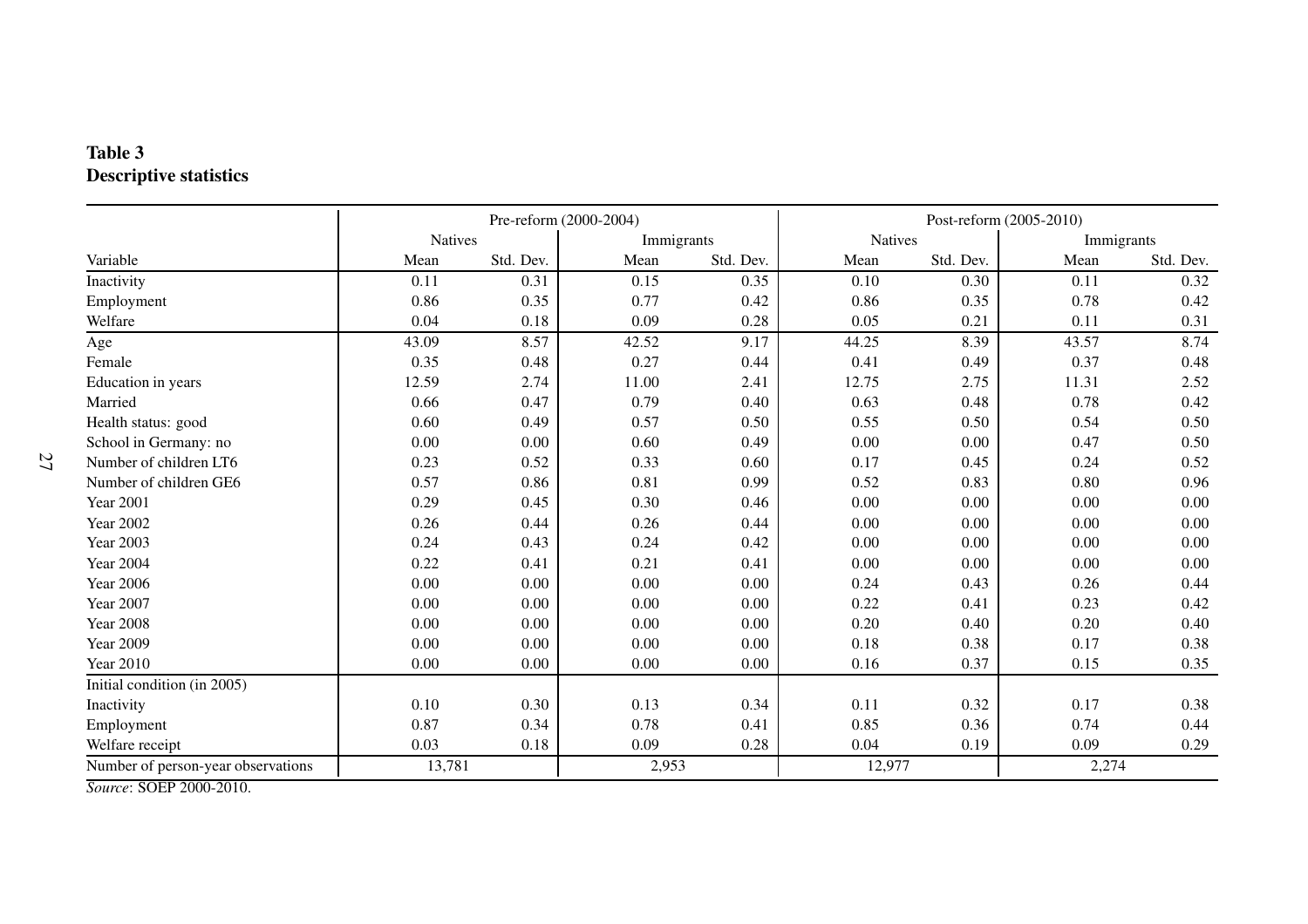**Table 3**
**Descriptive statistics**

| | Pre-reform (2000-2004) | | | | Post-reform (2005-2010) | | | |
|---|---|---|---|---|---|---|---|---|
| | Natives | | Immigrants | | Natives | | Immigrants | |
| Variable | Mean | Std. Dev. | Mean | Std. Dev. | Mean | Std. Dev. | Mean | Std. Dev. |
| Inactivity | 0.11 | 0.31 | 0.15 | 0.35 | 0.10 | 0.30 | 0.11 | 0.32 |
| Employment | 0.86 | 0.35 | 0.77 | 0.42 | 0.86 | 0.35 | 0.78 | 0.42 |
| Welfare | 0.04 | 0.18 | 0.09 | 0.28 | 0.05 | 0.21 | 0.11 | 0.31 |
| Age | 43.09 | 8.57 | 42.52 | 9.17 | 44.25 | 8.39 | 43.57 | 8.74 |
| Female | 0.35 | 0.48 | 0.27 | 0.44 | 0.41 | 0.49 | 0.37 | 0.48 |
| Education in years | 12.59 | 2.74 | 11.00 | 2.41 | 12.75 | 2.75 | 11.31 | 2.52 |
| Married | 0.66 | 0.47 | 0.79 | 0.40 | 0.63 | 0.48 | 0.78 | 0.42 |
| Health status: good | 0.60 | 0.49 | 0.57 | 0.50 | 0.55 | 0.50 | 0.54 | 0.50 |
| School in Germany: no | 0.00 | 0.00 | 0.60 | 0.49 | 0.00 | 0.00 | 0.47 | 0.50 |
| Number of children LT6 | 0.23 | 0.52 | 0.33 | 0.60 | 0.17 | 0.45 | 0.24 | 0.52 |
| Number of children GE6 | 0.57 | 0.86 | 0.81 | 0.99 | 0.52 | 0.83 | 0.80 | 0.96 |
| Year 2001 | 0.29 | 0.45 | 0.30 | 0.46 | 0.00 | 0.00 | 0.00 | 0.00 |
| Year 2002 | 0.26 | 0.44 | 0.26 | 0.44 | 0.00 | 0.00 | 0.00 | 0.00 |
| Year 2003 | 0.24 | 0.43 | 0.24 | 0.42 | 0.00 | 0.00 | 0.00 | 0.00 |
| Year 2004 | 0.22 | 0.41 | 0.21 | 0.41 | 0.00 | 0.00 | 0.00 | 0.00 |
| Year 2006 | 0.00 | 0.00 | 0.00 | 0.00 | 0.24 | 0.43 | 0.26 | 0.44 |
| Year 2007 | 0.00 | 0.00 | 0.00 | 0.00 | 0.22 | 0.41 | 0.23 | 0.42 |
| Year 2008 | 0.00 | 0.00 | 0.00 | 0.00 | 0.20 | 0.40 | 0.20 | 0.40 |
| Year 2009 | 0.00 | 0.00 | 0.00 | 0.00 | 0.18 | 0.38 | 0.17 | 0.38 |
| Year 2010 | 0.00 | 0.00 | 0.00 | 0.00 | 0.16 | 0.37 | 0.15 | 0.35 |
| Initial condition (in 2005) | | | | | | | | |
| Inactivity | 0.10 | 0.30 | 0.13 | 0.34 | 0.11 | 0.32 | 0.17 | 0.38 |
| Employment | 0.87 | 0.34 | 0.78 | 0.41 | 0.85 | 0.36 | 0.74 | 0.44 |
| Welfare receipt | 0.03 | 0.18 | 0.09 | 0.28 | 0.04 | 0.19 | 0.09 | 0.29 |
| Number of person-year observations | 13,781 | | 2,953 | | 12,977 | | 2,274 | |

*Source*: SOEP 2000-2010.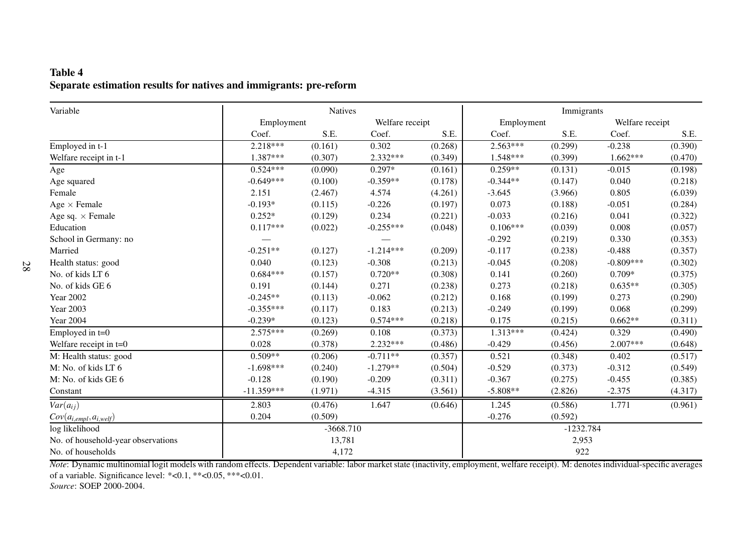**Table 4**
**Separate estimation results for natives and immigrants: pre-reform**

| Variable | Natives | | | | Immigrants | | | |
|---|---|---|---|---|---|---|---|---|
| | Employment | | Welfare receipt | | Employment | | Welfare receipt | |
| | Coef. | S.E. | Coef. | S.E. | Coef. | S.E. | Coef. | S.E. |
| Employed in t-1 | 2.218*** | (0.161) | 0.302 | (0.268) | 2.563*** | (0.299) | -0.238 | (0.390) |
| Welfare receipt in t-1 | 1.387*** | (0.307) | 2.332*** | (0.349) | 1.548*** | (0.399) | 1.662*** | (0.470) |
| Age | 0.524*** | (0.090) | 0.297* | (0.161) | 0.259** | (0.131) | -0.015 | (0.198) |
| Age squared | -0.649*** | (0.100) | -0.359** | (0.178) | -0.344** | (0.147) | 0.040 | (0.218) |
| Female | 2.151 | (2.467) | 4.574 | (4.261) | -3.645 | (3.966) | 0.805 | (6.039) |
| Age × Female | -0.193* | (0.115) | -0.226 | (0.197) | 0.073 | (0.188) | -0.051 | (0.284) |
| Age sq. × Female | 0.252* | (0.129) | 0.234 | (0.221) | -0.033 | (0.216) | 0.041 | (0.322) |
| Education | 0.117*** | (0.022) | -0.255*** | (0.048) | 0.106*** | (0.039) | 0.008 | (0.057) |
| School in Germany: no | — | | — | | -0.292 | (0.219) | 0.330 | (0.353) |
| Married | -0.251** | (0.127) | -1.214*** | (0.209) | -0.117 | (0.238) | -0.488 | (0.357) |
| Health status: good | 0.040 | (0.123) | -0.308 | (0.213) | -0.045 | (0.208) | -0.809*** | (0.302) |
| No. of kids LT 6 | 0.684*** | (0.157) | 0.720** | (0.308) | 0.141 | (0.260) | 0.709* | (0.375) |
| No. of kids GE 6 | 0.191 | (0.144) | 0.271 | (0.238) | 0.273 | (0.218) | 0.635** | (0.305) |
| Year 2002 | -0.245** | (0.113) | -0.062 | (0.212) | 0.168 | (0.199) | 0.273 | (0.290) |
| Year 2003 | -0.355*** | (0.117) | 0.183 | (0.213) | -0.249 | (0.199) | 0.068 | (0.299) |
| Year 2004 | -0.239* | (0.123) | 0.574*** | (0.218) | 0.175 | (0.215) | 0.662** | (0.311) |
| Employed in t=0 | 2.575*** | (0.269) | 0.108 | (0.373) | 1.313*** | (0.424) | 0.329 | (0.490) |
| Welfare receipt in t=0 | 0.028 | (0.378) | 2.232*** | (0.486) | -0.429 | (0.456) | 2.007*** | (0.648) |
| M: Health status: good | 0.509** | (0.206) | -0.711** | (0.357) | 0.521 | (0.348) | 0.402 | (0.517) |
| M: No. of kids LT 6 | -1.698*** | (0.240) | -1.279** | (0.504) | -0.529 | (0.373) | -0.312 | (0.549) |
| M: No. of kids GE 6 | -0.128 | (0.190) | -0.209 | (0.311) | -0.367 | (0.275) | -0.455 | (0.385) |
| Constant | -11.359*** | (1.971) | -4.315 | (3.561) | -5.808** | (2.826) | -2.375 | (4.317) |
| $Var(a_{ij})$ | 2.803 | (0.476) | 1.647 | (0.646) | 1.245 | (0.586) | 1.771 | (0.961) |
| $Cov(a_{i,empl}, a_{i,welf})$ | 0.204 | (0.509) | | | -0.276 | (0.592) | | |
| log likelihood | -3668.710 | | | | -1232.784 | | | |
| No. of household-year observations | 13,781 | | | | 2,953 | | | |
| No. of households | 4,172 | | | | 922 | | | |

*Note*: Dynamic multinomial logit models with random effects. Dependent variable: labor market state (inactivity, employment, welfare receipt). M: denotes individual-specific averages of a variable. Significance level: *<0.1, **<0.05, ***<0.01.
*Source*: SOEP 2000-2004.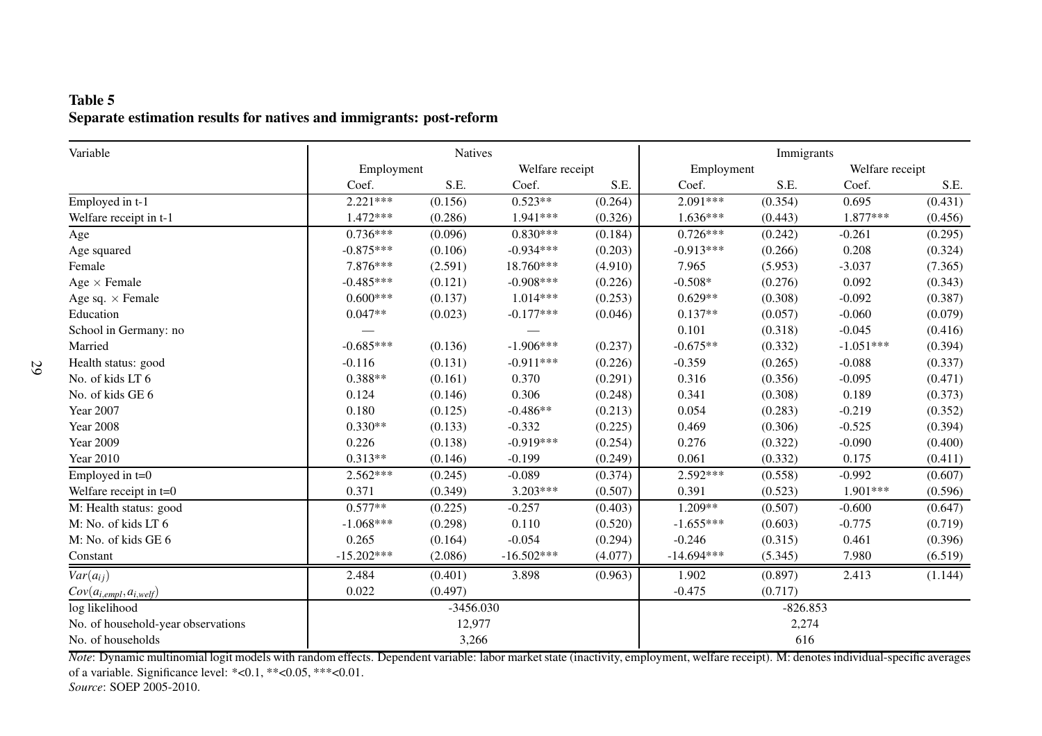**Table 5**
**Separate estimation results for natives and immigrants: post-reform**

| Variable | Natives | | | | Immigrants | | | |
|---|---|---|---|---|---|---|---|---|
| | Employment | | Welfare receipt | | Employment | | Welfare receipt | |
| | Coef. | S.E. | Coef. | S.E. | Coef. | S.E. | Coef. | S.E. |
| Employed in t-1 | 2.221*** | (0.156) | 0.523** | (0.264) | 2.091*** | (0.354) | 0.695 | (0.431) |
| Welfare receipt in t-1 | 1.472*** | (0.286) | 1.941*** | (0.326) | 1.636*** | (0.443) | 1.877*** | (0.456) |
| Age | 0.736*** | (0.096) | 0.830*** | (0.184) | 0.726*** | (0.242) | -0.261 | (0.295) |
| Age squared | -0.875*** | (0.106) | -0.934*** | (0.203) | -0.913*** | (0.266) | 0.208 | (0.324) |
| Female | 7.876*** | (2.591) | 18.760*** | (4.910) | 7.965 | (5.953) | -3.037 | (7.365) |
| Age × Female | -0.485*** | (0.121) | -0.908*** | (0.226) | -0.508* | (0.276) | 0.092 | (0.343) |
| Age sq. × Female | 0.600*** | (0.137) | 1.014*** | (0.253) | 0.629** | (0.308) | -0.092 | (0.387) |
| Education | 0.047** | (0.023) | -0.177*** | (0.046) | 0.137** | (0.057) | -0.060 | (0.079) |
| School in Germany: no | — | | — | | 0.101 | (0.318) | -0.045 | (0.416) |
| Married | -0.685*** | (0.136) | -1.906*** | (0.237) | -0.675** | (0.332) | -1.051*** | (0.394) |
| Health status: good | -0.116 | (0.131) | -0.911*** | (0.226) | -0.359 | (0.265) | -0.088 | (0.337) |
| No. of kids LT 6 | 0.388** | (0.161) | 0.370 | (0.291) | 0.316 | (0.356) | -0.095 | (0.471) |
| No. of kids GE 6 | 0.124 | (0.146) | 0.306 | (0.248) | 0.341 | (0.308) | 0.189 | (0.373) |
| Year 2007 | 0.180 | (0.125) | -0.486** | (0.213) | 0.054 | (0.283) | -0.219 | (0.352) |
| Year 2008 | 0.330** | (0.133) | -0.332 | (0.225) | 0.469 | (0.306) | -0.525 | (0.394) |
| Year 2009 | 0.226 | (0.138) | -0.919*** | (0.254) | 0.276 | (0.322) | -0.090 | (0.400) |
| Year 2010 | 0.313** | (0.146) | -0.199 | (0.249) | 0.061 | (0.332) | 0.175 | (0.411) |
| Employed in t=0 | 2.562*** | (0.245) | -0.089 | (0.374) | 2.592*** | (0.558) | -0.992 | (0.607) |
| Welfare receipt in t=0 | 0.371 | (0.349) | 3.203*** | (0.507) | 0.391 | (0.523) | 1.901*** | (0.596) |
| M: Health status: good | 0.577** | (0.225) | -0.257 | (0.403) | 1.209** | (0.507) | -0.600 | (0.647) |
| M: No. of kids LT 6 | -1.068*** | (0.298) | 0.110 | (0.520) | -1.655*** | (0.603) | -0.775 | (0.719) |
| M: No. of kids GE 6 | 0.265 | (0.164) | -0.054 | (0.294) | -0.246 | (0.315) | 0.461 | (0.396) |
| Constant | -15.202*** | (2.086) | -16.502*** | (4.077) | -14.694*** | (5.345) | 7.980 | (6.519) |
| $Var(a_{ij})$ | 2.484 | (0.401) | 3.898 | (0.963) | 1.902 | (0.897) | 2.413 | (1.144) |
| $Cov(a_{i,empl}, a_{i,welf})$ | 0.022 | (0.497) | | | -0.475 | (0.717) | | |
| log likelihood | | -3456.030 | | | | -826.853 | | |
| No. of household-year observations | | 12,977 | | | | 2,274 | | |
| No. of households | | 3,266 | | | | 616 | | |

*Note*: Dynamic multinomial logit models with random effects. Dependent variable: labor market state (inactivity, employment, welfare receipt). M: denotes individual-specific averages of a variable. Significance level: *<0.1, **<0.05, ***<0.01.
*Source*: SOEP 2005-2010.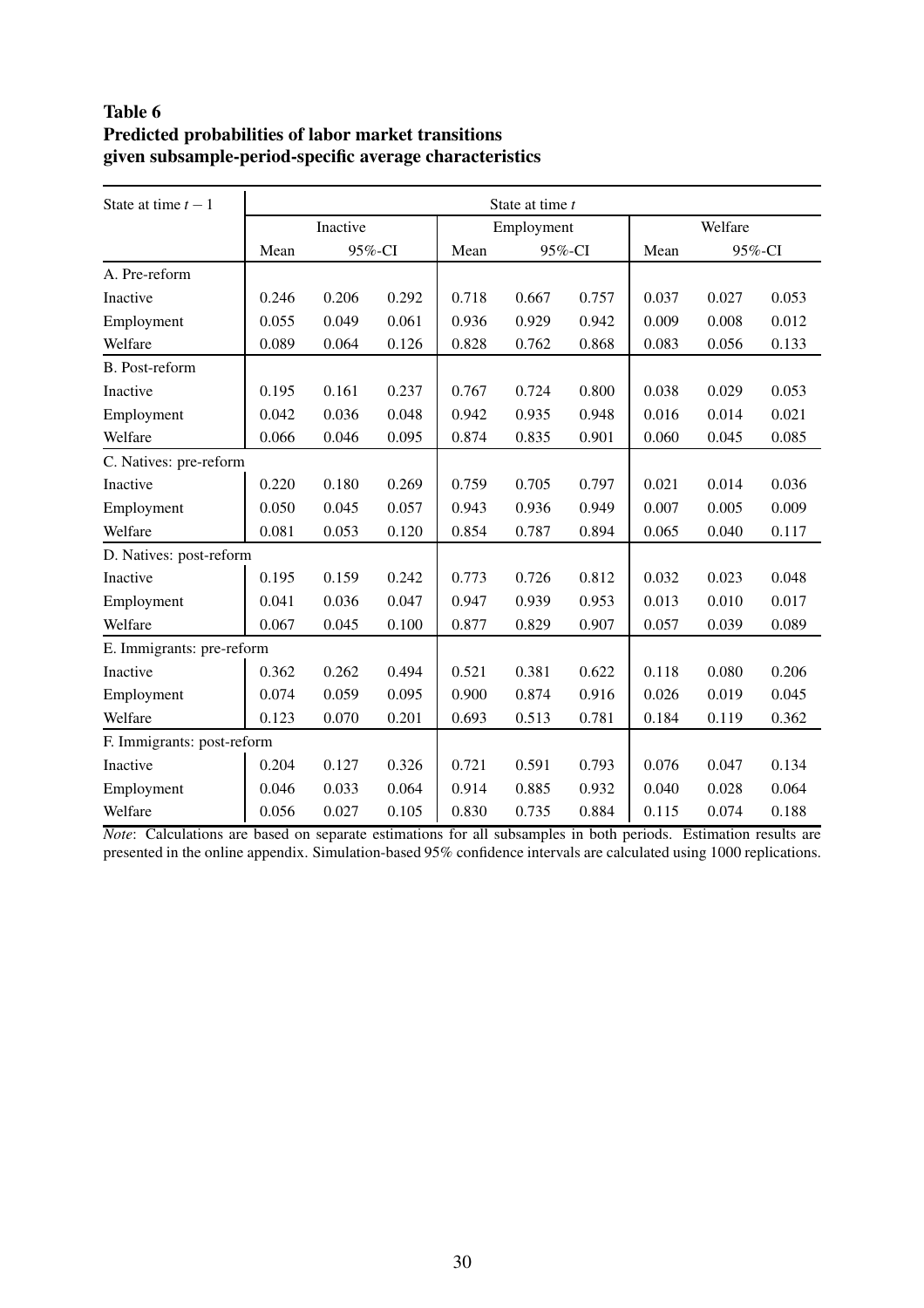**Table 6**
**Predicted probabilities of labor market transitions given subsample-period-specific average characteristics**

| State at time $t-1$ | State at time $t$ | | | | | | | | |
|---|---|---|---|---|---|---|---|---|---|
| | Inactive | | | Employment | | | Welfare | | |
| | Mean | 95%-CI | | Mean | 95%-CI | | Mean | 95%-CI | |
| A. Pre-reform | | | | | | | | | |
| Inactive | 0.246 | 0.206 | 0.292 | 0.718 | 0.667 | 0.757 | 0.037 | 0.027 | 0.053 |
| Employment | 0.055 | 0.049 | 0.061 | 0.936 | 0.929 | 0.942 | 0.009 | 0.008 | 0.012 |
| Welfare | 0.089 | 0.064 | 0.126 | 0.828 | 0.762 | 0.868 | 0.083 | 0.056 | 0.133 |
| B. Post-reform | | | | | | | | | |
| Inactive | 0.195 | 0.161 | 0.237 | 0.767 | 0.724 | 0.800 | 0.038 | 0.029 | 0.053 |
| Employment | 0.042 | 0.036 | 0.048 | 0.942 | 0.935 | 0.948 | 0.016 | 0.014 | 0.021 |
| Welfare | 0.066 | 0.046 | 0.095 | 0.874 | 0.835 | 0.901 | 0.060 | 0.045 | 0.085 |
| C. Natives: pre-reform | | | | | | | | | |
| Inactive | 0.220 | 0.180 | 0.269 | 0.759 | 0.705 | 0.797 | 0.021 | 0.014 | 0.036 |
| Employment | 0.050 | 0.045 | 0.057 | 0.943 | 0.936 | 0.949 | 0.007 | 0.005 | 0.009 |
| Welfare | 0.081 | 0.053 | 0.120 | 0.854 | 0.787 | 0.894 | 0.065 | 0.040 | 0.117 |
| D. Natives: post-reform | | | | | | | | | |
| Inactive | 0.195 | 0.159 | 0.242 | 0.773 | 0.726 | 0.812 | 0.032 | 0.023 | 0.048 |
| Employment | 0.041 | 0.036 | 0.047 | 0.947 | 0.939 | 0.953 | 0.013 | 0.010 | 0.017 |
| Welfare | 0.067 | 0.045 | 0.100 | 0.877 | 0.829 | 0.907 | 0.057 | 0.039 | 0.089 |
| E. Immigrants: pre-reform | | | | | | | | | |
| Inactive | 0.362 | 0.262 | 0.494 | 0.521 | 0.381 | 0.622 | 0.118 | 0.080 | 0.206 |
| Employment | 0.074 | 0.059 | 0.095 | 0.900 | 0.874 | 0.916 | 0.026 | 0.019 | 0.045 |
| Welfare | 0.123 | 0.070 | 0.201 | 0.693 | 0.513 | 0.781 | 0.184 | 0.119 | 0.362 |
| F. Immigrants: post-reform | | | | | | | | | |
| Inactive | 0.204 | 0.127 | 0.326 | 0.721 | 0.591 | 0.793 | 0.076 | 0.047 | 0.134 |
| Employment | 0.046 | 0.033 | 0.064 | 0.914 | 0.885 | 0.932 | 0.040 | 0.028 | 0.064 |
| Welfare | 0.056 | 0.027 | 0.105 | 0.830 | 0.735 | 0.884 | 0.115 | 0.074 | 0.188 |

*Note*: Calculations are based on separate estimations for all subsamples in both periods. Estimation results are presented in the online appendix. Simulation-based 95% confidence intervals are calculated using 1000 replications.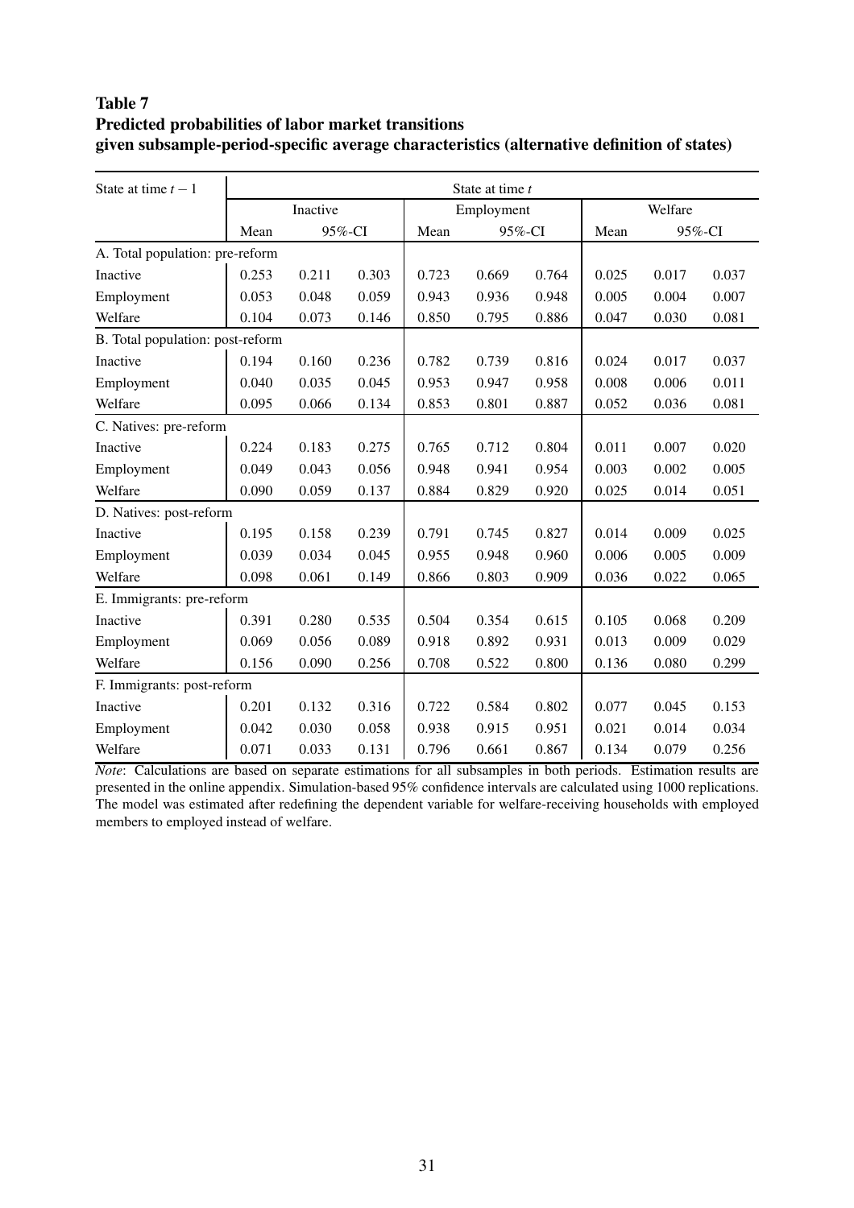**Table 7**
**Predicted probabilities of labor market transitions**
**given subsample-period-specific average characteristics (alternative definition of states)**

| State at time $t-1$ | State at time $t$ | | | | | | | | |
|---|---|---|---|---|---|---|---|---|---|
| | Inactive | | | Employment | | | Welfare | | |
| | Mean | 95%-CI | | Mean | 95%-CI | | Mean | 95%-CI | |
| A. Total population: pre-reform | | | | | | | | | |
| Inactive | 0.253 | 0.211 | 0.303 | 0.723 | 0.669 | 0.764 | 0.025 | 0.017 | 0.037 |
| Employment | 0.053 | 0.048 | 0.059 | 0.943 | 0.936 | 0.948 | 0.005 | 0.004 | 0.007 |
| Welfare | 0.104 | 0.073 | 0.146 | 0.850 | 0.795 | 0.886 | 0.047 | 0.030 | 0.081 |
| B. Total population: post-reform | | | | | | | | | |
| Inactive | 0.194 | 0.160 | 0.236 | 0.782 | 0.739 | 0.816 | 0.024 | 0.017 | 0.037 |
| Employment | 0.040 | 0.035 | 0.045 | 0.953 | 0.947 | 0.958 | 0.008 | 0.006 | 0.011 |
| Welfare | 0.095 | 0.066 | 0.134 | 0.853 | 0.801 | 0.887 | 0.052 | 0.036 | 0.081 |
| C. Natives: pre-reform | | | | | | | | | |
| Inactive | 0.224 | 0.183 | 0.275 | 0.765 | 0.712 | 0.804 | 0.011 | 0.007 | 0.020 |
| Employment | 0.049 | 0.043 | 0.056 | 0.948 | 0.941 | 0.954 | 0.003 | 0.002 | 0.005 |
| Welfare | 0.090 | 0.059 | 0.137 | 0.884 | 0.829 | 0.920 | 0.025 | 0.014 | 0.051 |
| D. Natives: post-reform | | | | | | | | | |
| Inactive | 0.195 | 0.158 | 0.239 | 0.791 | 0.745 | 0.827 | 0.014 | 0.009 | 0.025 |
| Employment | 0.039 | 0.034 | 0.045 | 0.955 | 0.948 | 0.960 | 0.006 | 0.005 | 0.009 |
| Welfare | 0.098 | 0.061 | 0.149 | 0.866 | 0.803 | 0.909 | 0.036 | 0.022 | 0.065 |
| E. Immigrants: pre-reform | | | | | | | | | |
| Inactive | 0.391 | 0.280 | 0.535 | 0.504 | 0.354 | 0.615 | 0.105 | 0.068 | 0.209 |
| Employment | 0.069 | 0.056 | 0.089 | 0.918 | 0.892 | 0.931 | 0.013 | 0.009 | 0.029 |
| Welfare | 0.156 | 0.090 | 0.256 | 0.708 | 0.522 | 0.800 | 0.136 | 0.080 | 0.299 |
| F. Immigrants: post-reform | | | | | | | | | |
| Inactive | 0.201 | 0.132 | 0.316 | 0.722 | 0.584 | 0.802 | 0.077 | 0.045 | 0.153 |
| Employment | 0.042 | 0.030 | 0.058 | 0.938 | 0.915 | 0.951 | 0.021 | 0.014 | 0.034 |
| Welfare | 0.071 | 0.033 | 0.131 | 0.796 | 0.661 | 0.867 | 0.134 | 0.079 | 0.256 |

*Note*: Calculations are based on separate estimations for all subsamples in both periods. Estimation results are presented in the online appendix. Simulation-based 95% confidence intervals are calculated using 1000 replications. The model was estimated after redefining the dependent variable for welfare-receiving households with employed members to employed instead of welfare.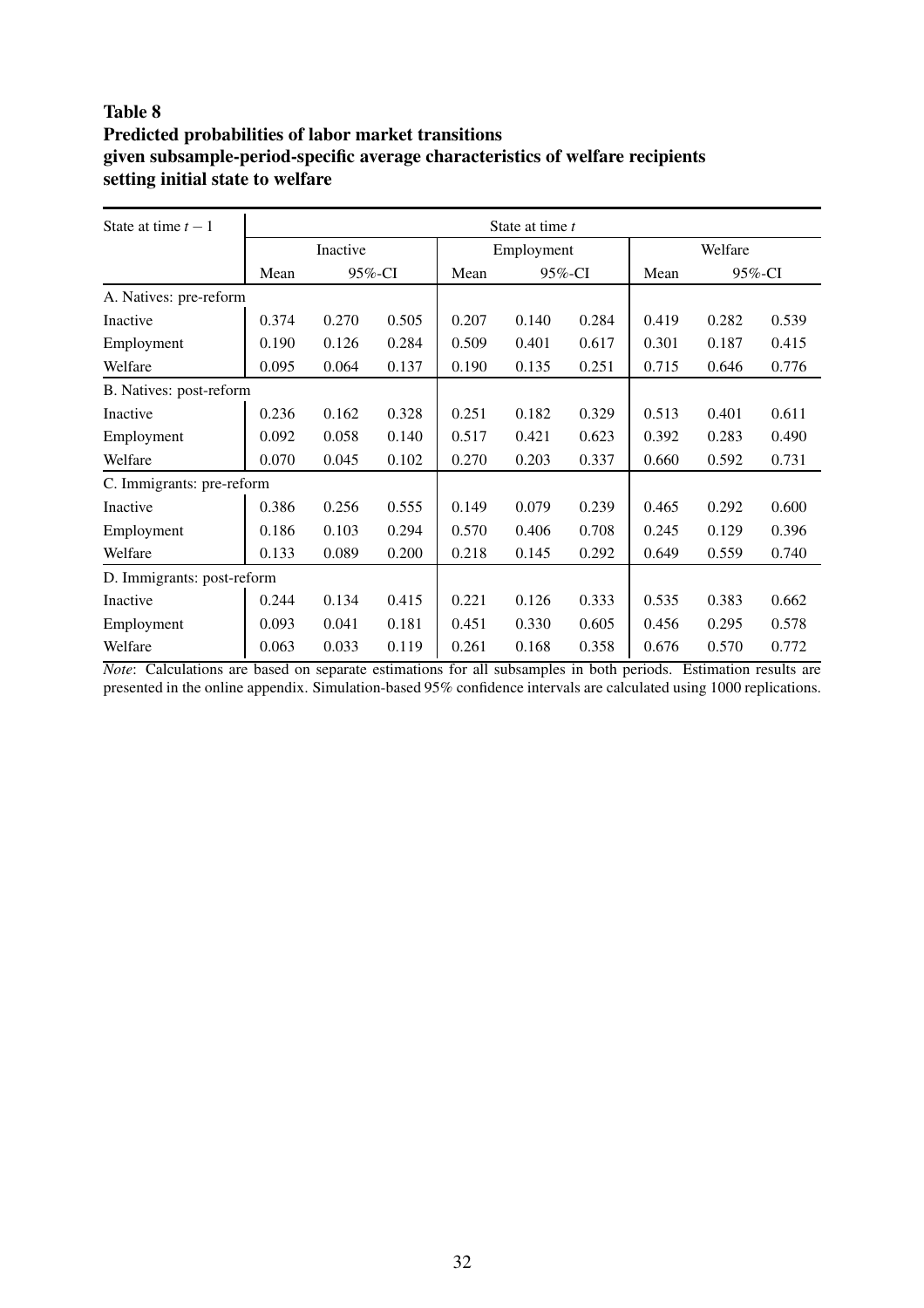**Table 8**
**Predicted probabilities of labor market transitions given subsample-period-specific average characteristics of welfare recipients setting initial state to welfare**

| State at time $t-1$ | State at time $t$ | | | | | | | | |
|---|---|---|---|---|---|---|---|---|---|
| | Inactive | | | Employment | | | Welfare | | |
| | Mean | 95%-CI | | Mean | 95%-CI | | Mean | 95%-CI | |
| A. Natives: pre-reform | | | | | | | | | |
| Inactive | 0.374 | 0.270 | 0.505 | 0.207 | 0.140 | 0.284 | 0.419 | 0.282 | 0.539 |
| Employment | 0.190 | 0.126 | 0.284 | 0.509 | 0.401 | 0.617 | 0.301 | 0.187 | 0.415 |
| Welfare | 0.095 | 0.064 | 0.137 | 0.190 | 0.135 | 0.251 | 0.715 | 0.646 | 0.776 |
| B. Natives: post-reform | | | | | | | | | |
| Inactive | 0.236 | 0.162 | 0.328 | 0.251 | 0.182 | 0.329 | 0.513 | 0.401 | 0.611 |
| Employment | 0.092 | 0.058 | 0.140 | 0.517 | 0.421 | 0.623 | 0.392 | 0.283 | 0.490 |
| Welfare | 0.070 | 0.045 | 0.102 | 0.270 | 0.203 | 0.337 | 0.660 | 0.592 | 0.731 |
| C. Immigrants: pre-reform | | | | | | | | | |
| Inactive | 0.386 | 0.256 | 0.555 | 0.149 | 0.079 | 0.239 | 0.465 | 0.292 | 0.600 |
| Employment | 0.186 | 0.103 | 0.294 | 0.570 | 0.406 | 0.708 | 0.245 | 0.129 | 0.396 |
| Welfare | 0.133 | 0.089 | 0.200 | 0.218 | 0.145 | 0.292 | 0.649 | 0.559 | 0.740 |
| D. Immigrants: post-reform | | | | | | | | | |
| Inactive | 0.244 | 0.134 | 0.415 | 0.221 | 0.126 | 0.333 | 0.535 | 0.383 | 0.662 |
| Employment | 0.093 | 0.041 | 0.181 | 0.451 | 0.330 | 0.605 | 0.456 | 0.295 | 0.578 |
| Welfare | 0.063 | 0.033 | 0.119 | 0.261 | 0.168 | 0.358 | 0.676 | 0.570 | 0.772 |

*Note*: Calculations are based on separate estimations for all subsamples in both periods. Estimation results are presented in the online appendix. Simulation-based 95% confidence intervals are calculated using 1000 replications.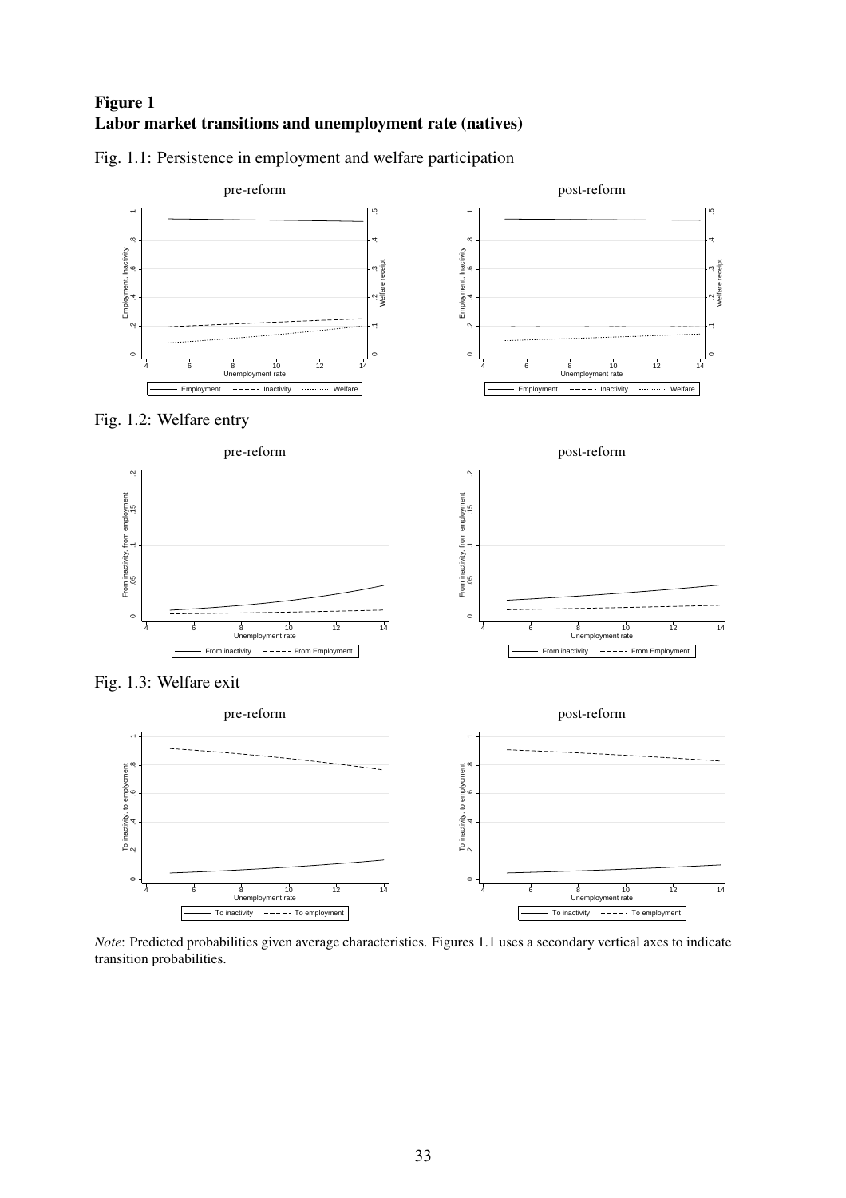**Figure 1**
**Labor market transitions and unemployment rate (natives)**

Fig. 1.1: Persistence in employment and welfare participation

Fig. 1.2: Welfare entry

Fig. 1.3: Welfare exit

*Note*: Predicted probabilities given average characteristics. Figures 1.1 uses a secondary vertical axes to indicate transition probabilities.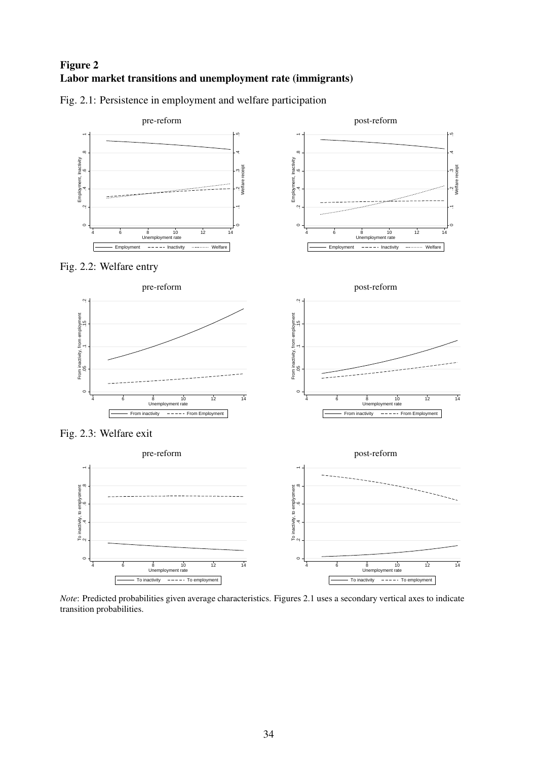**Figure 2**
**Labor market transitions and unemployment rate (immigrants)**

Fig. 2.1: Persistence in employment and welfare participation

Fig. 2.2: Welfare entry

Fig. 2.3: Welfare exit

*Note*: Predicted probabilities given average characteristics. Figures 2.1 uses a secondary vertical axes to indicate transition probabilities.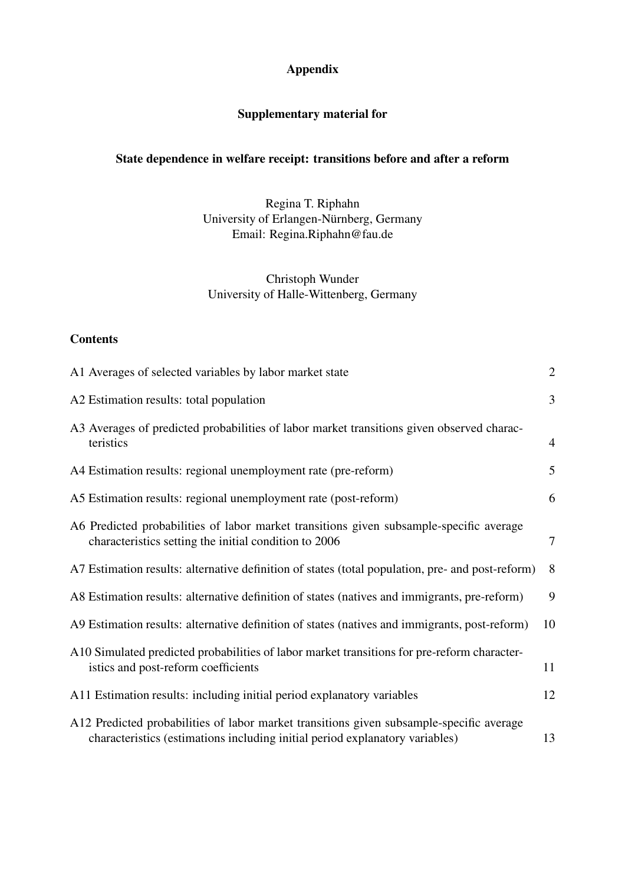**Appendix**

**Supplementary material for**

**State dependence in welfare receipt: transitions before and after a reform**

Regina T. Riphahn
University of Erlangen-Nürnberg, Germany
Email: Regina.Riphahn@fau.de

Christoph Wunder
University of Halle-Wittenberg, Germany

**Contents**

| | |
|---|---|
| A1 Averages of selected variables by labor market state | 2 |
| A2 Estimation results: total population | 3 |
| A3 Averages of predicted probabilities of labor market transitions given observed characteristics | 4 |
| A4 Estimation results: regional unemployment rate (pre-reform) | 5 |
| A5 Estimation results: regional unemployment rate (post-reform) | 6 |
| A6 Predicted probabilities of labor market transitions given subsample-specific average characteristics setting the initial condition to 2006 | 7 |
| A7 Estimation results: alternative definition of states (total population, pre- and post-reform) | 8 |
| A8 Estimation results: alternative definition of states (natives and immigrants, pre-reform) | 9 |
| A9 Estimation results: alternative definition of states (natives and immigrants, post-reform) | 10 |
| A10 Simulated predicted probabilities of labor market transitions for pre-reform characteristics and post-reform coefficients | 11 |
| A11 Estimation results: including initial period explanatory variables | 12 |
| A12 Predicted probabilities of labor market transitions given subsample-specific average characteristics (estimations including initial period explanatory variables) | 13 |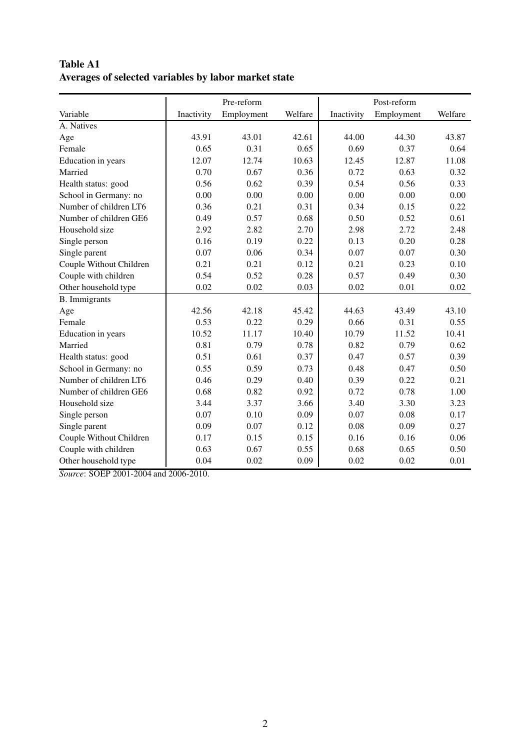**Table A1**
**Averages of selected variables by labor market state**

| Variable | Pre-reform | | | Post-reform | | |
|---|---|---|---|---|---|---|
| | Inactivity | Employment | Welfare | Inactivity | Employment | Welfare |
| A. Natives | | | | | | |
| Age | 43.91 | 43.01 | 42.61 | 44.00 | 44.30 | 43.87 |
| Female | 0.65 | 0.31 | 0.65 | 0.69 | 0.37 | 0.64 |
| Education in years | 12.07 | 12.74 | 10.63 | 12.45 | 12.87 | 11.08 |
| Married | 0.70 | 0.67 | 0.36 | 0.72 | 0.63 | 0.32 |
| Health status: good | 0.56 | 0.62 | 0.39 | 0.54 | 0.56 | 0.33 |
| School in Germany: no | 0.00 | 0.00 | 0.00 | 0.00 | 0.00 | 0.00 |
| Number of children LT6 | 0.36 | 0.21 | 0.31 | 0.34 | 0.15 | 0.22 |
| Number of children GE6 | 0.49 | 0.57 | 0.68 | 0.50 | 0.52 | 0.61 |
| Household size | 2.92 | 2.82 | 2.70 | 2.98 | 2.72 | 2.48 |
| Single person | 0.16 | 0.19 | 0.22 | 0.13 | 0.20 | 0.28 |
| Single parent | 0.07 | 0.06 | 0.34 | 0.07 | 0.07 | 0.30 |
| Couple Without Children | 0.21 | 0.21 | 0.12 | 0.21 | 0.23 | 0.10 |
| Couple with children | 0.54 | 0.52 | 0.28 | 0.57 | 0.49 | 0.30 |
| Other household type | 0.02 | 0.02 | 0.03 | 0.02 | 0.01 | 0.02 |
| B. Immigrants | | | | | | |
| Age | 42.56 | 42.18 | 45.42 | 44.63 | 43.49 | 43.10 |
| Female | 0.53 | 0.22 | 0.29 | 0.66 | 0.31 | 0.55 |
| Education in years | 10.52 | 11.17 | 10.40 | 10.79 | 11.52 | 10.41 |
| Married | 0.81 | 0.79 | 0.78 | 0.82 | 0.79 | 0.62 |
| Health status: good | 0.51 | 0.61 | 0.37 | 0.47 | 0.57 | 0.39 |
| School in Germany: no | 0.55 | 0.59 | 0.73 | 0.48 | 0.47 | 0.50 |
| Number of children LT6 | 0.46 | 0.29 | 0.40 | 0.39 | 0.22 | 0.21 |
| Number of children GE6 | 0.68 | 0.82 | 0.92 | 0.72 | 0.78 | 1.00 |
| Household size | 3.44 | 3.37 | 3.66 | 3.40 | 3.30 | 3.23 |
| Single person | 0.07 | 0.10 | 0.09 | 0.07 | 0.08 | 0.17 |
| Single parent | 0.09 | 0.07 | 0.12 | 0.08 | 0.09 | 0.27 |
| Couple Without Children | 0.17 | 0.15 | 0.15 | 0.16 | 0.16 | 0.06 |
| Couple with children | 0.63 | 0.67 | 0.55 | 0.68 | 0.65 | 0.50 |
| Other household type | 0.04 | 0.02 | 0.09 | 0.02 | 0.02 | 0.01 |

*Source*: SOEP 2001-2004 and 2006-2010.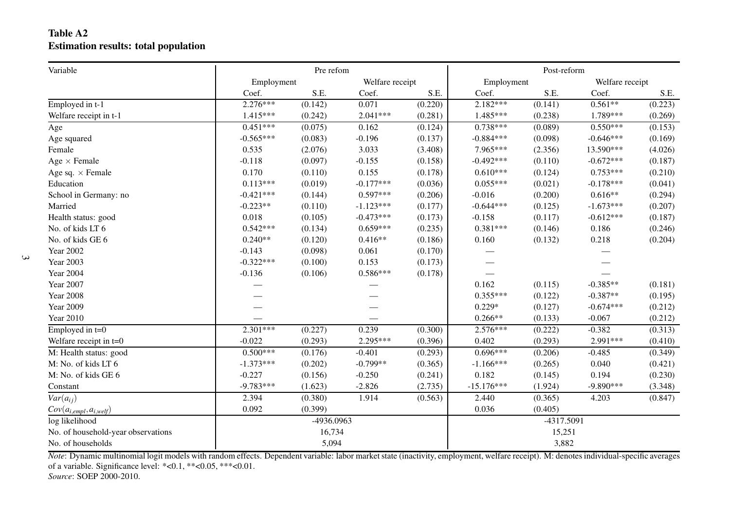**Table A2**
**Estimation results: total population**

| Variable | Pre refom | | | | Post-reform | | | |
|---|---|---|---|---|---|---|---|---|
| | Employment | | Welfare receipt | | Employment | | Welfare receipt | |
| | Coef. | S.E. | Coef. | S.E. | Coef. | S.E. | Coef. | S.E. |
| Employed in t-1 | 2.276*** | (0.142) | 0.071 | (0.220) | 2.182*** | (0.141) | 0.561** | (0.223) |
| Welfare receipt in t-1 | 1.415*** | (0.242) | 2.041*** | (0.281) | 1.485*** | (0.238) | 1.789*** | (0.269) |
| Age | 0.451*** | (0.075) | 0.162 | (0.124) | 0.738*** | (0.089) | 0.550*** | (0.153) |
| Age squared | -0.565*** | (0.083) | -0.196 | (0.137) | -0.884*** | (0.098) | -0.646*** | (0.169) |
| Female | 0.535 | (2.076) | 3.033 | (3.408) | 7.965*** | (2.356) | 13.590*** | (4.026) |
| Age × Female | -0.118 | (0.097) | -0.155 | (0.158) | -0.492*** | (0.110) | -0.672*** | (0.187) |
| Age sq. × Female | 0.170 | (0.110) | 0.155 | (0.178) | 0.610*** | (0.124) | 0.753*** | (0.210) |
| Education | 0.113*** | (0.019) | -0.177*** | (0.036) | 0.055*** | (0.021) | -0.178*** | (0.041) |
| School in Germany: no | -0.421*** | (0.144) | 0.597*** | (0.206) | -0.016 | (0.200) | 0.616** | (0.294) |
| Married | -0.223** | (0.110) | -1.123*** | (0.177) | -0.644*** | (0.125) | -1.673*** | (0.207) |
| Health status: good | 0.018 | (0.105) | -0.473*** | (0.173) | -0.158 | (0.117) | -0.612*** | (0.187) |
| No. of kids LT 6 | 0.542*** | (0.134) | 0.659*** | (0.235) | 0.381*** | (0.146) | 0.186 | (0.246) |
| No. of kids GE 6 | 0.240** | (0.120) | 0.416** | (0.186) | 0.160 | (0.132) | 0.218 | (0.204) |
| Year 2002 | -0.143 | (0.098) | 0.061 | (0.170) | — | | — | |
| Year 2003 | -0.322*** | (0.100) | 0.153 | (0.173) | — | | — | |
| Year 2004 | -0.136 | (0.106) | 0.586*** | (0.178) | — | | — | |
| Year 2007 | — | | — | | 0.162 | (0.115) | -0.385** | (0.181) |
| Year 2008 | — | | — | | 0.355*** | (0.122) | -0.387** | (0.195) |
| Year 2009 | — | | — | | 0.229* | (0.127) | -0.674*** | (0.212) |
| Year 2010 | — | | — | | 0.266** | (0.133) | -0.067 | (0.212) |
| Employed in t=0 | 2.301*** | (0.227) | 0.239 | (0.300) | 2.576*** | (0.222) | -0.382 | (0.313) |
| Welfare receipt in t=0 | -0.022 | (0.293) | 2.295*** | (0.396) | 0.402 | (0.293) | 2.991*** | (0.410) |
| M: Health status: good | 0.500*** | (0.176) | -0.401 | (0.293) | 0.696*** | (0.206) | -0.485 | (0.349) |
| M: No. of kids LT 6 | -1.373*** | (0.202) | -0.799** | (0.365) | -1.166*** | (0.265) | 0.040 | (0.421) |
| M: No. of kids GE 6 | -0.227 | (0.156) | -0.250 | (0.241) | 0.182 | (0.145) | 0.194 | (0.230) |
| Constant | -9.783*** | (1.623) | -2.826 | (2.735) | -15.176*** | (1.924) | -9.890*** | (3.348) |
| $Var(a_{ij})$ | 2.394 | (0.380) | 1.914 | (0.563) | 2.440 | (0.365) | 4.203 | (0.847) |
| $Cov(a_{i,empl}, a_{i,welf})$ | 0.092 | (0.399) | | | 0.036 | (0.405) | | |
| log likelihood | -4936.0963 | | | | -4317.5091 | | | |
| No. of household-year observations | 16,734 | | | | 15,251 | | | |
| No. of households | 5,094 | | | | 3,882 | | | |

*Note*: Dynamic multinomial logit models with random effects. Dependent variable: labor market state (inactivity, employment, welfare receipt). M: denotes individual-specific averages of a variable. Significance level: *<0.1, **<0.05, ***<0.01.
*Source*: SOEP 2000-2010.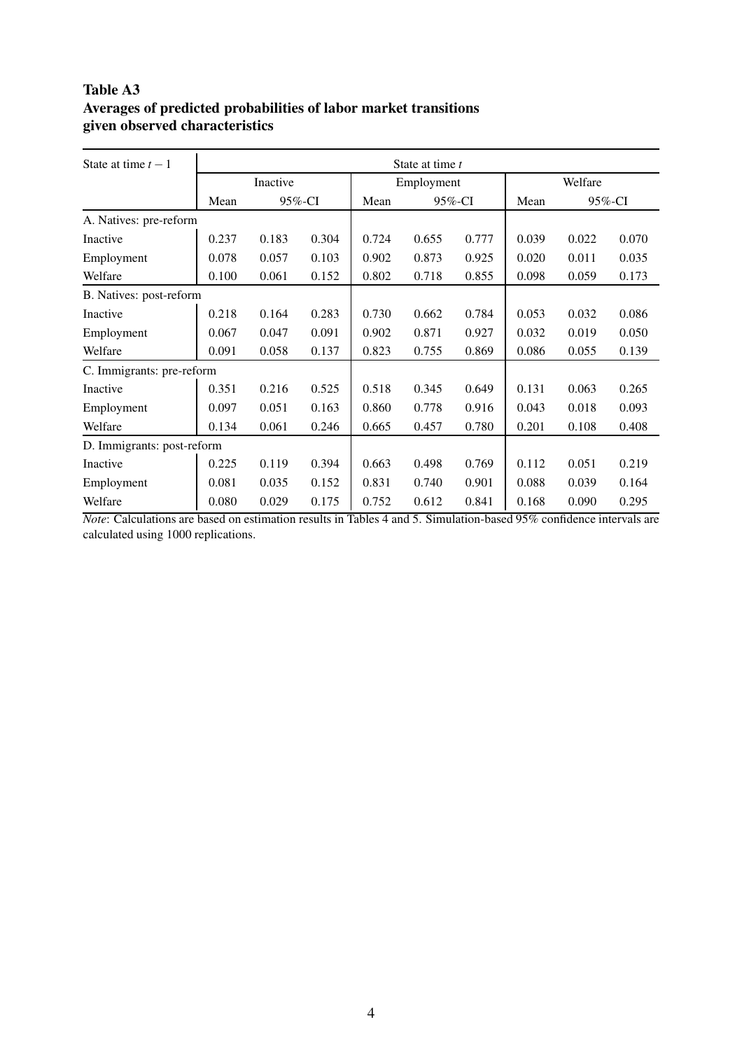**Table A3**
**Averages of predicted probabilities of labor market transitions given observed characteristics**

| State at time $t-1$ | State at time $t$ | | | | | | | | |
|---|---|---|---|---|---|---|---|---|---|
| | Inactive | | | Employment | | | Welfare | | |
| | Mean | 95%-CI | | Mean | 95%-CI | | Mean | 95%-CI | |
| A. Natives: pre-reform | | | | | | | | | |
| Inactive | 0.237 | 0.183 | 0.304 | 0.724 | 0.655 | 0.777 | 0.039 | 0.022 | 0.070 |
| Employment | 0.078 | 0.057 | 0.103 | 0.902 | 0.873 | 0.925 | 0.020 | 0.011 | 0.035 |
| Welfare | 0.100 | 0.061 | 0.152 | 0.802 | 0.718 | 0.855 | 0.098 | 0.059 | 0.173 |
| B. Natives: post-reform | | | | | | | | | |
| Inactive | 0.218 | 0.164 | 0.283 | 0.730 | 0.662 | 0.784 | 0.053 | 0.032 | 0.086 |
| Employment | 0.067 | 0.047 | 0.091 | 0.902 | 0.871 | 0.927 | 0.032 | 0.019 | 0.050 |
| Welfare | 0.091 | 0.058 | 0.137 | 0.823 | 0.755 | 0.869 | 0.086 | 0.055 | 0.139 |
| C. Immigrants: pre-reform | | | | | | | | | |
| Inactive | 0.351 | 0.216 | 0.525 | 0.518 | 0.345 | 0.649 | 0.131 | 0.063 | 0.265 |
| Employment | 0.097 | 0.051 | 0.163 | 0.860 | 0.778 | 0.916 | 0.043 | 0.018 | 0.093 |
| Welfare | 0.134 | 0.061 | 0.246 | 0.665 | 0.457 | 0.780 | 0.201 | 0.108 | 0.408 |
| D. Immigrants: post-reform | | | | | | | | | |
| Inactive | 0.225 | 0.119 | 0.394 | 0.663 | 0.498 | 0.769 | 0.112 | 0.051 | 0.219 |
| Employment | 0.081 | 0.035 | 0.152 | 0.831 | 0.740 | 0.901 | 0.088 | 0.039 | 0.164 |
| Welfare | 0.080 | 0.029 | 0.175 | 0.752 | 0.612 | 0.841 | 0.168 | 0.090 | 0.295 |

*Note*: Calculations are based on estimation results in Tables 4 and 5. Simulation-based 95% confidence intervals are calculated using 1000 replications.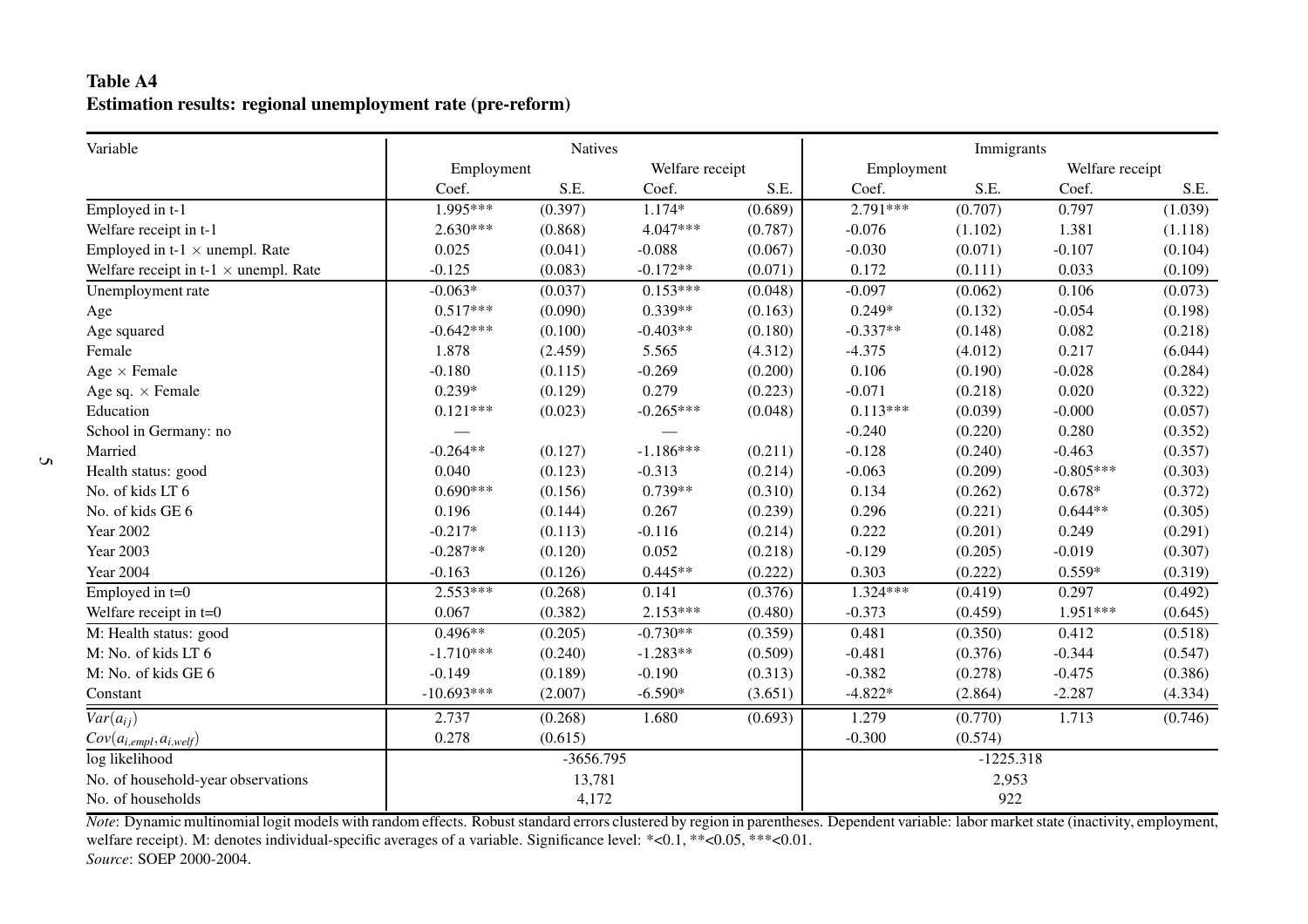**Table A4**
**Estimation results: regional unemployment rate (pre-reform)**

| Variable | Natives | | | | Immigrants | | | |
|---|---|---|---|---|---|---|---|---|
| | Employment | | Welfare receipt | | Employment | | Welfare receipt | |
| | Coef. | S.E. | Coef. | S.E. | Coef. | S.E. | Coef. | S.E. |
| Employed in t-1 | 1.995*** | (0.397) | 1.174* | (0.689) | 2.791*** | (0.707) | 0.797 | (1.039) |
| Welfare receipt in t-1 | 2.630*** | (0.868) | 4.047*** | (0.787) | -0.076 | (1.102) | 1.381 | (1.118) |
| Employed in t-1 × unempl. Rate | 0.025 | (0.041) | -0.088 | (0.067) | -0.030 | (0.071) | -0.107 | (0.104) |
| Welfare receipt in t-1 × unempl. Rate | -0.125 | (0.083) | -0.172** | (0.071) | 0.172 | (0.111) | 0.033 | (0.109) |
| Unemployment rate | -0.063* | (0.037) | 0.153*** | (0.048) | -0.097 | (0.062) | 0.106 | (0.073) |
| Age | 0.517*** | (0.090) | 0.339** | (0.163) | 0.249* | (0.132) | -0.054 | (0.198) |
| Age squared | -0.642*** | (0.100) | -0.403** | (0.180) | -0.337** | (0.148) | 0.082 | (0.218) |
| Female | 1.878 | (2.459) | 5.565 | (4.312) | -4.375 | (4.012) | 0.217 | (6.044) |
| Age × Female | -0.180 | (0.115) | -0.269 | (0.200) | 0.106 | (0.190) | -0.028 | (0.284) |
| Age sq. × Female | 0.239* | (0.129) | 0.279 | (0.223) | -0.071 | (0.218) | 0.020 | (0.322) |
| Education | 0.121*** | (0.023) | -0.265*** | (0.048) | 0.113*** | (0.039) | -0.000 | (0.057) |
| School in Germany: no | — | | — | | -0.240 | (0.220) | 0.280 | (0.352) |
| Married | -0.264** | (0.127) | -1.186*** | (0.211) | -0.128 | (0.240) | -0.463 | (0.357) |
| Health status: good | 0.040 | (0.123) | -0.313 | (0.214) | -0.063 | (0.209) | -0.805*** | (0.303) |
| No. of kids LT 6 | 0.690*** | (0.156) | 0.739** | (0.310) | 0.134 | (0.262) | 0.678* | (0.372) |
| No. of kids GE 6 | 0.196 | (0.144) | 0.267 | (0.239) | 0.296 | (0.221) | 0.644** | (0.305) |
| Year 2002 | -0.217* | (0.113) | -0.116 | (0.214) | 0.222 | (0.201) | 0.249 | (0.291) |
| Year 2003 | -0.287** | (0.120) | 0.052 | (0.218) | -0.129 | (0.205) | -0.019 | (0.307) |
| Year 2004 | -0.163 | (0.126) | 0.445** | (0.222) | 0.303 | (0.222) | 0.559* | (0.319) |
| Employed in t=0 | 2.553*** | (0.268) | 0.141 | (0.376) | 1.324*** | (0.419) | 0.297 | (0.492) |
| Welfare receipt in t=0 | 0.067 | (0.382) | 2.153*** | (0.480) | -0.373 | (0.459) | 1.951*** | (0.645) |
| M: Health status: good | 0.496** | (0.205) | -0.730** | (0.359) | 0.481 | (0.350) | 0.412 | (0.518) |
| M: No. of kids LT 6 | -1.710*** | (0.240) | -1.283** | (0.509) | -0.481 | (0.376) | -0.344 | (0.547) |
| M: No. of kids GE 6 | -0.149 | (0.189) | -0.190 | (0.313) | -0.382 | (0.278) | -0.475 | (0.386) |
| Constant | -10.693*** | (2.007) | -6.590* | (3.651) | -4.822* | (2.864) | -2.287 | (4.334) |
| $Var(a_{ij})$ | 2.737 | (0.268) | 1.680 | (0.693) | 1.279 | (0.770) | 1.713 | (0.746) |
| $Cov(a_{i,empl}, a_{i,welf})$ | 0.278 | (0.615) | | | -0.300 | (0.574) | | |
| log likelihood | -3656.795 | | | | -1225.318 | | | |
| No. of household-year observations | 13,781 | | | | 2,953 | | | |
| No. of households | 4,172 | | | | 922 | | | |

*Note*: Dynamic multinomial logit models with random effects. Robust standard errors clustered by region in parentheses. Dependent variable: labor market state (inactivity, employment, welfare receipt). M: denotes individual-specific averages of a variable. Significance level: *<0.1, **<0.05, ***<0.01.
*Source*: SOEP 2000-2004.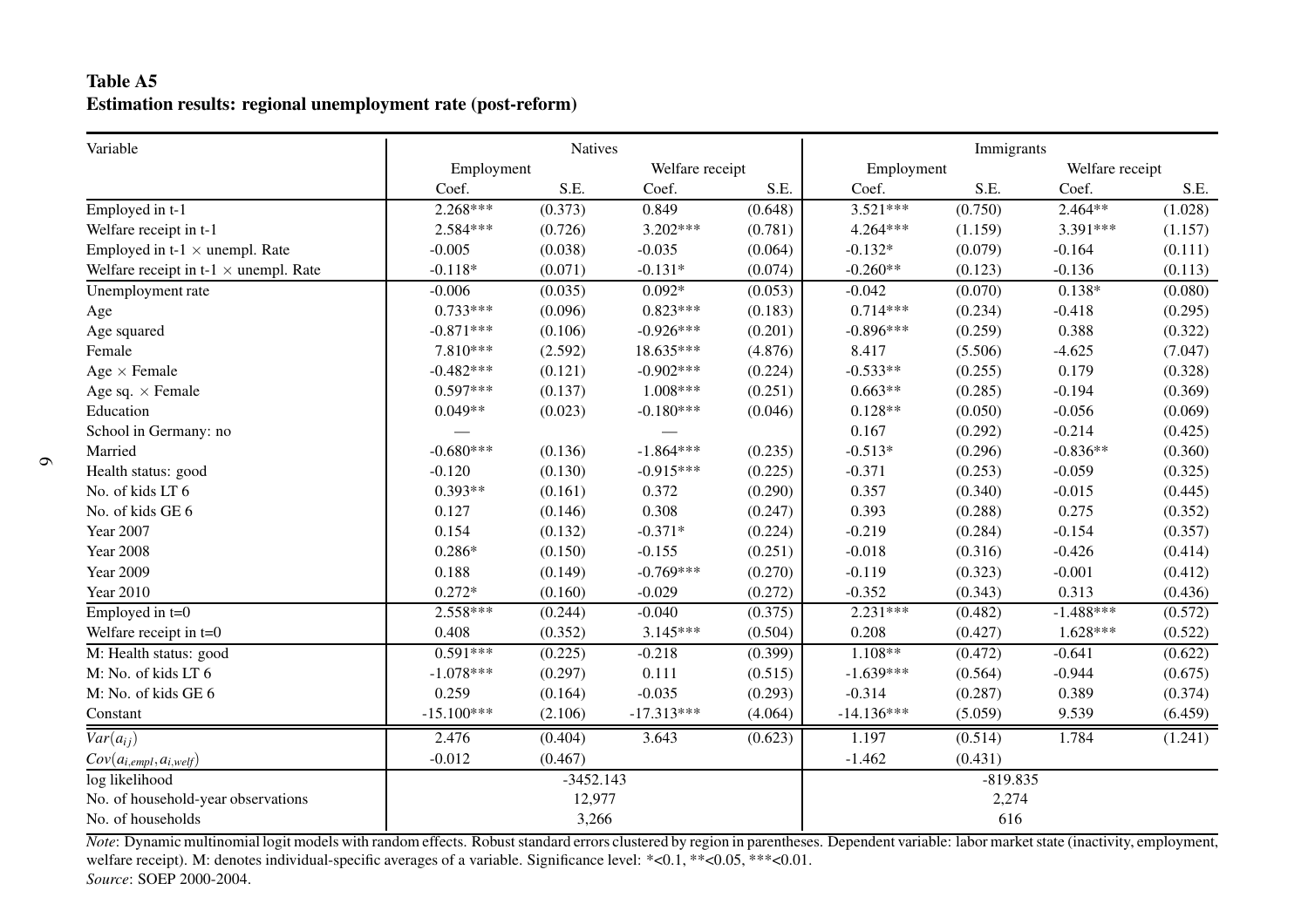**Table A5**
**Estimation results: regional unemployment rate (post-reform)**

| Variable | Natives | | | | Immigrants | | | |
|---|---|---|---|---|---|---|---|---|
| | Employment | | Welfare receipt | | Employment | | Welfare receipt | |
| | Coef. | S.E. | Coef. | S.E. | Coef. | S.E. | Coef. | S.E. |
| Employed in t-1 | 2.268*** | (0.373) | 0.849 | (0.648) | 3.521*** | (0.750) | 2.464** | (1.028) |
| Welfare receipt in t-1 | 2.584*** | (0.726) | 3.202*** | (0.781) | 4.264*** | (1.159) | 3.391*** | (1.157) |
| Employed in t-1 × unempl. Rate | -0.005 | (0.038) | -0.035 | (0.064) | -0.132* | (0.079) | -0.164 | (0.111) |
| Welfare receipt in t-1 × unempl. Rate | -0.118* | (0.071) | -0.131* | (0.074) | -0.260** | (0.123) | -0.136 | (0.113) |
| Unemployment rate | -0.006 | (0.035) | 0.092* | (0.053) | -0.042 | (0.070) | 0.138* | (0.080) |
| Age | 0.733*** | (0.096) | 0.823*** | (0.183) | 0.714*** | (0.234) | -0.418 | (0.295) |
| Age squared | -0.871*** | (0.106) | -0.926*** | (0.201) | -0.896*** | (0.259) | 0.388 | (0.322) |
| Female | 7.810*** | (2.592) | 18.635*** | (4.876) | 8.417 | (5.506) | -4.625 | (7.047) |
| Age × Female | -0.482*** | (0.121) | -0.902*** | (0.224) | -0.533** | (0.255) | 0.179 | (0.328) |
| Age sq. × Female | 0.597*** | (0.137) | 1.008*** | (0.251) | 0.663** | (0.285) | -0.194 | (0.369) |
| Education | 0.049** | (0.023) | -0.180*** | (0.046) | 0.128** | (0.050) | -0.056 | (0.069) |
| School in Germany: no | — | | — | | 0.167 | (0.292) | -0.214 | (0.425) |
| Married | -0.680*** | (0.136) | -1.864*** | (0.235) | -0.513* | (0.296) | -0.836** | (0.360) |
| Health status: good | -0.120 | (0.130) | -0.915*** | (0.225) | -0.371 | (0.253) | -0.059 | (0.325) |
| No. of kids LT 6 | 0.393** | (0.161) | 0.372 | (0.290) | 0.357 | (0.340) | -0.015 | (0.445) |
| No. of kids GE 6 | 0.127 | (0.146) | 0.308 | (0.247) | 0.393 | (0.288) | 0.275 | (0.352) |
| Year 2007 | 0.154 | (0.132) | -0.371* | (0.224) | -0.219 | (0.284) | -0.154 | (0.357) |
| Year 2008 | 0.286* | (0.150) | -0.155 | (0.251) | -0.018 | (0.316) | -0.426 | (0.414) |
| Year 2009 | 0.188 | (0.149) | -0.769*** | (0.270) | -0.119 | (0.323) | -0.001 | (0.412) |
| Year 2010 | 0.272* | (0.160) | -0.029 | (0.272) | -0.352 | (0.343) | 0.313 | (0.436) |
| Employed in t=0 | 2.558*** | (0.244) | -0.040 | (0.375) | 2.231*** | (0.482) | -1.488*** | (0.572) |
| Welfare receipt in t=0 | 0.408 | (0.352) | 3.145*** | (0.504) | 0.208 | (0.427) | 1.628*** | (0.522) |
| M: Health status: good | 0.591*** | (0.225) | -0.218 | (0.399) | 1.108** | (0.472) | -0.641 | (0.622) |
| M: No. of kids LT 6 | -1.078*** | (0.297) | 0.111 | (0.515) | -1.639*** | (0.564) | -0.944 | (0.675) |
| M: No. of kids GE 6 | 0.259 | (0.164) | -0.035 | (0.293) | -0.314 | (0.287) | 0.389 | (0.374) |
| Constant | -15.100*** | (2.106) | -17.313*** | (4.064) | -14.136*** | (5.059) | 9.539 | (6.459) |
| $Var(a_{ij})$ | 2.476 | (0.404) | 3.643 | (0.623) | 1.197 | (0.514) | 1.784 | (1.241) |
| $Cov(a_{i,empl}, a_{i,welf})$ | -0.012 | (0.467) | | | -1.462 | (0.431) | | |
| log likelihood | -3452.143 | | | | -819.835 | | | |
| No. of household-year observations | 12,977 | | | | 2,274 | | | |
| No. of households | 3,266 | | | | 616 | | | |

*Note*: Dynamic multinomial logit models with random effects. Robust standard errors clustered by region in parentheses. Dependent variable: labor market state (inactivity, employment, welfare receipt). M: denotes individual-specific averages of a variable. Significance level: *<0.1, **<0.05, ***<0.01.
*Source*: SOEP 2000-2004.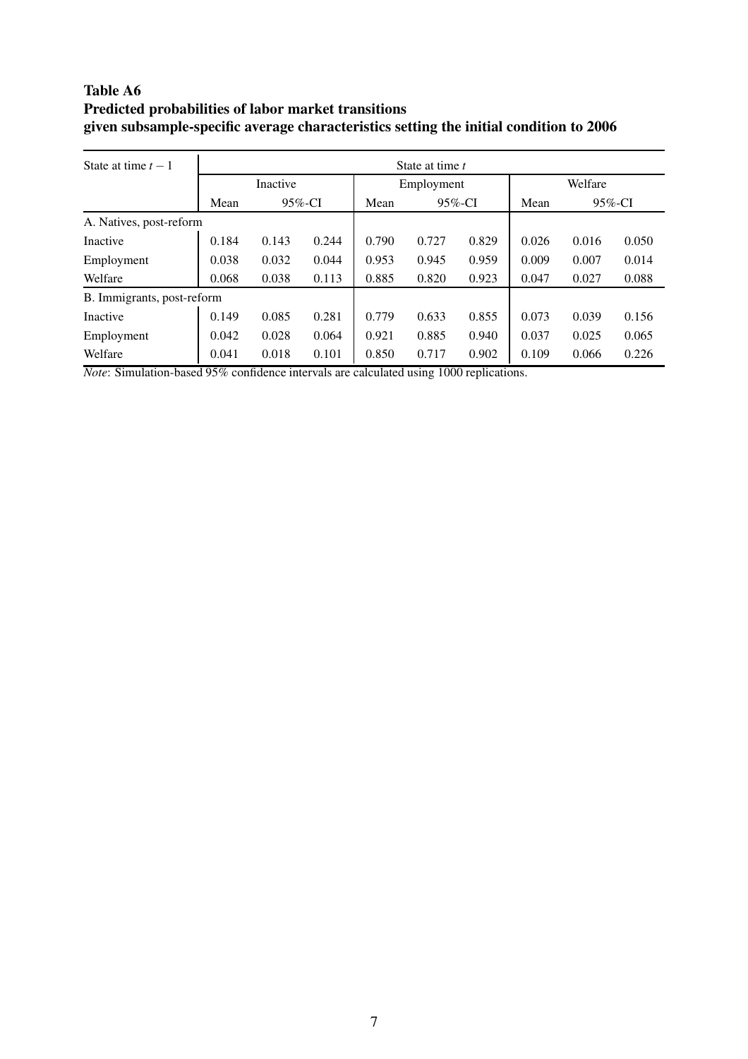**Table A6**
**Predicted probabilities of labor market transitions given subsample-specific average characteristics setting the initial condition to 2006**

| State at time $t-1$ | State at time $t$ | | | | | | | | |
|---|---|---|---|---|---|---|---|---|---|
| | Inactive | | | Employment | | | Welfare | | |
| | Mean | 95%-CI | | Mean | 95%-CI | | Mean | 95%-CI | |
| A. Natives, post-reform | | | | | | | | | |
| Inactive | 0.184 | 0.143 | 0.244 | 0.790 | 0.727 | 0.829 | 0.026 | 0.016 | 0.050 |
| Employment | 0.038 | 0.032 | 0.044 | 0.953 | 0.945 | 0.959 | 0.009 | 0.007 | 0.014 |
| Welfare | 0.068 | 0.038 | 0.113 | 0.885 | 0.820 | 0.923 | 0.047 | 0.027 | 0.088 |
| B. Immigrants, post-reform | | | | | | | | | |
| Inactive | 0.149 | 0.085 | 0.281 | 0.779 | 0.633 | 0.855 | 0.073 | 0.039 | 0.156 |
| Employment | 0.042 | 0.028 | 0.064 | 0.921 | 0.885 | 0.940 | 0.037 | 0.025 | 0.065 |
| Welfare | 0.041 | 0.018 | 0.101 | 0.850 | 0.717 | 0.902 | 0.109 | 0.066 | 0.226 |

*Note*: Simulation-based 95% confidence intervals are calculated using 1000 replications.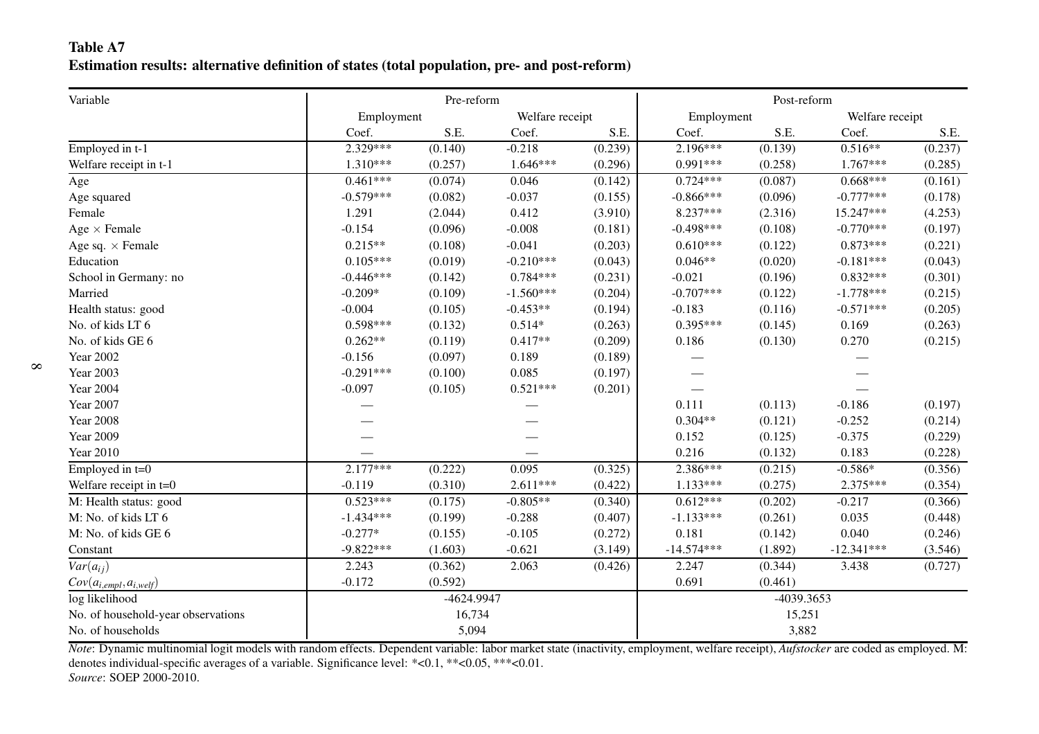**Table A7**
**Estimation results: alternative definition of states (total population, pre- and post-reform)**

| Variable | Pre-reform | | | | Post-reform | | | |
|---|---|---|---|---|---|---|---|---|
| | Employment | | Welfare receipt | | Employment | | Welfare receipt | |
| | Coef. | S.E. | Coef. | S.E. | Coef. | S.E. | Coef. | S.E. |
| Employed in t-1 | 2.329*** | (0.140) | -0.218 | (0.239) | 2.196*** | (0.139) | 0.516** | (0.237) |
| Welfare receipt in t-1 | 1.310*** | (0.257) | 1.646*** | (0.296) | 0.991*** | (0.258) | 1.767*** | (0.285) |
| Age | 0.461*** | (0.074) | 0.046 | (0.142) | 0.724*** | (0.087) | 0.668*** | (0.161) |
| Age squared | -0.579*** | (0.082) | -0.037 | (0.155) | -0.866*** | (0.096) | -0.777*** | (0.178) |
| Female | 1.291 | (2.044) | 0.412 | (3.910) | 8.237*** | (2.316) | 15.247*** | (4.253) |
| Age × Female | -0.154 | (0.096) | -0.008 | (0.181) | -0.498*** | (0.108) | -0.770*** | (0.197) |
| Age sq. × Female | 0.215** | (0.108) | -0.041 | (0.203) | 0.610*** | (0.122) | 0.873*** | (0.221) |
| Education | 0.105*** | (0.019) | -0.210*** | (0.043) | 0.046** | (0.020) | -0.181*** | (0.043) |
| School in Germany: no | -0.446*** | (0.142) | 0.784*** | (0.231) | -0.021 | (0.196) | 0.832*** | (0.301) |
| Married | -0.209* | (0.109) | -1.560*** | (0.204) | -0.707*** | (0.122) | -1.778*** | (0.215) |
| Health status: good | -0.004 | (0.105) | -0.453** | (0.194) | -0.183 | (0.116) | -0.571*** | (0.205) |
| No. of kids LT 6 | 0.598*** | (0.132) | 0.514* | (0.263) | 0.395*** | (0.145) | 0.169 | (0.263) |
| No. of kids GE 6 | 0.262** | (0.119) | 0.417** | (0.209) | 0.186 | (0.130) | 0.270 | (0.215) |
| Year 2002 | -0.156 | (0.097) | 0.189 | (0.189) | — | | — | |
| Year 2003 | -0.291*** | (0.100) | 0.085 | (0.197) | — | | — | |
| Year 2004 | -0.097 | (0.105) | 0.521*** | (0.201) | — | | — | |
| Year 2007 | — | | — | | 0.111 | (0.113) | -0.186 | (0.197) |
| Year 2008 | — | | — | | 0.304** | (0.121) | -0.252 | (0.214) |
| Year 2009 | — | | — | | 0.152 | (0.125) | -0.375 | (0.229) |
| Year 2010 | — | | — | | 0.216 | (0.132) | 0.183 | (0.228) |
| Employed in t=0 | 2.177*** | (0.222) | 0.095 | (0.325) | 2.386*** | (0.215) | -0.586* | (0.356) |
| Welfare receipt in t=0 | -0.119 | (0.310) | 2.611*** | (0.422) | 1.133*** | (0.275) | 2.375*** | (0.354) |
| M: Health status: good | 0.523*** | (0.175) | -0.805** | (0.340) | 0.612*** | (0.202) | -0.217 | (0.366) |
| M: No. of kids LT 6 | -1.434*** | (0.199) | -0.288 | (0.407) | -1.133*** | (0.261) | 0.035 | (0.448) |
| M: No. of kids GE 6 | -0.277* | (0.155) | -0.105 | (0.272) | 0.181 | (0.142) | 0.040 | (0.246) |
| Constant | -9.822*** | (1.603) | -0.621 | (3.149) | -14.574*** | (1.892) | -12.341*** | (3.546) |
| $Var(a_{ij})$ | 2.243 | (0.362) | 2.063 | (0.426) | 2.247 | (0.344) | 3.438 | (0.727) |
| $Cov(a_{i,empl}, a_{i,welf})$ | -0.172 | (0.592) | | | 0.691 | (0.461) | | |
| log likelihood | -4624.9947 | | | | -4039.3653 | | | |
| No. of household-year observations | 16,734 | | | | 15,251 | | | |
| No. of households | 5,094 | | | | 3,882 | | | |

*Note*: Dynamic multinomial logit models with random effects. Dependent variable: labor market state (inactivity, employment, welfare receipt), *Aufstocker* are coded as employed. M: denotes individual-specific averages of a variable. Significance level: *<0.1, **<0.05, ***<0.01.
*Source*: SOEP 2000-2010.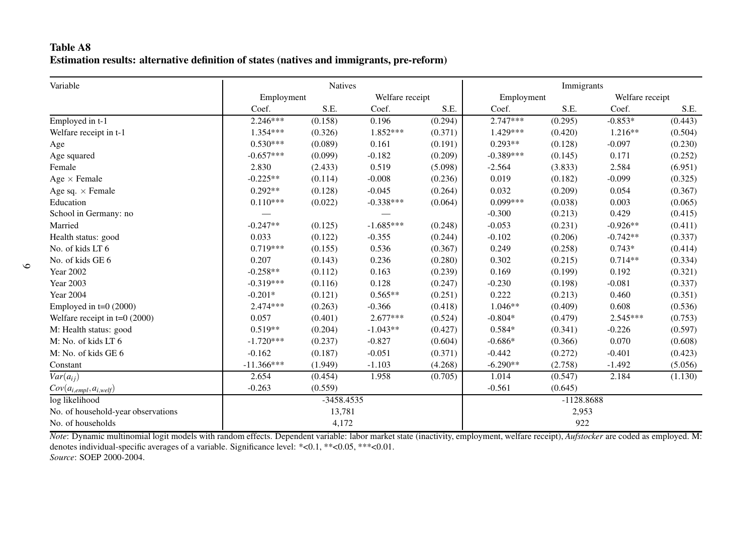**Table A8**
**Estimation results: alternative definition of states (natives and immigrants, pre-reform)**

| Variable | Natives | | | | Immigrants | | | |
|---|---|---|---|---|---|---|---|---|
| | Employment | | Welfare receipt | | Employment | | Welfare receipt | |
| | Coef. | S.E. | Coef. | S.E. | Coef. | S.E. | Coef. | S.E. |
| Employed in t-1 | 2.246*** | (0.158) | 0.196 | (0.294) | 2.747*** | (0.295) | -0.853* | (0.443) |
| Welfare receipt in t-1 | 1.354*** | (0.326) | 1.852*** | (0.371) | 1.429*** | (0.420) | 1.216** | (0.504) |
| Age | 0.530*** | (0.089) | 0.161 | (0.191) | 0.293** | (0.128) | -0.097 | (0.230) |
| Age squared | -0.657*** | (0.099) | -0.182 | (0.209) | -0.389*** | (0.145) | 0.171 | (0.252) |
| Female | 2.830 | (2.433) | 0.519 | (5.098) | -2.564 | (3.833) | 2.584 | (6.951) |
| Age × Female | -0.225** | (0.114) | -0.008 | (0.236) | 0.019 | (0.182) | -0.099 | (0.325) |
| Age sq. × Female | 0.292** | (0.128) | -0.045 | (0.264) | 0.032 | (0.209) | 0.054 | (0.367) |
| Education | 0.110*** | (0.022) | -0.338*** | (0.064) | 0.099*** | (0.038) | 0.003 | (0.065) |
| School in Germany: no | — | | — | | -0.300 | (0.213) | 0.429 | (0.415) |
| Married | -0.247** | (0.125) | -1.685*** | (0.248) | -0.053 | (0.231) | -0.926** | (0.411) |
| Health status: good | 0.033 | (0.122) | -0.355 | (0.244) | -0.102 | (0.206) | -0.742** | (0.337) |
| No. of kids LT 6 | 0.719*** | (0.155) | 0.536 | (0.367) | 0.249 | (0.258) | 0.743* | (0.414) |
| No. of kids GE 6 | 0.207 | (0.143) | 0.236 | (0.280) | 0.302 | (0.215) | 0.714** | (0.334) |
| Year 2002 | -0.258** | (0.112) | 0.163 | (0.239) | 0.169 | (0.199) | 0.192 | (0.321) |
| Year 2003 | -0.319*** | (0.116) | 0.128 | (0.247) | -0.230 | (0.198) | -0.081 | (0.337) |
| Year 2004 | -0.201* | (0.121) | 0.565** | (0.251) | 0.222 | (0.213) | 0.460 | (0.351) |
| Employed in t=0 (2000) | 2.474*** | (0.263) | -0.366 | (0.418) | 1.046** | (0.409) | 0.608 | (0.536) |
| Welfare receipt in t=0 (2000) | 0.057 | (0.401) | 2.677*** | (0.524) | -0.804* | (0.479) | 2.545*** | (0.753) |
| M: Health status: good | 0.519** | (0.204) | -1.043** | (0.427) | 0.584* | (0.341) | -0.226 | (0.597) |
| M: No. of kids LT 6 | -1.720*** | (0.237) | -0.827 | (0.604) | -0.686* | (0.366) | 0.070 | (0.608) |
| M: No. of kids GE 6 | -0.162 | (0.187) | -0.051 | (0.371) | -0.442 | (0.272) | -0.401 | (0.423) |
| Constant | -11.366*** | (1.949) | -1.103 | (4.268) | -6.290** | (2.758) | -1.492 | (5.056) |
| $Var(a_{ij})$ | 2.654 | (0.454) | 1.958 | (0.705) | 1.014 | (0.547) | 2.184 | (1.130) |
| $Cov(a_{i,empl}, a_{i,welf})$ | -0.263 | (0.559) | | | -0.561 | (0.645) | | |
| log likelihood | -3458.4535 | | | | -1128.8688 | | | |
| No. of household-year observations | 13,781 | | | | 2,953 | | | |
| No. of households | 4,172 | | | | 922 | | | |

*Note*: Dynamic multinomial logit models with random effects. Dependent variable: labor market state (inactivity, employment, welfare receipt), *Aufstocker* are coded as employed. M: denotes individual-specific averages of a variable. Significance level: *<0.1, **<0.05, ***<0.01.
*Source*: SOEP 2000-2004.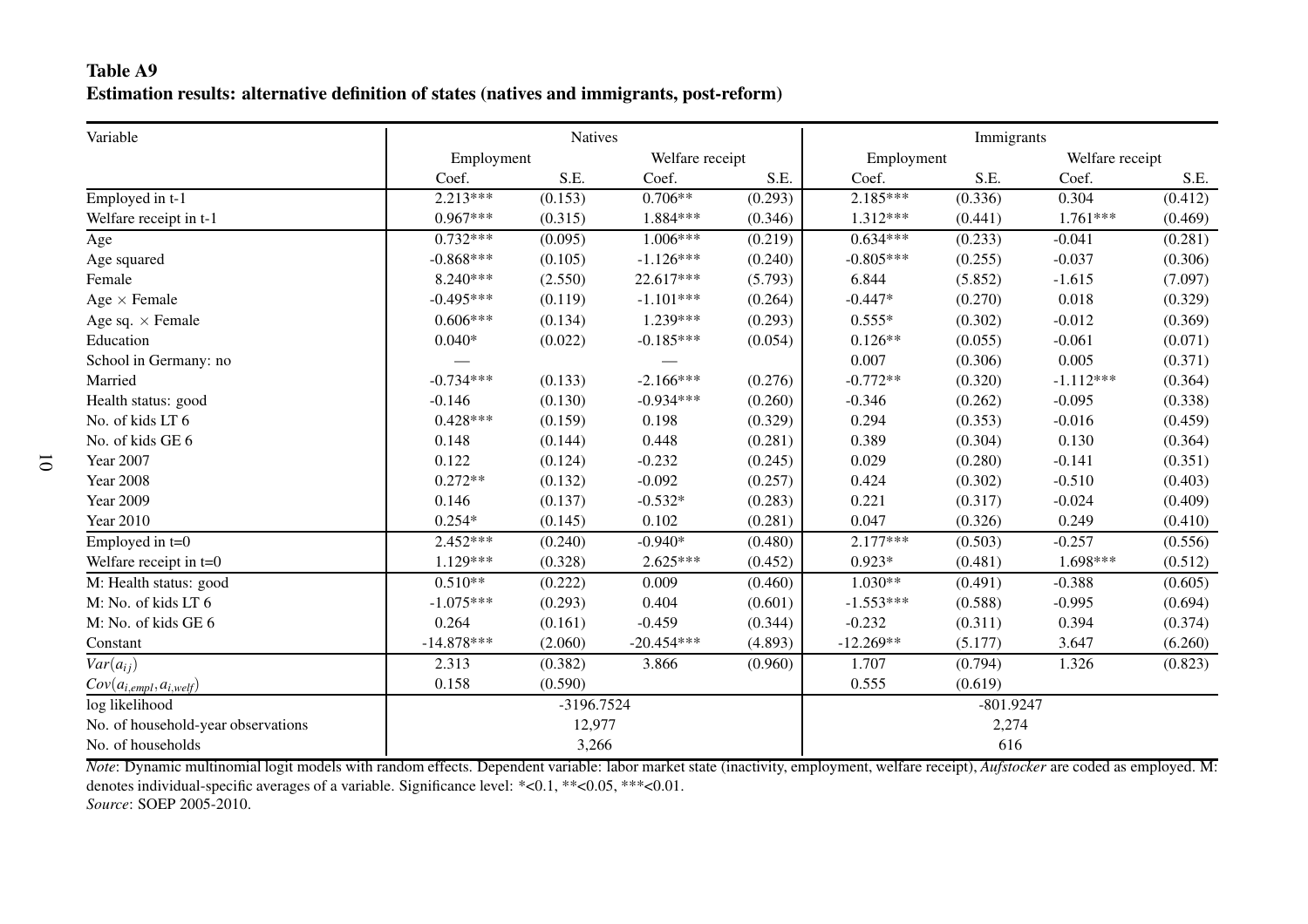**Table A9**
**Estimation results: alternative definition of states (natives and immigrants, post-reform)**

| Variable | Natives | | | | Immigrants | | | |
|---|---|---|---|---|---|---|---|---|
| | Employment | | Welfare receipt | | Employment | | Welfare receipt | |
| | Coef. | S.E. | Coef. | S.E. | Coef. | S.E. | Coef. | S.E. |
| Employed in t-1 | 2.213*** | (0.153) | 0.706** | (0.293) | 2.185*** | (0.336) | 0.304 | (0.412) |
| Welfare receipt in t-1 | 0.967*** | (0.315) | 1.884*** | (0.346) | 1.312*** | (0.441) | 1.761*** | (0.469) |
| Age | 0.732*** | (0.095) | 1.006*** | (0.219) | 0.634*** | (0.233) | -0.041 | (0.281) |
| Age squared | -0.868*** | (0.105) | -1.126*** | (0.240) | -0.805*** | (0.255) | -0.037 | (0.306) |
| Female | 8.240*** | (2.550) | 22.617*** | (5.793) | 6.844 | (5.852) | -1.615 | (7.097) |
| Age × Female | -0.495*** | (0.119) | -1.101*** | (0.264) | -0.447* | (0.270) | 0.018 | (0.329) |
| Age sq. × Female | 0.606*** | (0.134) | 1.239*** | (0.293) | 0.555* | (0.302) | -0.012 | (0.369) |
| Education | 0.040* | (0.022) | -0.185*** | (0.054) | 0.126** | (0.055) | -0.061 | (0.071) |
| School in Germany: no | — | | — | | 0.007 | (0.306) | 0.005 | (0.371) |
| Married | -0.734*** | (0.133) | -2.166*** | (0.276) | -0.772** | (0.320) | -1.112*** | (0.364) |
| Health status: good | -0.146 | (0.130) | -0.934*** | (0.260) | -0.346 | (0.262) | -0.095 | (0.338) |
| No. of kids LT 6 | 0.428*** | (0.159) | 0.198 | (0.329) | 0.294 | (0.353) | -0.016 | (0.459) |
| No. of kids GE 6 | 0.148 | (0.144) | 0.448 | (0.281) | 0.389 | (0.304) | 0.130 | (0.364) |
| Year 2007 | 0.122 | (0.124) | -0.232 | (0.245) | 0.029 | (0.280) | -0.141 | (0.351) |
| Year 2008 | 0.272** | (0.132) | -0.092 | (0.257) | 0.424 | (0.302) | -0.510 | (0.403) |
| Year 2009 | 0.146 | (0.137) | -0.532* | (0.283) | 0.221 | (0.317) | -0.024 | (0.409) |
| Year 2010 | 0.254* | (0.145) | 0.102 | (0.281) | 0.047 | (0.326) | 0.249 | (0.410) |
| Employed in t=0 | 2.452*** | (0.240) | -0.940* | (0.480) | 2.177*** | (0.503) | -0.257 | (0.556) |
| Welfare receipt in t=0 | 1.129*** | (0.328) | 2.625*** | (0.452) | 0.923* | (0.481) | 1.698*** | (0.512) |
| M: Health status: good | 0.510** | (0.222) | 0.009 | (0.460) | 1.030** | (0.491) | -0.388 | (0.605) |
| M: No. of kids LT 6 | -1.075*** | (0.293) | 0.404 | (0.601) | -1.553*** | (0.588) | -0.995 | (0.694) |
| M: No. of kids GE 6 | 0.264 | (0.161) | -0.459 | (0.344) | -0.232 | (0.311) | 0.394 | (0.374) |
| Constant | -14.878*** | (2.060) | -20.454*** | (4.893) | -12.269** | (5.177) | 3.647 | (6.260) |
| $Var(a_{ij})$ | 2.313 | (0.382) | 3.866 | (0.960) | 1.707 | (0.794) | 1.326 | (0.823) |
| $Cov(a_{i,empl}, a_{i,welf})$ | 0.158 | (0.590) | | | 0.555 | (0.619) | | |
| log likelihood | -3196.7524 | | | | -801.9247 | | | |
| No. of household-year observations | 12,977 | | | | 2,274 | | | |
| No. of households | 3,266 | | | | 616 | | | |

*Note*: Dynamic multinomial logit models with random effects. Dependent variable: labor market state (inactivity, employment, welfare receipt), *Aufstocker* are coded as employed. M: denotes individual-specific averages of a variable. Significance level: *<0.1, **<0.05, ***<0.01.
*Source*: SOEP 2005-2010.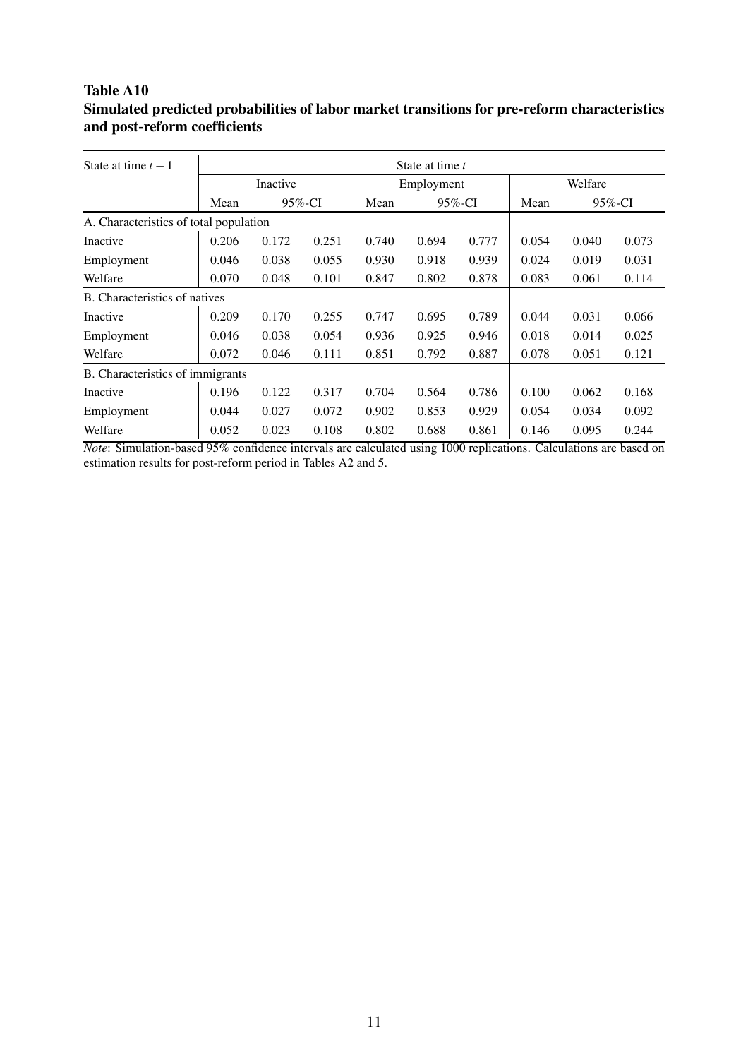**Table A10**
**Simulated predicted probabilities of labor market transitions for pre-reform characteristics and post-reform coefficients**

| State at time $t-1$ | State at time $t$ | | | | | | | | |
|---|---|---|---|---|---|---|---|---|---|
| | Inactive | | | Employment | | | Welfare | | |
| | Mean | 95%-CI | | Mean | 95%-CI | | Mean | 95%-CI | |
| A. Characteristics of total population | | | | | | | | | |
| Inactive | 0.206 | 0.172 | 0.251 | 0.740 | 0.694 | 0.777 | 0.054 | 0.040 | 0.073 |
| Employment | 0.046 | 0.038 | 0.055 | 0.930 | 0.918 | 0.939 | 0.024 | 0.019 | 0.031 |
| Welfare | 0.070 | 0.048 | 0.101 | 0.847 | 0.802 | 0.878 | 0.083 | 0.061 | 0.114 |
| B. Characteristics of natives | | | | | | | | | |
| Inactive | 0.209 | 0.170 | 0.255 | 0.747 | 0.695 | 0.789 | 0.044 | 0.031 | 0.066 |
| Employment | 0.046 | 0.038 | 0.054 | 0.936 | 0.925 | 0.946 | 0.018 | 0.014 | 0.025 |
| Welfare | 0.072 | 0.046 | 0.111 | 0.851 | 0.792 | 0.887 | 0.078 | 0.051 | 0.121 |
| B. Characteristics of immigrants | | | | | | | | | |
| Inactive | 0.196 | 0.122 | 0.317 | 0.704 | 0.564 | 0.786 | 0.100 | 0.062 | 0.168 |
| Employment | 0.044 | 0.027 | 0.072 | 0.902 | 0.853 | 0.929 | 0.054 | 0.034 | 0.092 |
| Welfare | 0.052 | 0.023 | 0.108 | 0.802 | 0.688 | 0.861 | 0.146 | 0.095 | 0.244 |

*Note*: Simulation-based 95% confidence intervals are calculated using 1000 replications. Calculations are based on estimation results for post-reform period in Tables A2 and 5.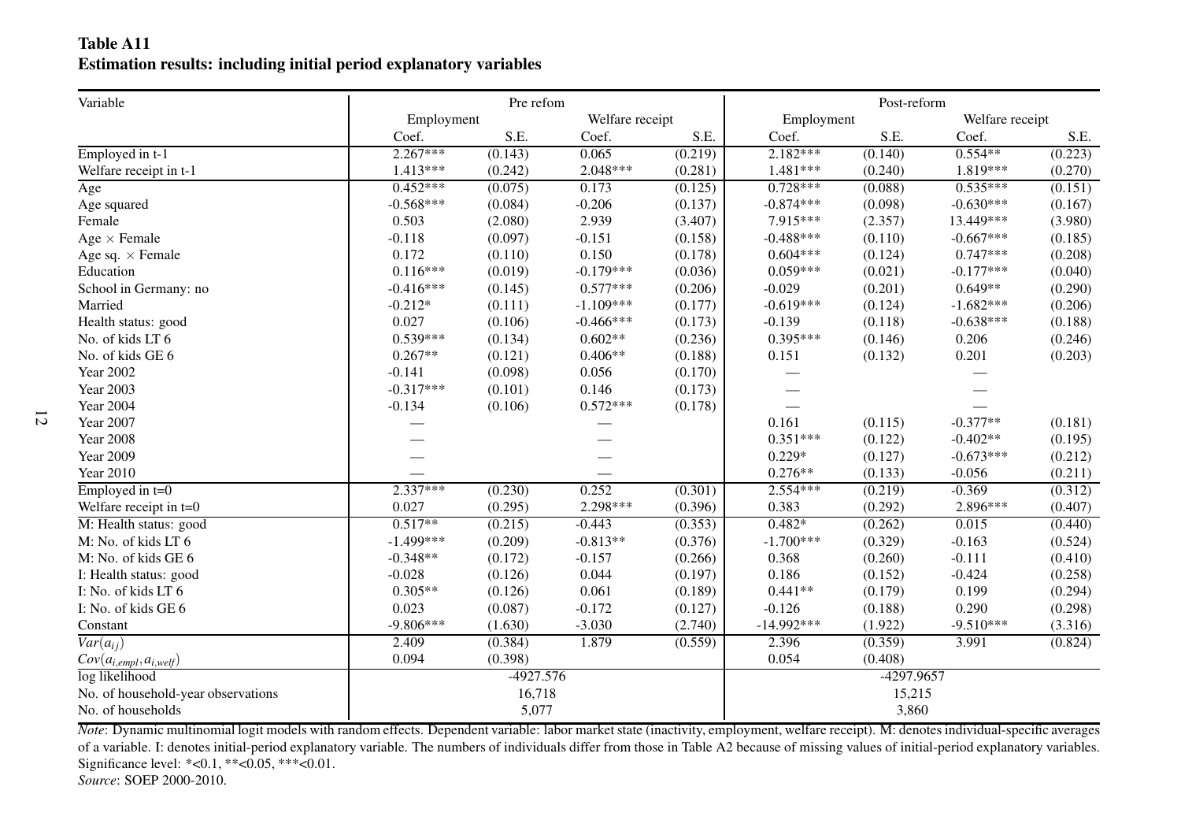**Table A11**
**Estimation results: including initial period explanatory variables**

| Variable | Pre refom | | | | Post-reform | | | |
|---|---|---|---|---|---|---|---|---|
| | Employment | | Welfare receipt | | Employment | | Welfare receipt | |
| | Coef. | S.E. | Coef. | S.E. | Coef. | S.E. | Coef. | S.E. |
| Employed in t-1 | 2.267*** | (0.143) | 0.065 | (0.219) | 2.182*** | (0.140) | 0.554** | (0.223) |
| Welfare receipt in t-1 | 1.413*** | (0.242) | 2.048*** | (0.281) | 1.481*** | (0.240) | 1.819*** | (0.270) |
| Age | 0.452*** | (0.075) | 0.173 | (0.125) | 0.728*** | (0.088) | 0.535*** | (0.151) |
| Age squared | -0.568*** | (0.084) | -0.206 | (0.137) | -0.874*** | (0.098) | -0.630*** | (0.167) |
| Female | 0.503 | (2.080) | 2.939 | (3.407) | 7.915*** | (2.357) | 13.449*** | (3.980) |
| Age × Female | -0.118 | (0.097) | -0.151 | (0.158) | -0.488*** | (0.110) | -0.667*** | (0.185) |
| Age sq. × Female | 0.172 | (0.110) | 0.150 | (0.178) | 0.604*** | (0.124) | 0.747*** | (0.208) |
| Education | 0.116*** | (0.019) | -0.179*** | (0.036) | 0.059*** | (0.021) | -0.177*** | (0.040) |
| School in Germany: no | -0.416*** | (0.145) | 0.577*** | (0.206) | -0.029 | (0.201) | 0.649** | (0.290) |
| Married | -0.212* | (0.111) | -1.109*** | (0.177) | -0.619*** | (0.124) | -1.682*** | (0.206) |
| Health status: good | 0.027 | (0.106) | -0.466*** | (0.173) | -0.139 | (0.118) | -0.638*** | (0.188) |
| No. of kids LT 6 | 0.539*** | (0.134) | 0.602** | (0.236) | 0.395*** | (0.146) | 0.206 | (0.246) |
| No. of kids GE 6 | 0.267** | (0.121) | 0.406** | (0.188) | 0.151 | (0.132) | 0.201 | (0.203) |
| Year 2002 | -0.141 | (0.098) | 0.056 | (0.170) | — | | — | |
| Year 2003 | -0.317*** | (0.101) | 0.146 | (0.173) | — | | — | |
| Year 2004 | -0.134 | (0.106) | 0.572*** | (0.178) | — | | — | |
| Year 2007 | — | | — | | 0.161 | (0.115) | -0.377** | (0.181) |
| Year 2008 | — | | — | | 0.351*** | (0.122) | -0.402** | (0.195) |
| Year 2009 | — | | — | | 0.229* | (0.127) | -0.673*** | (0.212) |
| Year 2010 | — | | — | | 0.276** | (0.133) | -0.056 | (0.211) |
| Employed in t=0 | 2.337*** | (0.230) | 0.252 | (0.301) | 2.554*** | (0.219) | -0.369 | (0.312) |
| Welfare receipt in t=0 | 0.027 | (0.295) | 2.298*** | (0.396) | 0.383 | (0.292) | 2.896*** | (0.407) |
| M: Health status: good | 0.517** | (0.215) | -0.443 | (0.353) | 0.482* | (0.262) | 0.015 | (0.440) |
| M: No. of kids LT 6 | -1.499*** | (0.209) | -0.813** | (0.376) | -1.700*** | (0.329) | -0.163 | (0.524) |
| M: No. of kids GE 6 | -0.348** | (0.172) | -0.157 | (0.266) | 0.368 | (0.260) | -0.111 | (0.410) |
| I: Health status: good | -0.028 | (0.126) | 0.044 | (0.197) | 0.186 | (0.152) | -0.424 | (0.258) |
| I: No. of kids LT 6 | 0.305** | (0.126) | 0.061 | (0.189) | 0.441** | (0.179) | 0.199 | (0.294) |
| I: No. of kids GE 6 | 0.023 | (0.087) | -0.172 | (0.127) | -0.126 | (0.188) | 0.290 | (0.298) |
| Constant | -9.806*** | (1.630) | -3.030 | (2.740) | -14.992*** | (1.922) | -9.510*** | (3.316) |
| $Var(a_{ij})$ | 2.409 | (0.384) | 1.879 | (0.559) | 2.396 | (0.359) | 3.991 | (0.824) |
| $Cov(a_{i,empl}, a_{i,welf})$ | 0.094 | (0.398) | | | 0.054 | (0.408) | | |
| log likelihood | -4927.576 | | | | -4297.9657 | | | |
| No. of household-year observations | 16,718 | | | | 15,215 | | | |
| No. of households | 5,077 | | | | 3,860 | | | |

*Note*: Dynamic multinomial logit models with random effects. Dependent variable: labor market state (inactivity, employment, welfare receipt). M: denotes individual-specific averages of a variable. I: denotes initial-period explanatory variable. The numbers of individuals differ from those in Table A2 because of missing values of initial-period explanatory variables. Significance level: *<0.1, **<0.05, ***<0.01.
*Source*: SOEP 2000-2010.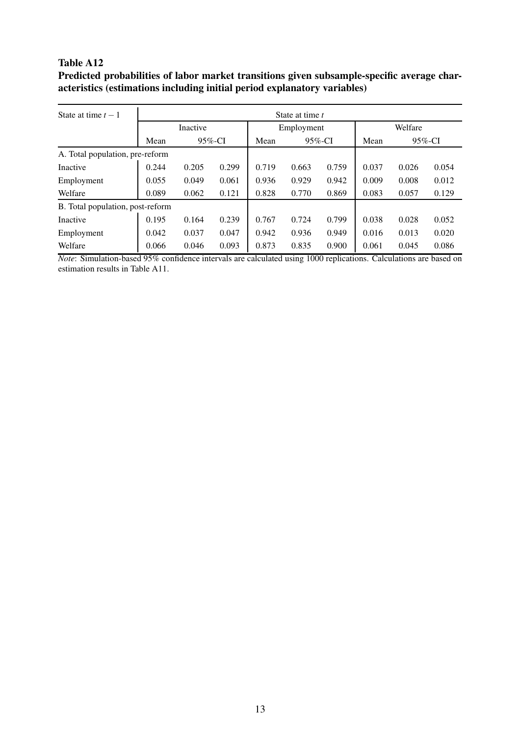**Table A12**

**Predicted probabilities of labor market transitions given subsample-specific average characteristics (estimations including initial period explanatory variables)**

| State at time $t-1$ | State at time $t$ | | | | | | | | |
|---|---|---|---|---|---|---|---|---|---|
| | Inactive | | | Employment | | | Welfare | | |
| | Mean | 95%-CI | | Mean | 95%-CI | | Mean | 95%-CI | |
| A. Total population, pre-reform | | | | | | | | | |
| Inactive | 0.244 | 0.205 | 0.299 | 0.719 | 0.663 | 0.759 | 0.037 | 0.026 | 0.054 |
| Employment | 0.055 | 0.049 | 0.061 | 0.936 | 0.929 | 0.942 | 0.009 | 0.008 | 0.012 |
| Welfare | 0.089 | 0.062 | 0.121 | 0.828 | 0.770 | 0.869 | 0.083 | 0.057 | 0.129 |
| B. Total population, post-reform | | | | | | | | | |
| Inactive | 0.195 | 0.164 | 0.239 | 0.767 | 0.724 | 0.799 | 0.038 | 0.028 | 0.052 |
| Employment | 0.042 | 0.037 | 0.047 | 0.942 | 0.936 | 0.949 | 0.016 | 0.013 | 0.020 |
| Welfare | 0.066 | 0.046 | 0.093 | 0.873 | 0.835 | 0.900 | 0.061 | 0.045 | 0.086 |

*Note*: Simulation-based 95% confidence intervals are calculated using 1000 replications. Calculations are based on estimation results in Table A11.